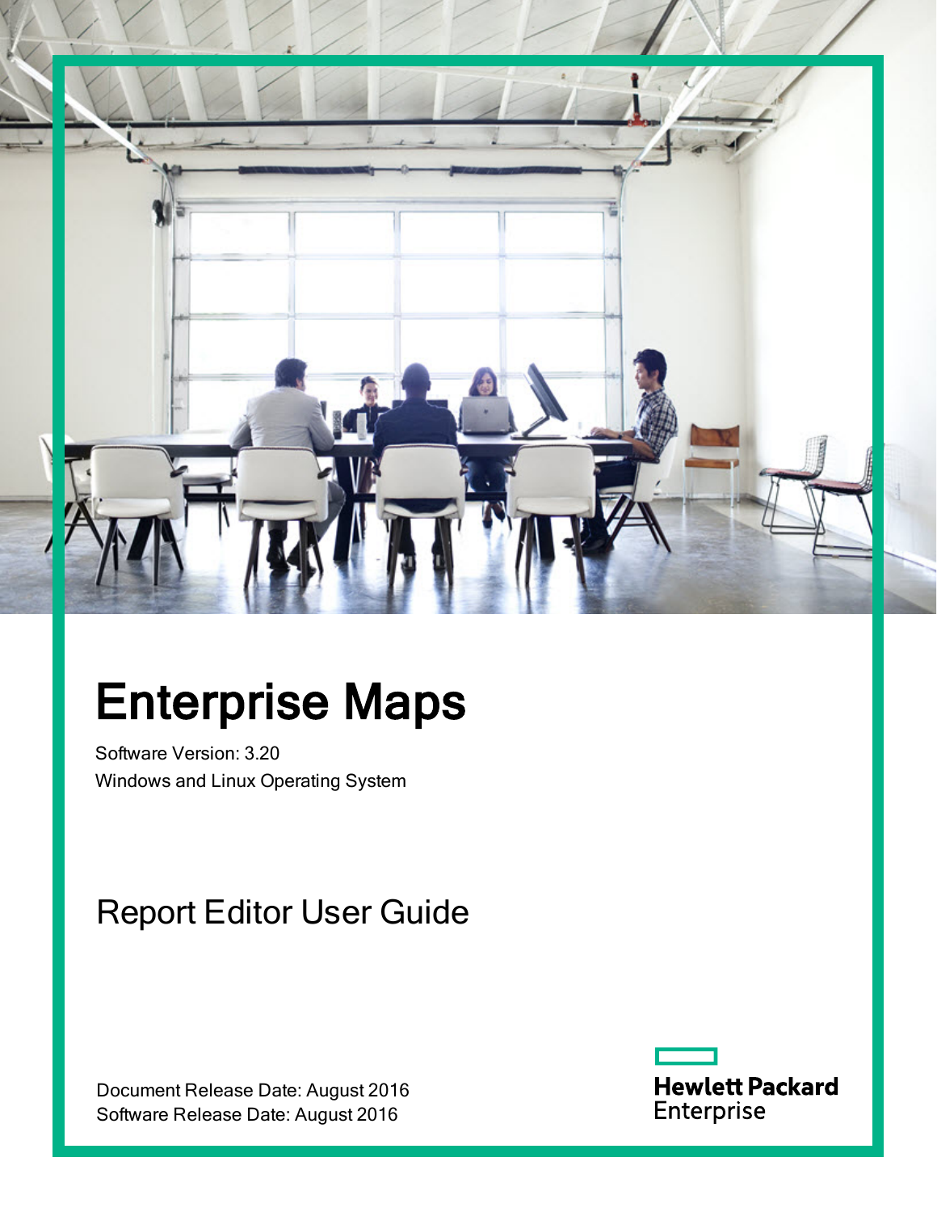# Enterprise Maps

Software Version: 3.20

Windows and Linux Operating System

## Report Editor User Guide

Document Release Date: August 2016

Software Release Date: August 2016

Hewlett Packard Enterprise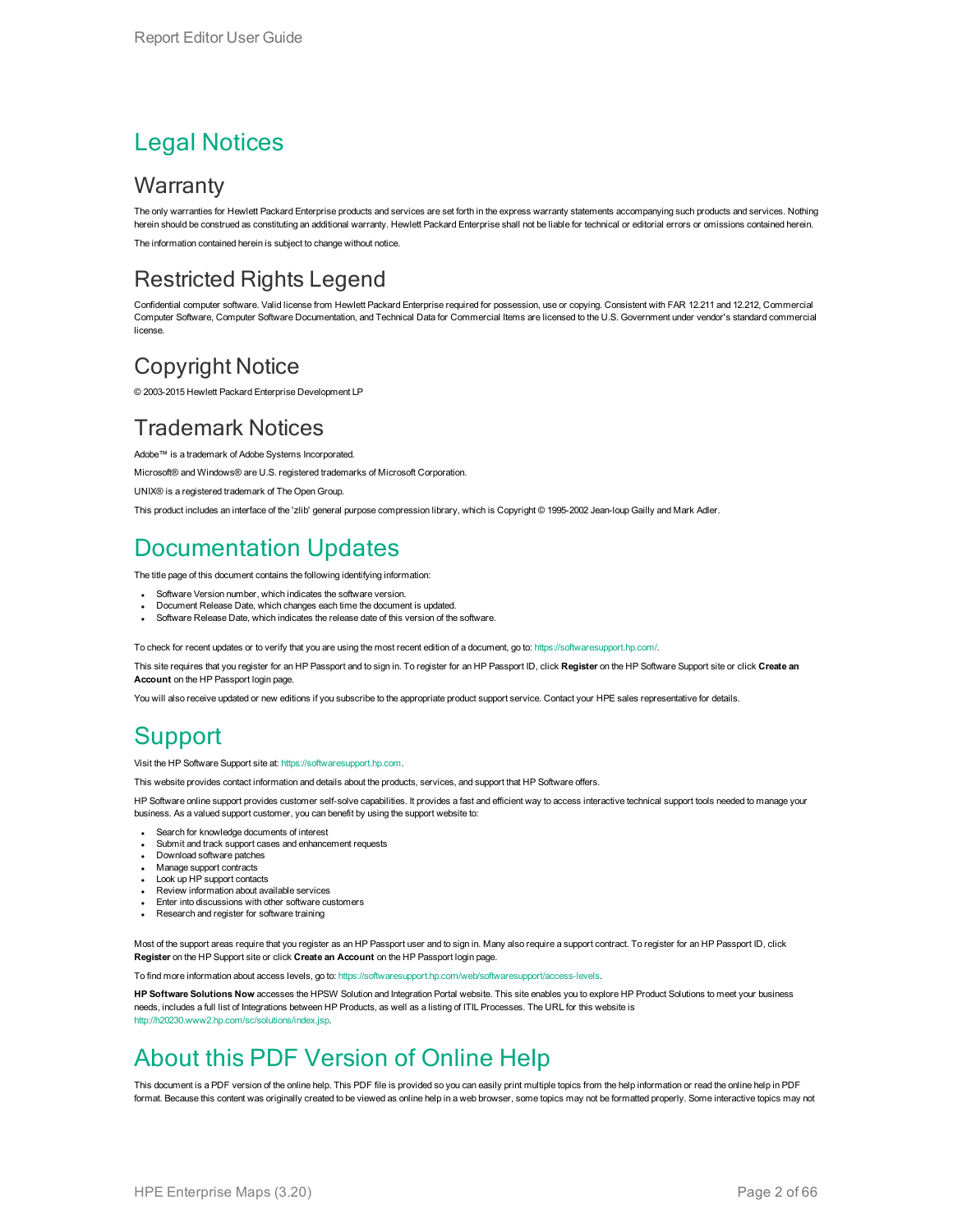# Legal Notices

## Warranty

The only warranties for Hewlett Packard Enterprise products and services are set forth in the express warranty statements accompanying such products and services. Nothing herein should be construed as constituting an additional warranty. Hewlett Packard Enterprise shall not be liable for technical or editorial errors or omissions contained herein.

The information contained herein is subject to change without notice.

## Restricted Rights Legend

Confidential computer software. Valid license from Hewlett Packard Enterprise required for possession, use or copying. Consistent with FAR 12.211 and 12.212, Commercial Computer Software, Computer Software Documentation, and Technical Data for Commercial Items are licensed to the U.S. Government under vendor's standard commercial license.

## Copyright Notice

© 2003-2015 Hewlett Packard Enterprise Development LP

## Trademark Notices

Adobe™ is a trademark of Adobe Systems Incorporated.

Microsoft® and Windows® are U.S. registered trademarks of Microsoft Corporation.

UNIX® is a registered trademark of The Open Group.

This product includes an interface of the 'zlib' general purpose compression library, which is Copyright © 1995-2002 Jean-loup Gailly and Mark Adler.

# Documentation Updates

The title page of this document contains the following identifying information:

- Software Version number, which indicates the software version.
- Document Release Date, which changes each time the document is updated.
- Software Release Date, which indicates the release date of this version of the software.

To check for recent updates or to verify that you are using the most recent edition of a document, go to: https://softwaresupport.hp.com/.

This site requires that you register for an HP Passport and to sign in. To register for an HP Passport ID, click **Register** on the HP Software Support site or click **Create an Account** on the HP Passport login page.

You will also receive updated or new editions if you subscribe to the appropriate product support service. Contact your HPE sales representative for details.

# Support

Visit the HP Software Support site at: https://softwaresupport.hp.com.

This website provides contact information and details about the products, services, and support that HP Software offers.

HP Software online support provides customer self-solve capabilities. It provides a fast and efficient way to access interactive technical support tools needed to manage your business. As a valued support customer, you can benefit by using the support website to:

- Search for knowledge documents of interest
- Submit and track support cases and enhancement requests
- Download software patches
- Manage support contracts
- Look up HP support contacts
- Review information about available services
- Enter into discussions with other software customers
- Research and register for software training

Most of the support areas require that you register as an HP Passport user and to sign in. Many also require a support contract. To register for an HP Passport ID, click **Register** on the HP Support site or click **Create an Account** on the HP Passport login page.

To find more information about access levels, go to: https://softwaresupport.hp.com/web/softwaresupport/access-levels.

**HP Software Solutions Now** accesses the HPSW Solution and Integration Portal website. This site enables you to explore HP Product Solutions to meet your business needs, includes a full list of Integrations between HP Products, as well as a listing of ITIL Processes. The URL for this website is http://h20230.www2.hp.com/sc/solutions/index.jsp.

# About this PDF Version of Online Help

This document is a PDF version of the online help. This PDF file is provided so you can easily print multiple topics from the help information or read the online help in PDF format. Because this content was originally created to be viewed as online help in a web browser, some topics may not be formatted properly. Some interactive topics may not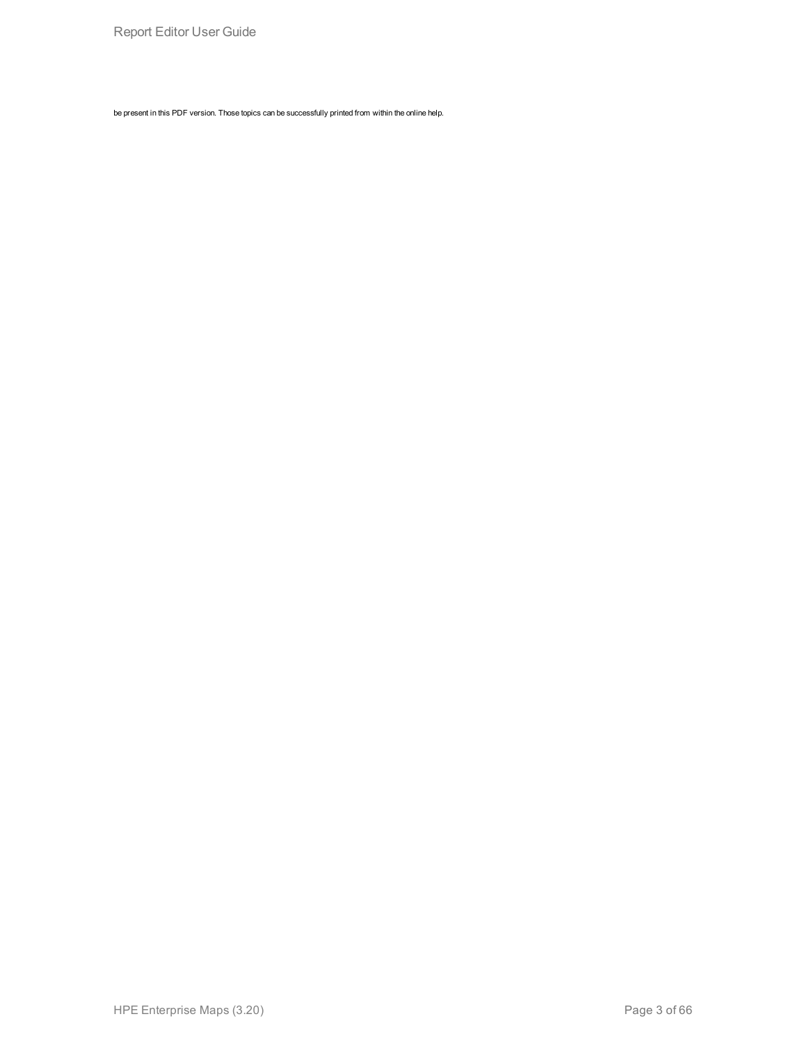be present in this PDF version. Those topics can be successfully printed from within the online help.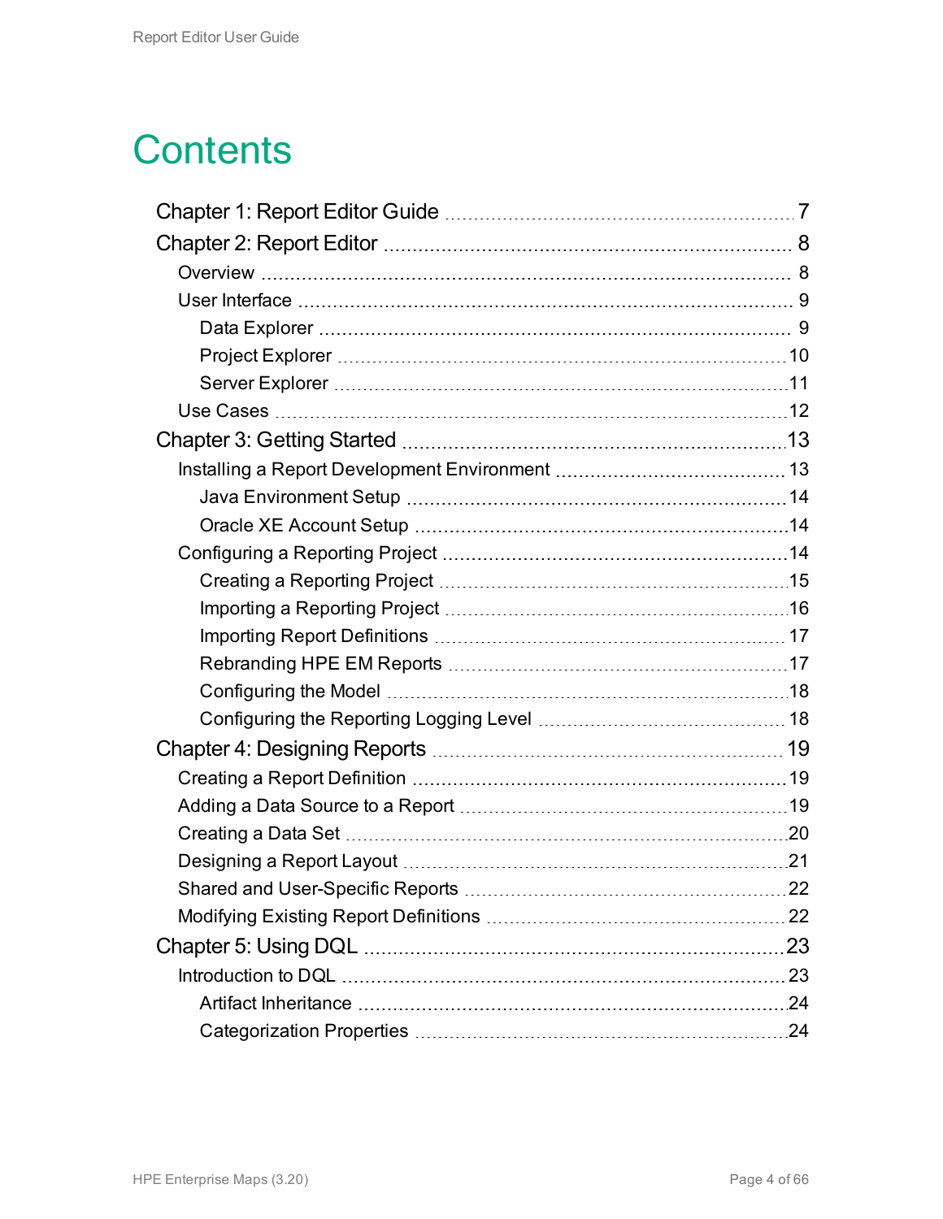# Contents

- Chapter 1: Report Editor Guide ... 7
- Chapter 2: Report Editor ... 8
  - Overview ... 8
  - User Interface ... 9
    - Data Explorer ... 9
    - Project Explorer ... 10
    - Server Explorer ... 11
  - Use Cases ... 12
- Chapter 3: Getting Started ... 13
  - Installing a Report Development Environment ... 13
    - Java Environment Setup ... 14
    - Oracle XE Account Setup ... 14
  - Configuring a Reporting Project ... 14
    - Creating a Reporting Project ... 15
    - Importing a Reporting Project ... 16
    - Importing Report Definitions ... 17
    - Rebranding HPE EM Reports ... 17
    - Configuring the Model ... 18
    - Configuring the Reporting Logging Level ... 18
- Chapter 4: Designing Reports ... 19
  - Creating a Report Definition ... 19
  - Adding a Data Source to a Report ... 19
  - Creating a Data Set ... 20
  - Designing a Report Layout ... 21
  - Shared and User-Specific Reports ... 22
  - Modifying Existing Report Definitions ... 22
- Chapter 5: Using DQL ... 23
  - Introduction to DQL ... 23
    - Artifact Inheritance ... 24
    - Categorization Properties ... 24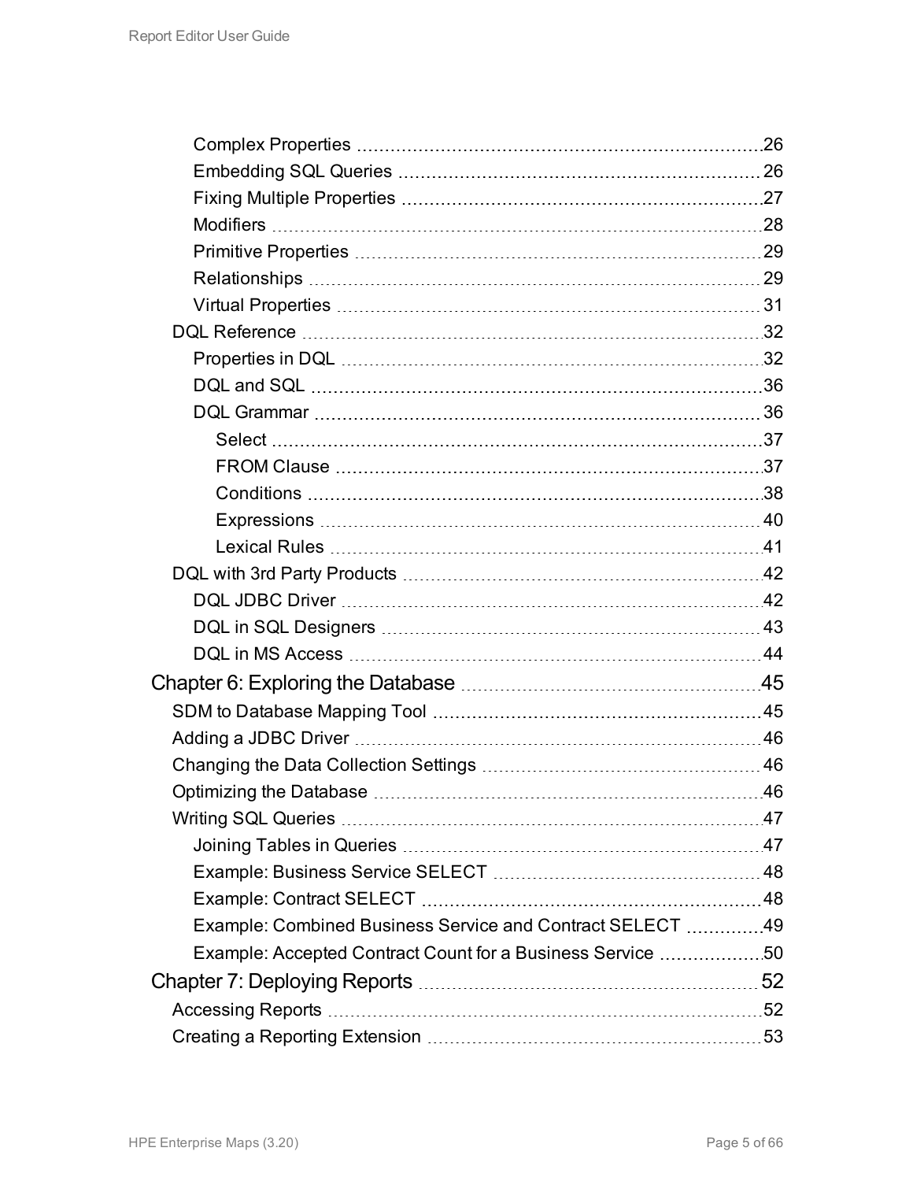- Complex Properties ... 26
- Embedding SQL Queries ... 26
- Fixing Multiple Properties ... 27
- Modifiers ... 28
- Primitive Properties ... 29
- Relationships ... 29
- Virtual Properties ... 31

DQL Reference ... 32

- Properties in DQL ... 32
- DQL and SQL ... 36
- DQL Grammar ... 36
  - Select ... 37
  - FROM Clause ... 37
  - Conditions ... 38
  - Expressions ... 40
  - Lexical Rules ... 41

DQL with 3rd Party Products ... 42

- DQL JDBC Driver ... 42
- DQL in SQL Designers ... 43
- DQL in MS Access ... 44

Chapter 6: Exploring the Database ... 45

SDM to Database Mapping Tool ... 45

Adding a JDBC Driver ... 46

Changing the Data Collection Settings ... 46

Optimizing the Database ... 46

Writing SQL Queries ... 47

- Joining Tables in Queries ... 47
- Example: Business Service SELECT ... 48
- Example: Contract SELECT ... 48
- Example: Combined Business Service and Contract SELECT ... 49
- Example: Accepted Contract Count for a Business Service ... 50

Chapter 7: Deploying Reports ... 52

Accessing Reports ... 52

Creating a Reporting Extension ... 53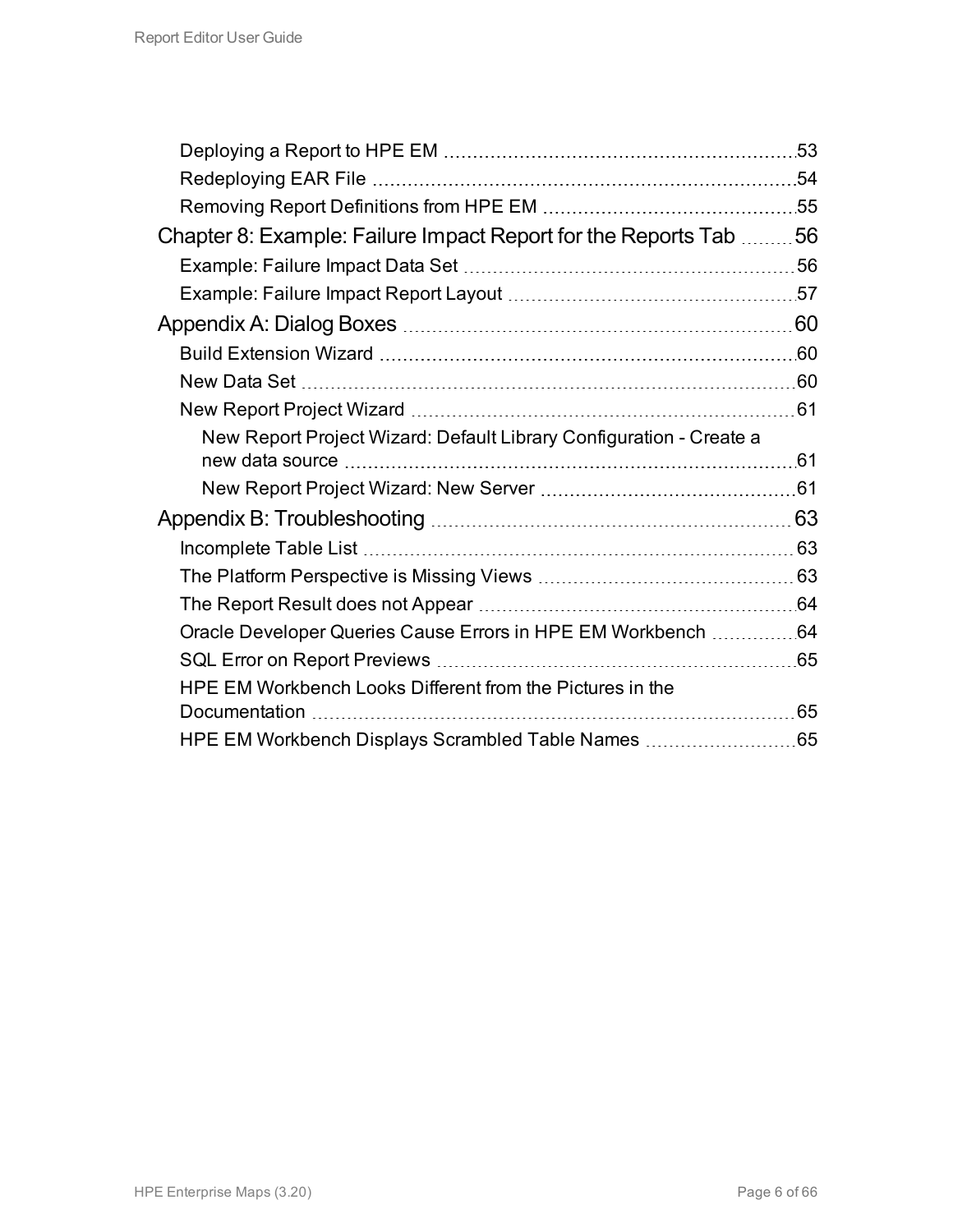- Deploying a Report to HPE EM 53
- Redeploying EAR File 54
- Removing Report Definitions from HPE EM 55

Chapter 8: Example: Failure Impact Report for the Reports Tab 56

- Example: Failure Impact Data Set 56
- Example: Failure Impact Report Layout 57

Appendix A: Dialog Boxes 60

- Build Extension Wizard 60
- New Data Set 60
- New Report Project Wizard 61
  - New Report Project Wizard: Default Library Configuration - Create a new data source 61
  - New Report Project Wizard: New Server 61

Appendix B: Troubleshooting 63

- Incomplete Table List 63
- The Platform Perspective is Missing Views 63
- The Report Result does not Appear 64
- Oracle Developer Queries Cause Errors in HPE EM Workbench 64
- SQL Error on Report Previews 65
- HPE EM Workbench Looks Different from the Pictures in the Documentation 65
- HPE EM Workbench Displays Scrambled Table Names 65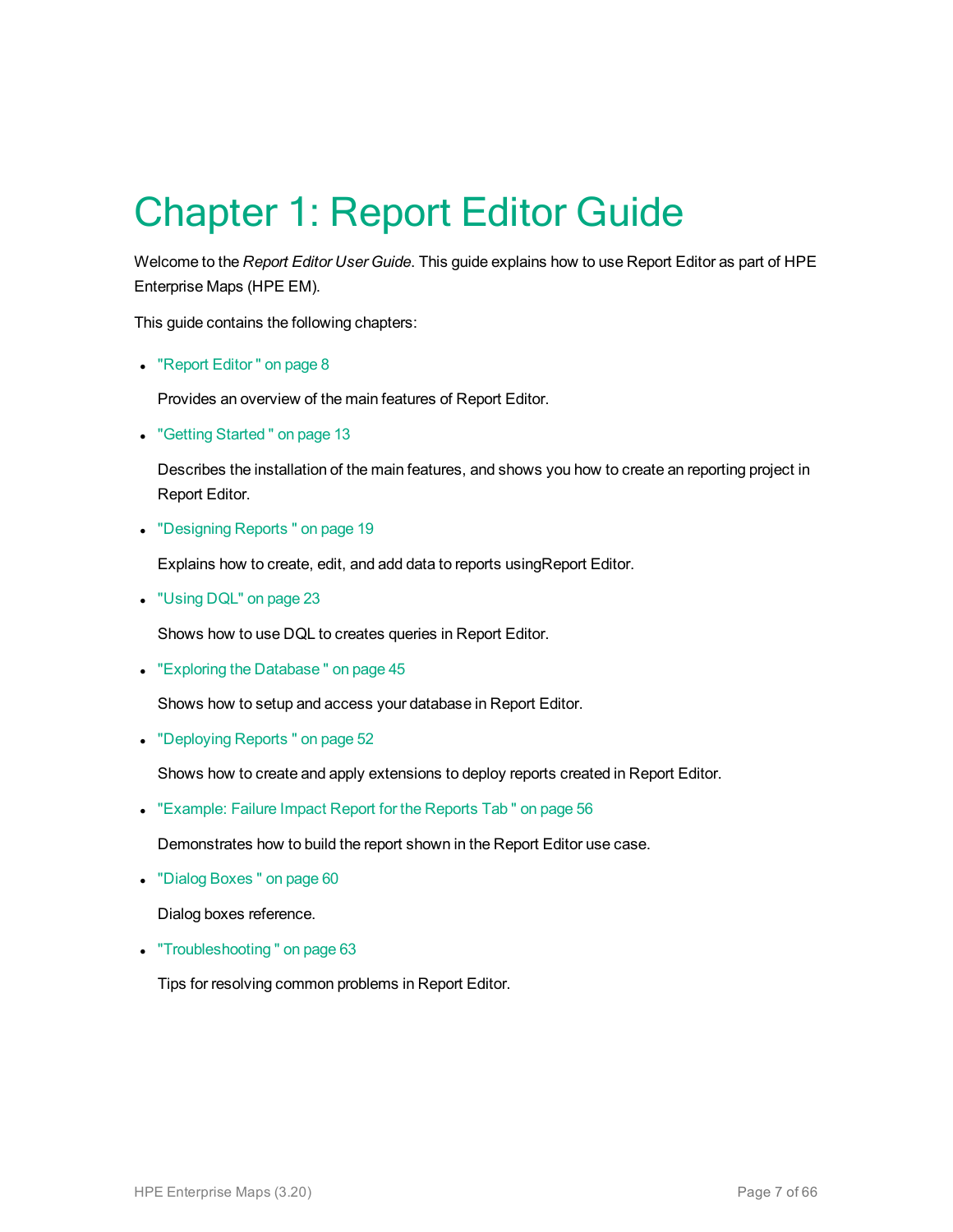# Chapter 1: Report Editor Guide

Welcome to the *Report Editor User Guide*. This guide explains how to use Report Editor as part of HPE Enterprise Maps (HPE EM).

This guide contains the following chapters:

- "Report Editor " on page 8

  Provides an overview of the main features of Report Editor.

- "Getting Started " on page 13

  Describes the installation of the main features, and shows you how to create an reporting project in Report Editor.

- "Designing Reports " on page 19

  Explains how to create, edit, and add data to reports usingReport Editor.

- "Using DQL" on page 23

  Shows how to use DQL to creates queries in Report Editor.

- "Exploring the Database " on page 45

  Shows how to setup and access your database in Report Editor.

- "Deploying Reports " on page 52

  Shows how to create and apply extensions to deploy reports created in Report Editor.

- "Example: Failure Impact Report for the Reports Tab " on page 56

  Demonstrates how to build the report shown in the Report Editor use case.

- "Dialog Boxes " on page 60

  Dialog boxes reference.

- "Troubleshooting " on page 63

  Tips for resolving common problems in Report Editor.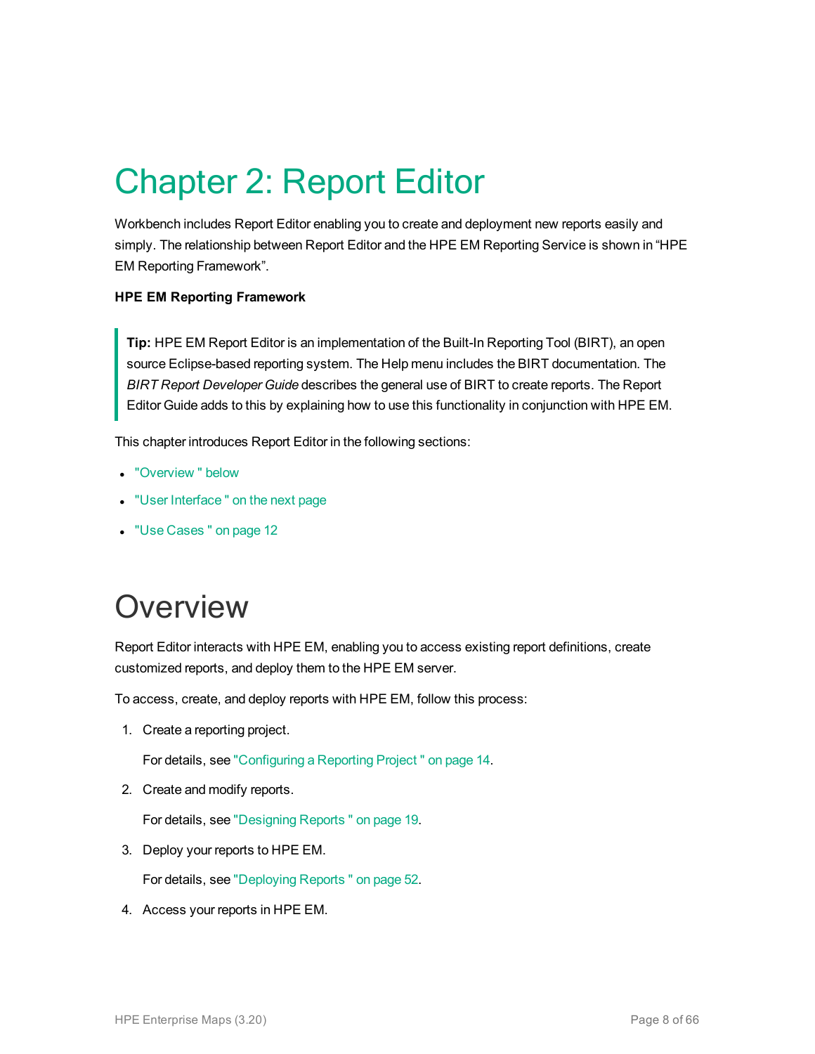# Chapter 2: Report Editor

Workbench includes Report Editor enabling you to create and deployment new reports easily and simply. The relationship between Report Editor and the HPE EM Reporting Service is shown in “HPE EM Reporting Framework”.

**HPE EM Reporting Framework**

> **Tip:** HPE EM Report Editor is an implementation of the Built-In Reporting Tool (BIRT), an open source Eclipse-based reporting system. The Help menu includes the BIRT documentation. The *BIRT Report Developer Guide* describes the general use of BIRT to create reports. The Report Editor Guide adds to this by explaining how to use this functionality in conjunction with HPE EM.

This chapter introduces Report Editor in the following sections:

- "Overview " below
- "User Interface " on the next page
- "Use Cases " on page 12

# Overview

Report Editor interacts with HPE EM, enabling you to access existing report definitions, create customized reports, and deploy them to the HPE EM server.

To access, create, and deploy reports with HPE EM, follow this process:

1. Create a reporting project.

   For details, see "Configuring a Reporting Project " on page 14.

2. Create and modify reports.

   For details, see "Designing Reports " on page 19.

3. Deploy your reports to HPE EM.

   For details, see "Deploying Reports " on page 52.

4. Access your reports in HPE EM.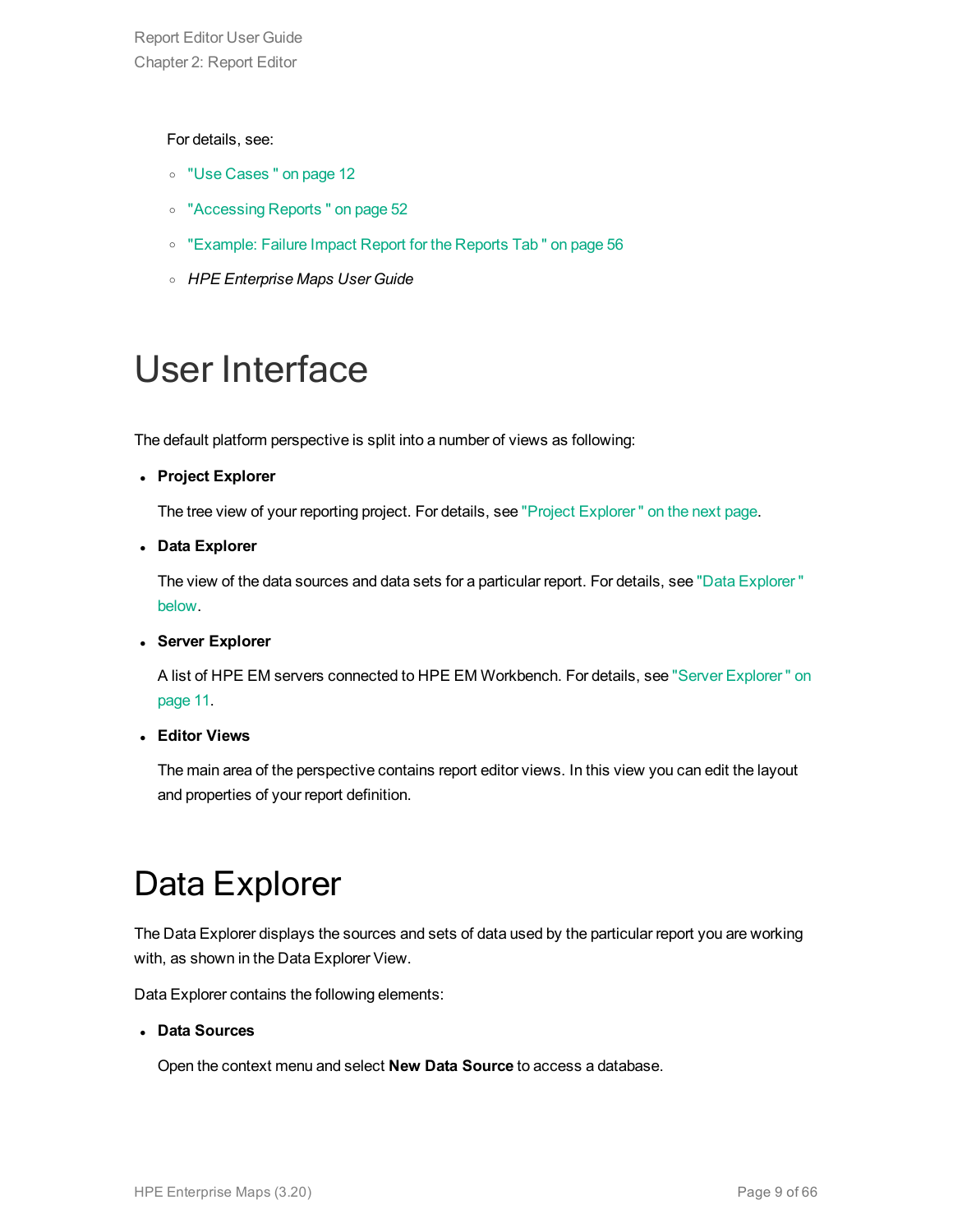For details, see:

- "Use Cases " on page 12
- "Accessing Reports " on page 52
- "Example: Failure Impact Report for the Reports Tab " on page 56
- *HPE Enterprise Maps User Guide*

# User Interface

The default platform perspective is split into a number of views as following:

- **Project Explorer**

  The tree view of your reporting project. For details, see "Project Explorer " on the next page.

- **Data Explorer**

  The view of the data sources and data sets for a particular report. For details, see "Data Explorer " below.

- **Server Explorer**

  A list of HPE EM servers connected to HPE EM Workbench. For details, see "Server Explorer " on page 11.

- **Editor Views**

  The main area of the perspective contains report editor views. In this view you can edit the layout and properties of your report definition.

# Data Explorer

The Data Explorer displays the sources and sets of data used by the particular report you are working with, as shown in the Data Explorer View.

Data Explorer contains the following elements:

- **Data Sources**

  Open the context menu and select **New Data Source** to access a database.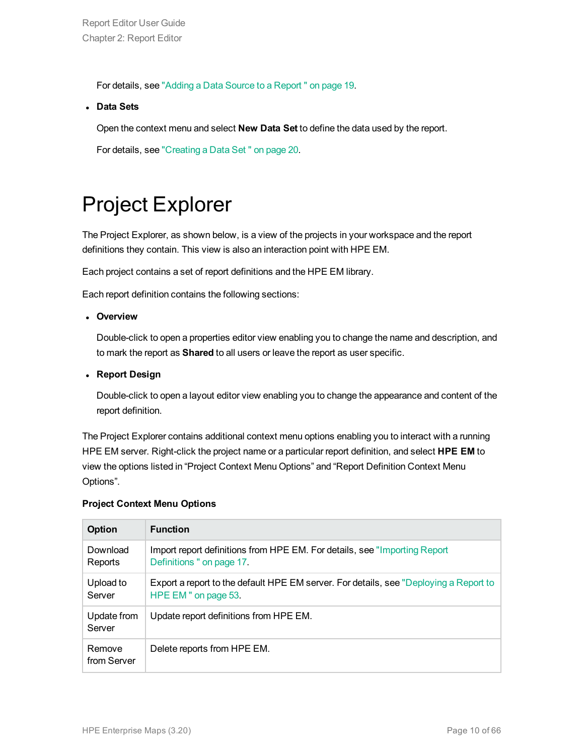For details, see "Adding a Data Source to a Report " on page 19.

- **Data Sets**

  Open the context menu and select **New Data Set** to define the data used by the report.

  For details, see "Creating a Data Set " on page 20.

# Project Explorer

The Project Explorer, as shown below, is a view of the projects in your workspace and the report definitions they contain. This view is also an interaction point with HPE EM.

Each project contains a set of report definitions and the HPE EM library.

Each report definition contains the following sections:

- **Overview**

  Double-click to open a properties editor view enabling you to change the name and description, and to mark the report as **Shared** to all users or leave the report as user specific.

- **Report Design**

  Double-click to open a layout editor view enabling you to change the appearance and content of the report definition.

The Project Explorer contains additional context menu options enabling you to interact with a running HPE EM server. Right-click the project name or a particular report definition, and select **HPE EM** to view the options listed in “Project Context Menu Options” and “Report Definition Context Menu Options”.

**Project Context Menu Options**

| Option | Function |
| --- | --- |
| Download Reports | Import report definitions from HPE EM. For details, see "Importing Report Definitions " on page 17. |
| Upload to Server | Export a report to the default HPE EM server. For details, see "Deploying a Report to HPE EM " on page 53. |
| Update from Server | Update report definitions from HPE EM. |
| Remove from Server | Delete reports from HPE EM. |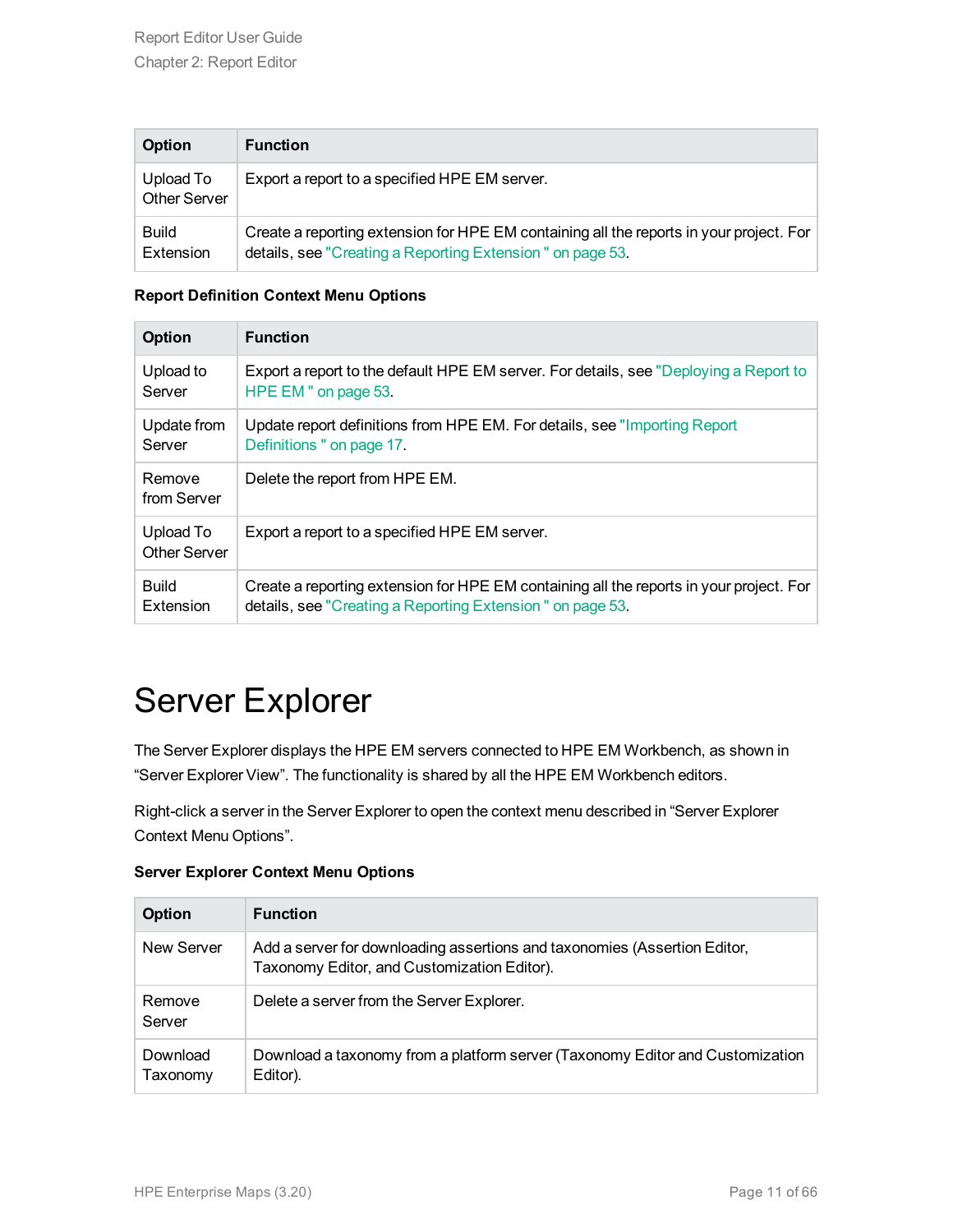| Option | Function |
| --- | --- |
| Upload To Other Server | Export a report to a specified HPE EM server. |
| Build Extension | Create a reporting extension for HPE EM containing all the reports in your project. For details, see "Creating a Reporting Extension " on page 53. |

**Report Definition Context Menu Options**

| Option | Function |
| --- | --- |
| Upload to Server | Export a report to the default HPE EM server. For details, see "Deploying a Report to HPE EM " on page 53. |
| Update from Server | Update report definitions from HPE EM. For details, see "Importing Report Definitions " on page 17. |
| Remove from Server | Delete the report from HPE EM. |
| Upload To Other Server | Export a report to a specified HPE EM server. |
| Build Extension | Create a reporting extension for HPE EM containing all the reports in your project. For details, see "Creating a Reporting Extension " on page 53. |

# Server Explorer

The Server Explorer displays the HPE EM servers connected to HPE EM Workbench, as shown in “Server Explorer View”. The functionality is shared by all the HPE EM Workbench editors.

Right-click a server in the Server Explorer to open the context menu described in “Server Explorer Context Menu Options”.

**Server Explorer Context Menu Options**

| Option | Function |
| --- | --- |
| New Server | Add a server for downloading assertions and taxonomies (Assertion Editor, Taxonomy Editor, and Customization Editor). |
| Remove Server | Delete a server from the Server Explorer. |
| Download Taxonomy | Download a taxonomy from a platform server (Taxonomy Editor and Customization Editor). |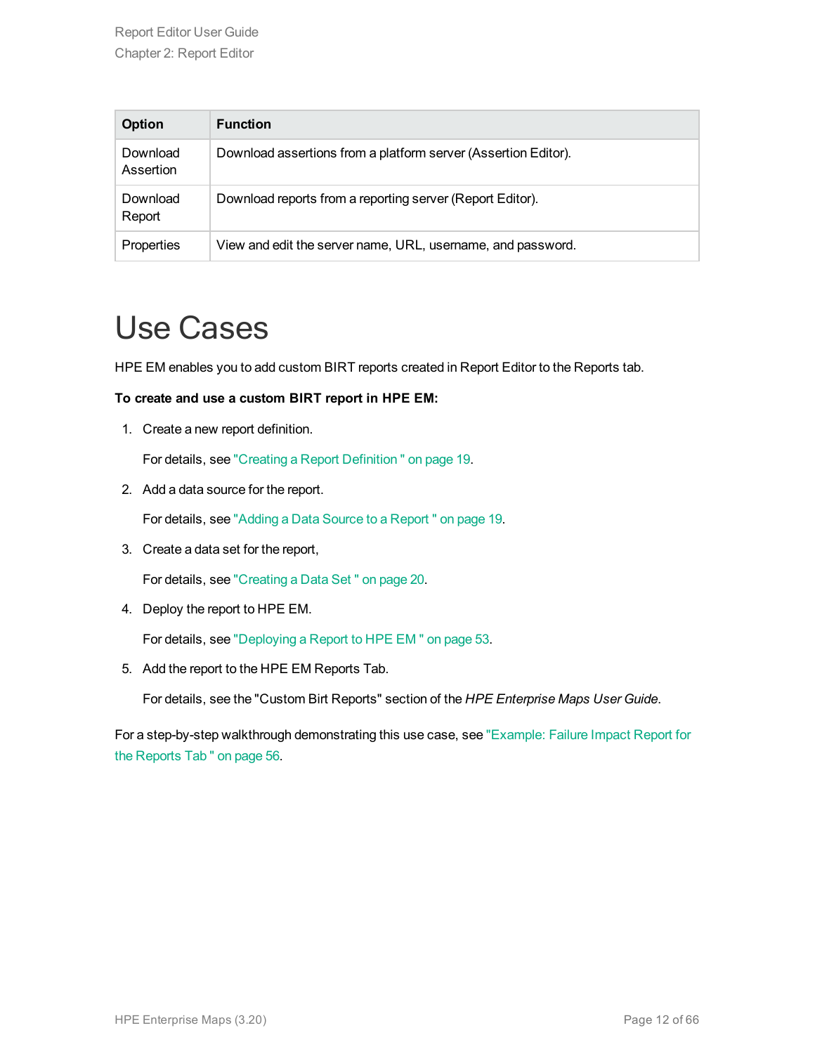| Option | Function |
| --- | --- |
| Download Assertion | Download assertions from a platform server (Assertion Editor). |
| Download Report | Download reports from a reporting server (Report Editor). |
| Properties | View and edit the server name, URL, username, and password. |

# Use Cases

HPE EM enables you to add custom BIRT reports created in Report Editor to the Reports tab.

**To create and use a custom BIRT report in HPE EM:**

1. Create a new report definition.

   For details, see "Creating a Report Definition " on page 19.

2. Add a data source for the report.

   For details, see "Adding a Data Source to a Report " on page 19.

3. Create a data set for the report,

   For details, see "Creating a Data Set " on page 20.

4. Deploy the report to HPE EM.

   For details, see "Deploying a Report to HPE EM " on page 53.

5. Add the report to the HPE EM Reports Tab.

   For details, see the "Custom Birt Reports" section of the *HPE Enterprise Maps User Guide*.

For a step-by-step walkthrough demonstrating this use case, see "Example: Failure Impact Report for the Reports Tab " on page 56.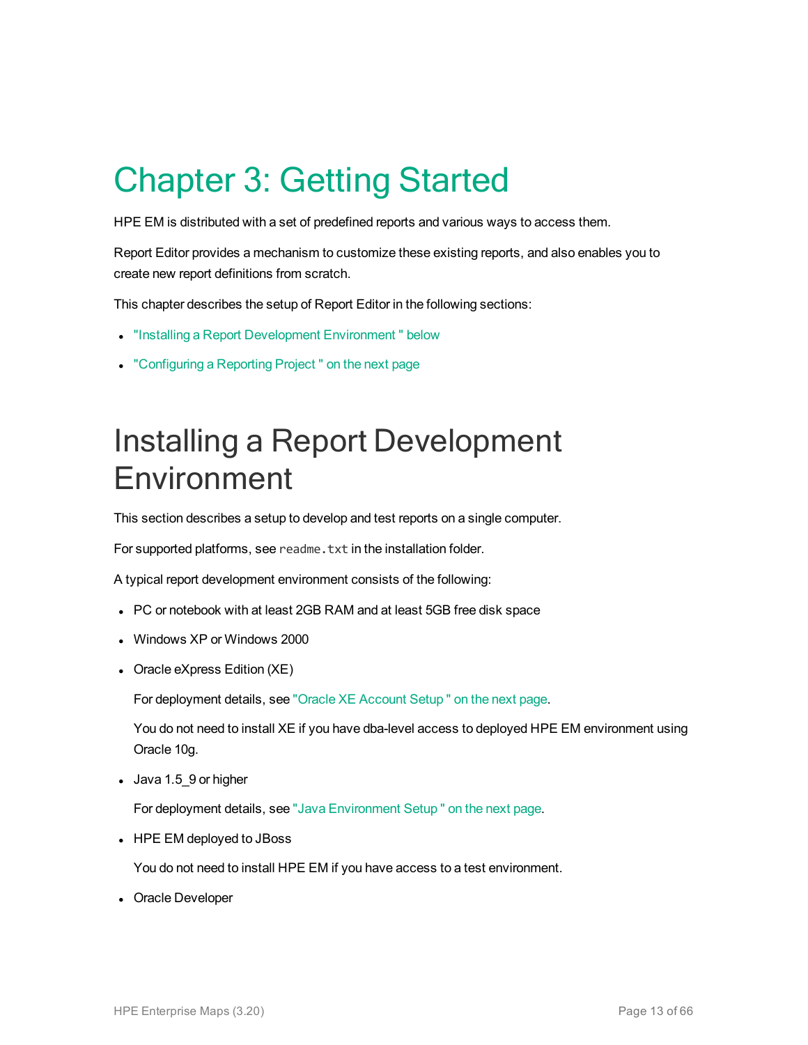# Chapter 3: Getting Started

HPE EM is distributed with a set of predefined reports and various ways to access them.

Report Editor provides a mechanism to customize these existing reports, and also enables you to create new report definitions from scratch.

This chapter describes the setup of Report Editor in the following sections:

- "Installing a Report Development Environment " below
- "Configuring a Reporting Project " on the next page

## Installing a Report Development Environment

This section describes a setup to develop and test reports on a single computer.

For supported platforms, see `readme.txt` in the installation folder.

A typical report development environment consists of the following:

- PC or notebook with at least 2GB RAM and at least 5GB free disk space
- Windows XP or Windows 2000
- Oracle eXpress Edition (XE)

  For deployment details, see "Oracle XE Account Setup " on the next page.

  You do not need to install XE if you have dba-level access to deployed HPE EM environment using Oracle 10g.

- Java 1.5_9 or higher

  For deployment details, see "Java Environment Setup " on the next page.

- HPE EM deployed to JBoss

  You do not need to install HPE EM if you have access to a test environment.

- Oracle Developer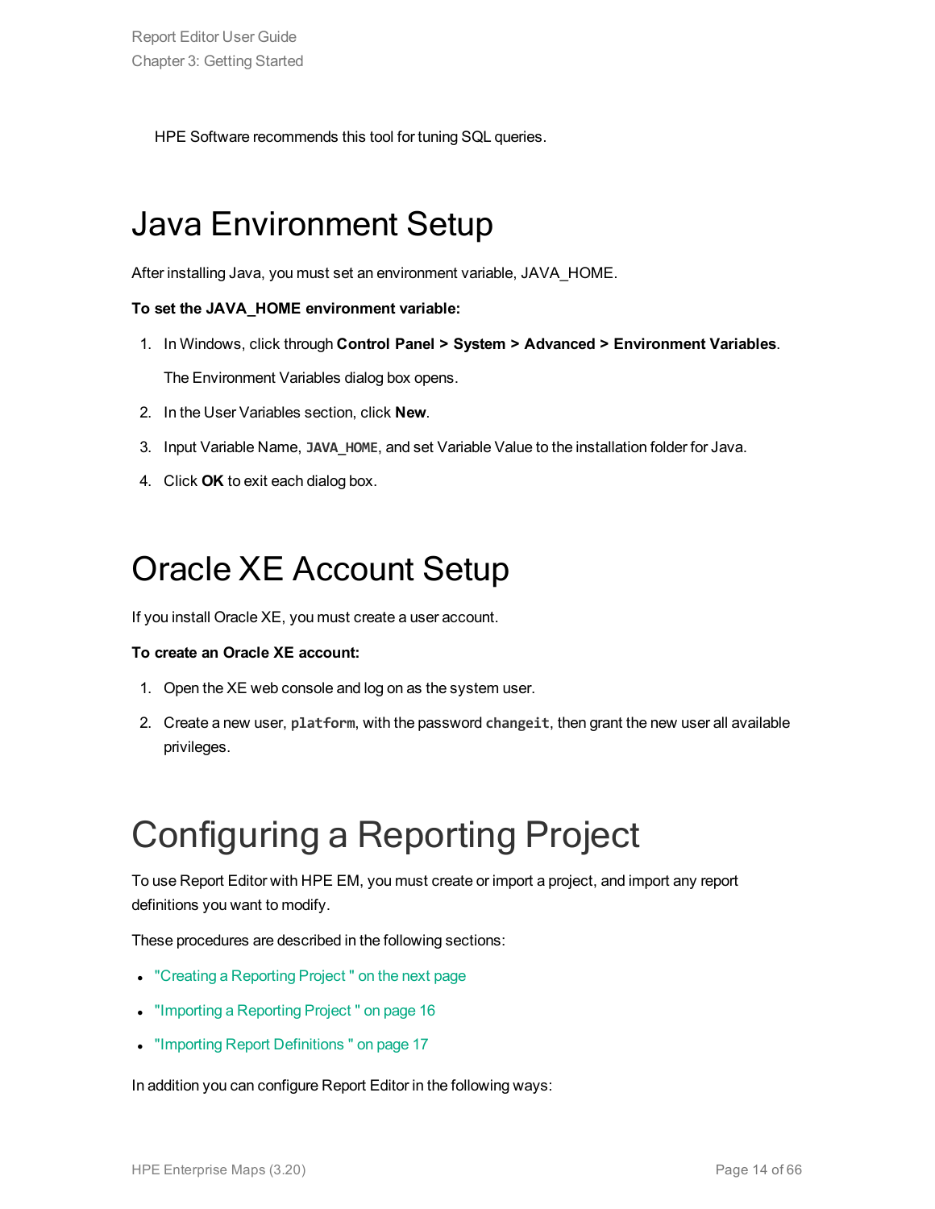HPE Software recommends this tool for tuning SQL queries.

# Java Environment Setup

After installing Java, you must set an environment variable, JAVA_HOME.

**To set the JAVA_HOME environment variable:**

1. In Windows, click through **Control Panel > System > Advanced > Environment Variables**.

   The Environment Variables dialog box opens.

2. In the User Variables section, click **New**.
3. Input Variable Name, `JAVA_HOME`, and set Variable Value to the installation folder for Java.
4. Click **OK** to exit each dialog box.

# Oracle XE Account Setup

If you install Oracle XE, you must create a user account.

**To create an Oracle XE account:**

1. Open the XE web console and log on as the system user.
2. Create a new user, `platform`, with the password `changeit`, then grant the new user all available privileges.

# Configuring a Reporting Project

To use Report Editor with HPE EM, you must create or import a project, and import any report definitions you want to modify.

These procedures are described in the following sections:

- "Creating a Reporting Project " on the next page
- "Importing a Reporting Project " on page 16
- "Importing Report Definitions " on page 17

In addition you can configure Report Editor in the following ways: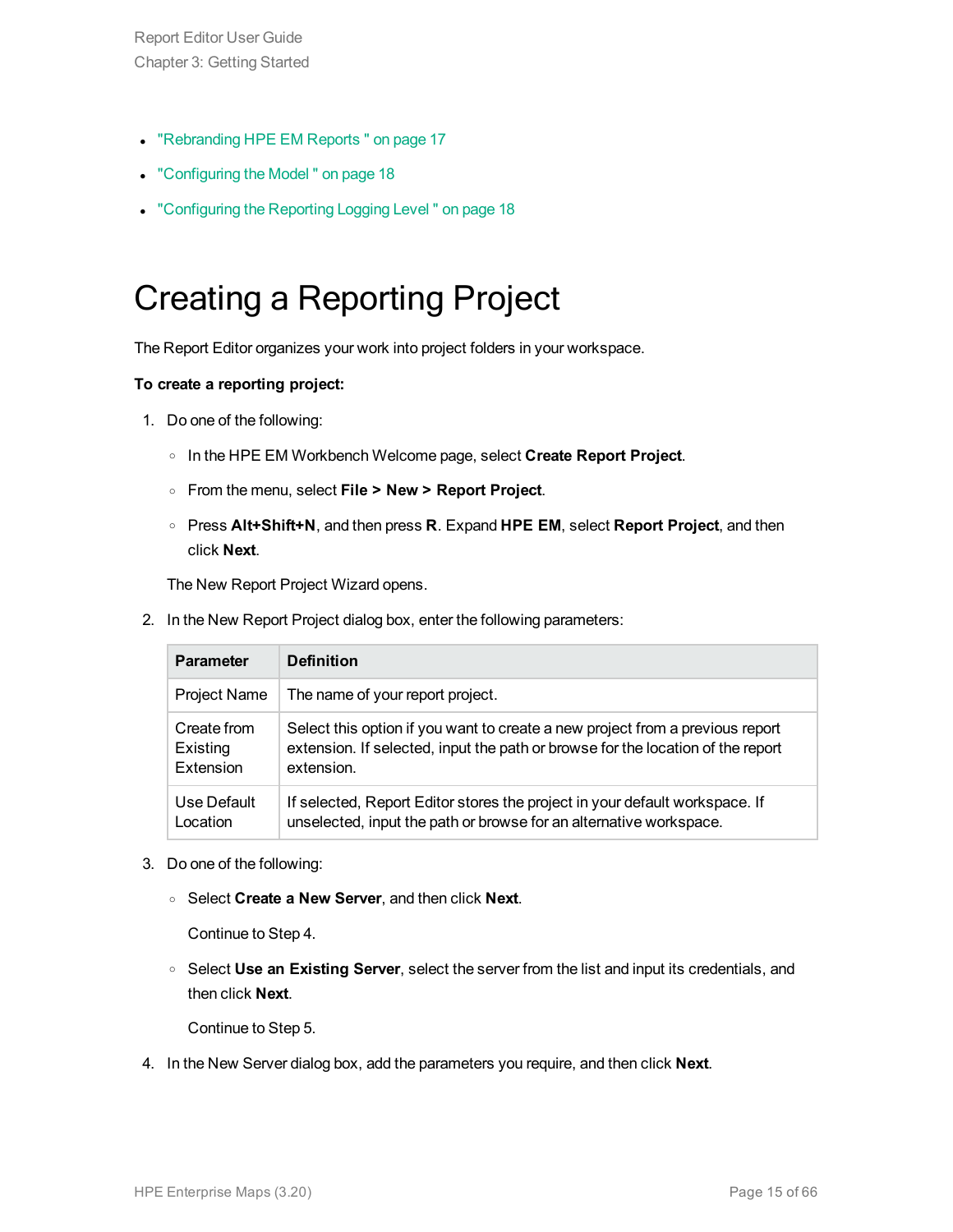- "Rebranding HPE EM Reports " on page 17
- "Configuring the Model " on page 18
- "Configuring the Reporting Logging Level " on page 18

# Creating a Reporting Project

The Report Editor organizes your work into project folders in your workspace.

**To create a reporting project:**

1. Do one of the following:
   - In the HPE EM Workbench Welcome page, select **Create Report Project**.
   - From the menu, select **File > New > Report Project**.
   - Press **Alt+Shift+N**, and then press **R**. Expand **HPE EM**, select **Report Project**, and then click **Next**.

   The New Report Project Wizard opens.

2. In the New Report Project dialog box, enter the following parameters:

   | Parameter | Definition |
   |---|---|
   | Project Name | The name of your report project. |
   | Create from Existing Extension | Select this option if you want to create a new project from a previous report extension. If selected, input the path or browse for the location of the report extension. |
   | Use Default Location | If selected, Report Editor stores the project in your default workspace. If unselected, input the path or browse for an alternative workspace. |

3. Do one of the following:
   - Select **Create a New Server**, and then click **Next**.

     Continue to Step 4.
   - Select **Use an Existing Server**, select the server from the list and input its credentials, and then click **Next**.

     Continue to Step 5.

4. In the New Server dialog box, add the parameters you require, and then click **Next**.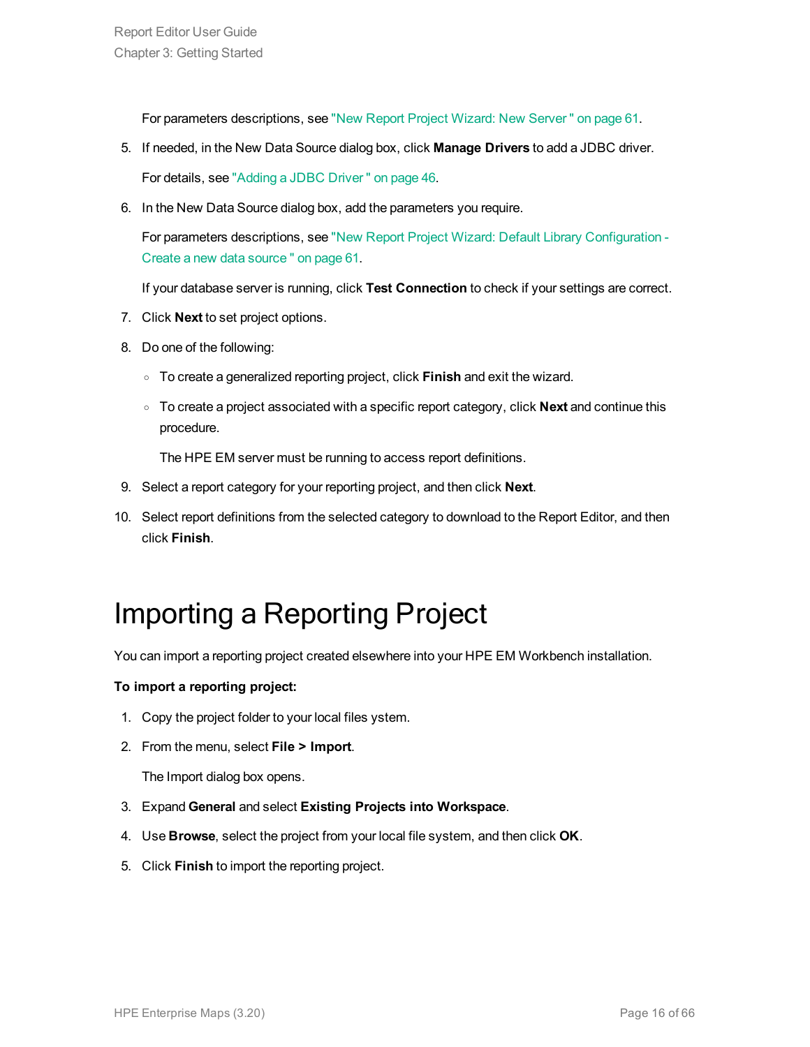For parameters descriptions, see "New Report Project Wizard: New Server " on page 61.

5. If needed, in the New Data Source dialog box, click **Manage Drivers** to add a JDBC driver.

   For details, see "Adding a JDBC Driver " on page 46.

6. In the New Data Source dialog box, add the parameters you require.

   For parameters descriptions, see "New Report Project Wizard: Default Library Configuration - Create a new data source " on page 61.

   If your database server is running, click **Test Connection** to check if your settings are correct.

7. Click **Next** to set project options.
8. Do one of the following:
   - To create a generalized reporting project, click **Finish** and exit the wizard.
   - To create a project associated with a specific report category, click **Next** and continue this procedure.

     The HPE EM server must be running to access report definitions.

9. Select a report category for your reporting project, and then click **Next**.
10. Select report definitions from the selected category to download to the Report Editor, and then click **Finish**.

# Importing a Reporting Project

You can import a reporting project created elsewhere into your HPE EM Workbench installation.

**To import a reporting project:**

1. Copy the project folder to your local files ystem.
2. From the menu, select **File > Import**.

   The Import dialog box opens.

3. Expand **General** and select **Existing Projects into Workspace**.
4. Use **Browse**, select the project from your local file system, and then click **OK**.
5. Click **Finish** to import the reporting project.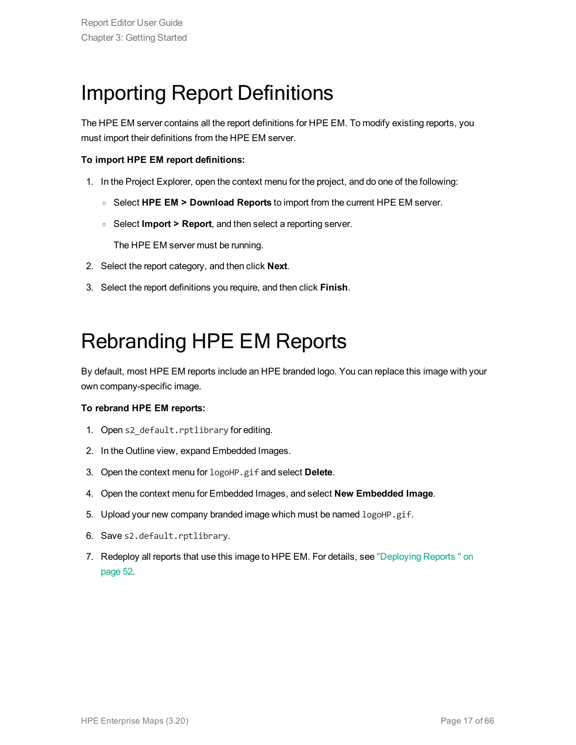# Importing Report Definitions

The HPE EM server contains all the report definitions for HPE EM. To modify existing reports, you must import their definitions from the HPE EM server.

**To import HPE EM report definitions:**

1. In the Project Explorer, open the context menu for the project, and do one of the following:
   - Select **HPE EM > Download Reports** to import from the current HPE EM server.
   - Select **Import > Report**, and then select a reporting server.

     The HPE EM server must be running.
2. Select the report category, and then click **Next**.
3. Select the report definitions you require, and then click **Finish**.

# Rebranding HPE EM Reports

By default, most HPE EM reports include an HPE branded logo. You can replace this image with your own company-specific image.

**To rebrand HPE EM reports:**

1. Open `s2_default.rptlibrary` for editing.
2. In the Outline view, expand Embedded Images.
3. Open the context menu for `logoHP.gif` and select **Delete**.
4. Open the context menu for Embedded Images, and select **New Embedded Image**.
5. Upload your new company branded image which must be named `logoHP.gif`.
6. Save `s2.default.rptlibrary`.
7. Redeploy all reports that use this image to HPE EM. For details, see "Deploying Reports " on page 52.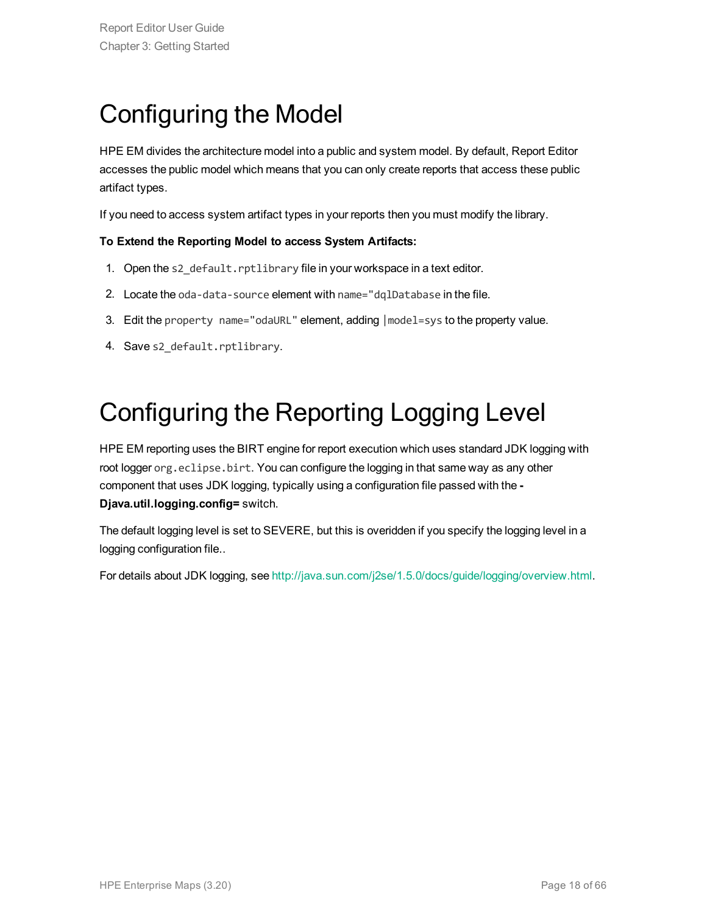# Configuring the Model

HPE EM divides the architecture model into a public and system model. By default, Report Editor accesses the public model which means that you can only create reports that access these public artifact types.

If you need to access system artifact types in your reports then you must modify the library.

**To Extend the Reporting Model to access System Artifacts:**

1. Open the `s2_default.rptlibrary` file in your workspace in a text editor.
2. Locate the `oda-data-source` element with `name="dqlDatabase` in the file.
3. Edit the `property name="odaURL"` element, adding `|model=sys` to the property value.
4. Save `s2_default.rptlibrary`.

# Configuring the Reporting Logging Level

HPE EM reporting uses the BIRT engine for report execution which uses standard JDK logging with root logger `org.eclipse.birt`. You can configure the logging in that same way as any other component that uses JDK logging, typically using a configuration file passed with the **-Djava.util.logging.config=** switch.

The default logging level is set to SEVERE, but this is overidden if you specify the logging level in a logging configuration file..

For details about JDK logging, see http://java.sun.com/j2se/1.5.0/docs/guide/logging/overview.html.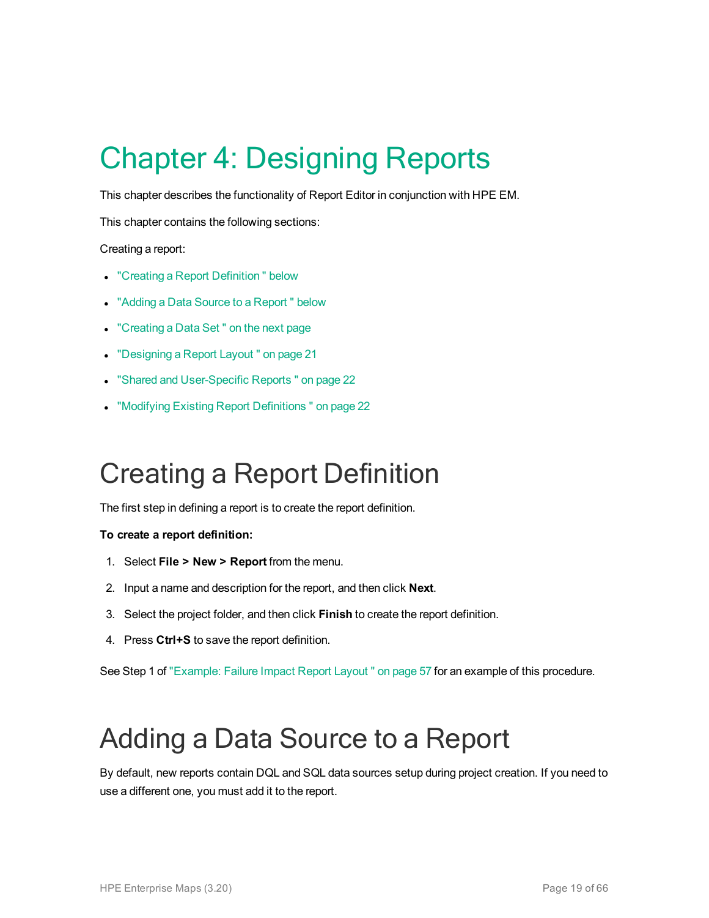# Chapter 4: Designing Reports

This chapter describes the functionality of Report Editor in conjunction with HPE EM.

This chapter contains the following sections:

Creating a report:

- "Creating a Report Definition " below
- "Adding a Data Source to a Report " below
- "Creating a Data Set " on the next page
- "Designing a Report Layout " on page 21
- "Shared and User-Specific Reports " on page 22
- "Modifying Existing Report Definitions " on page 22

## Creating a Report Definition

The first step in defining a report is to create the report definition.

**To create a report definition:**

1. Select **File > New > Report** from the menu.
2. Input a name and description for the report, and then click **Next**.
3. Select the project folder, and then click **Finish** to create the report definition.
4. Press **Ctrl+S** to save the report definition.

See Step 1 of "Example: Failure Impact Report Layout " on page 57 for an example of this procedure.

## Adding a Data Source to a Report

By default, new reports contain DQL and SQL data sources setup during project creation. If you need to use a different one, you must add it to the report.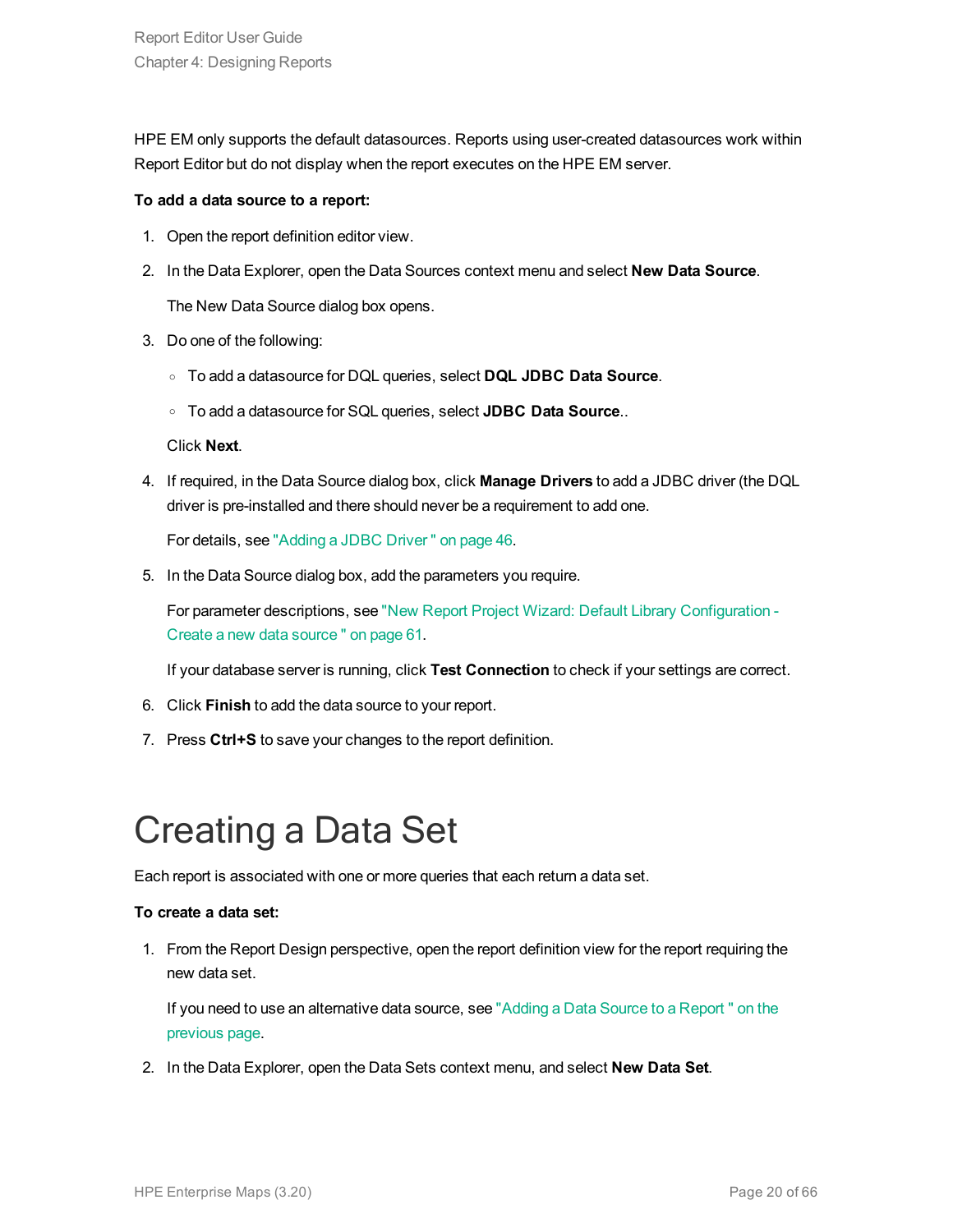HPE EM only supports the default datasources. Reports using user-created datasources work within Report Editor but do not display when the report executes on the HPE EM server.

**To add a data source to a report:**

1. Open the report definition editor view.
2. In the Data Explorer, open the Data Sources context menu and select **New Data Source**.

   The New Data Source dialog box opens.
3. Do one of the following:
   - To add a datasource for DQL queries, select **DQL JDBC Data Source**.
   - To add a datasource for SQL queries, select **JDBC Data Source**..

   Click **Next**.
4. If required, in the Data Source dialog box, click **Manage Drivers** to add a JDBC driver (the DQL driver is pre-installed and there should never be a requirement to add one.

   For details, see "Adding a JDBC Driver " on page 46.
5. In the Data Source dialog box, add the parameters you require.

   For parameter descriptions, see "New Report Project Wizard: Default Library Configuration - Create a new data source " on page 61.

   If your database server is running, click **Test Connection** to check if your settings are correct.
6. Click **Finish** to add the data source to your report.
7. Press **Ctrl+S** to save your changes to the report definition.

# Creating a Data Set

Each report is associated with one or more queries that each return a data set.

**To create a data set:**

1. From the Report Design perspective, open the report definition view for the report requiring the new data set.

   If you need to use an alternative data source, see "Adding a Data Source to a Report " on the previous page.
2. In the Data Explorer, open the Data Sets context menu, and select **New Data Set**.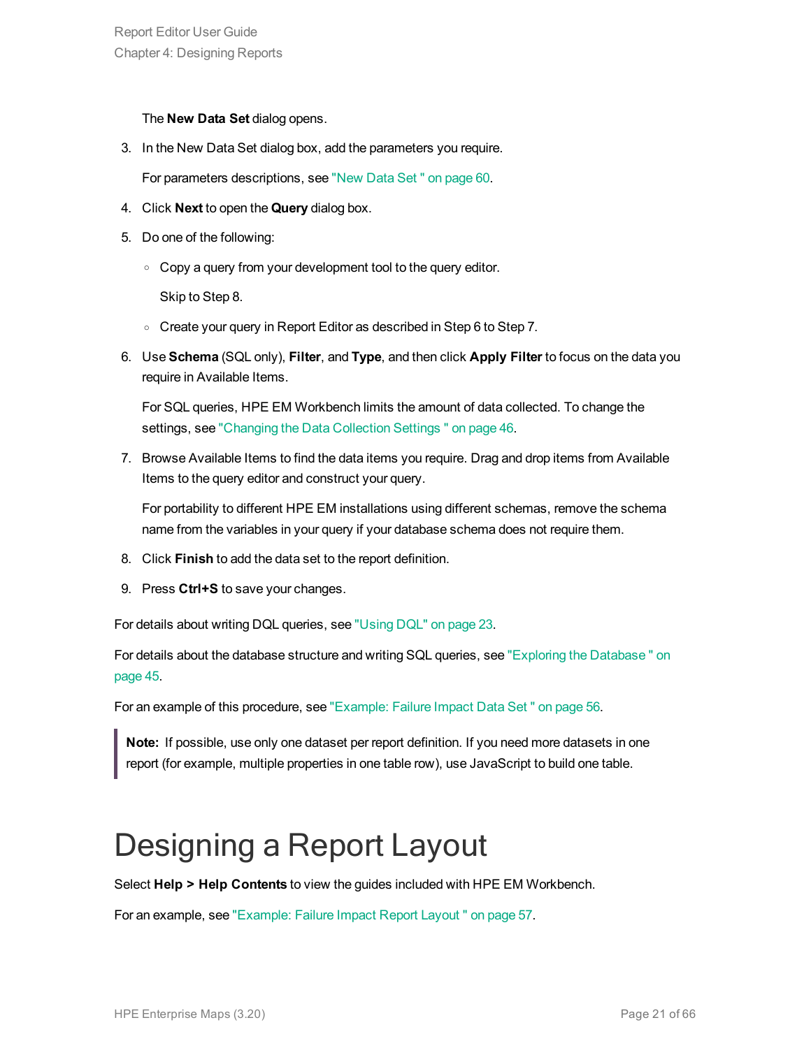The **New Data Set** dialog opens.

3. In the New Data Set dialog box, add the parameters you require.

   For parameters descriptions, see "New Data Set " on page 60.

4. Click **Next** to open the **Query** dialog box.

5. Do one of the following:

   - Copy a query from your development tool to the query editor.

     Skip to Step 8.

   - Create your query in Report Editor as described in Step 6 to Step 7.

6. Use **Schema** (SQL only), **Filter**, and **Type**, and then click **Apply Filter** to focus on the data you require in Available Items.

   For SQL queries, HPE EM Workbench limits the amount of data collected. To change the settings, see "Changing the Data Collection Settings " on page 46.

7. Browse Available Items to find the data items you require. Drag and drop items from Available Items to the query editor and construct your query.

   For portability to different HPE EM installations using different schemas, remove the schema name from the variables in your query if your database schema does not require them.

8. Click **Finish** to add the data set to the report definition.

9. Press **Ctrl+S** to save your changes.

For details about writing DQL queries, see "Using DQL" on page 23.

For details about the database structure and writing SQL queries, see "Exploring the Database " on page 45.

For an example of this procedure, see "Example: Failure Impact Data Set " on page 56.

> **Note:** If possible, use only one dataset per report definition. If you need more datasets in one report (for example, multiple properties in one table row), use JavaScript to build one table.

# Designing a Report Layout

Select **Help > Help Contents** to view the guides included with HPE EM Workbench.

For an example, see "Example: Failure Impact Report Layout " on page 57.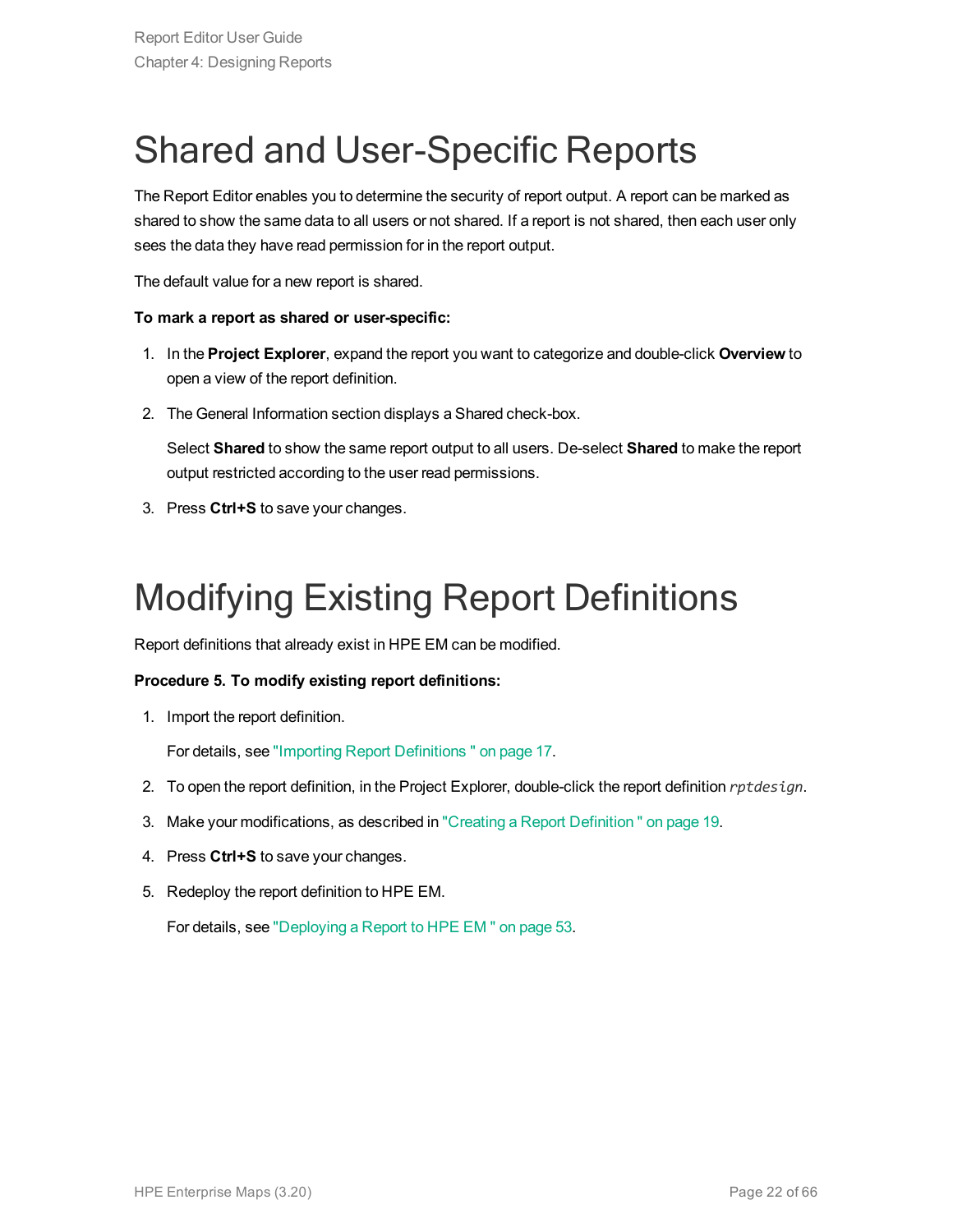# Shared and User-Specific Reports

The Report Editor enables you to determine the security of report output. A report can be marked as shared to show the same data to all users or not shared. If a report is not shared, then each user only sees the data they have read permission for in the report output.

The default value for a new report is shared.

**To mark a report as shared or user-specific:**

1. In the **Project Explorer**, expand the report you want to categorize and double-click **Overview** to open a view of the report definition.
2. The General Information section displays a Shared check-box.

   Select **Shared** to show the same report output to all users. De-select **Shared** to make the report output restricted according to the user read permissions.
3. Press **Ctrl+S** to save your changes.

# Modifying Existing Report Definitions

Report definitions that already exist in HPE EM can be modified.

**Procedure 5. To modify existing report definitions:**

1. Import the report definition.

   For details, see "Importing Report Definitions " on page 17.
2. To open the report definition, in the Project Explorer, double-click the report definition *rptdesign*.
3. Make your modifications, as described in "Creating a Report Definition " on page 19.
4. Press **Ctrl+S** to save your changes.
5. Redeploy the report definition to HPE EM.

   For details, see "Deploying a Report to HPE EM " on page 53.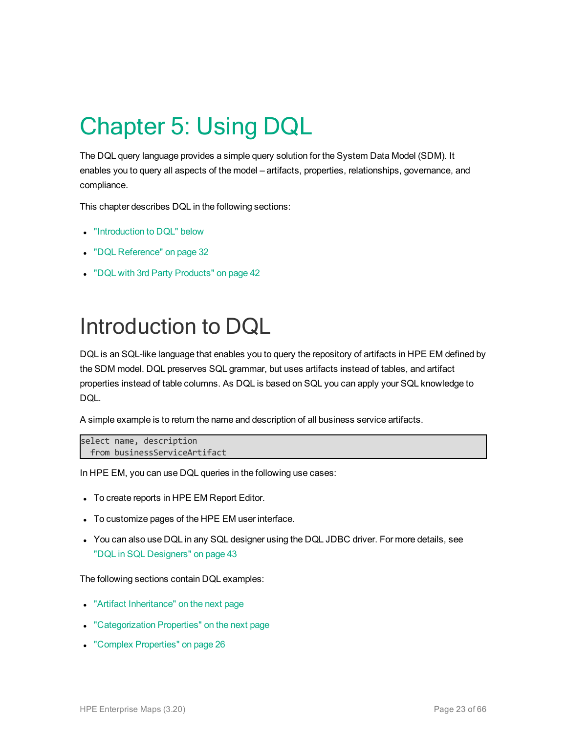# Chapter 5: Using DQL

The DQL query language provides a simple query solution for the System Data Model (SDM). It enables you to query all aspects of the model – artifacts, properties, relationships, governance, and compliance.

This chapter describes DQL in the following sections:

- "Introduction to DQL" below
- "DQL Reference" on page 32
- "DQL with 3rd Party Products" on page 42

# Introduction to DQL

DQL is an SQL-like language that enables you to query the repository of artifacts in HPE EM defined by the SDM model. DQL preserves SQL grammar, but uses artifacts instead of tables, and artifact properties instead of table columns. As DQL is based on SQL you can apply your SQL knowledge to DQL.

A simple example is to return the name and description of all business service artifacts.

```
select name, description
  from businessServiceArtifact
```

In HPE EM, you can use DQL queries in the following use cases:

- To create reports in HPE EM Report Editor.
- To customize pages of the HPE EM user interface.
- You can also use DQL in any SQL designer using the DQL JDBC driver. For more details, see "DQL in SQL Designers" on page 43

The following sections contain DQL examples:

- "Artifact Inheritance" on the next page
- "Categorization Properties" on the next page
- "Complex Properties" on page 26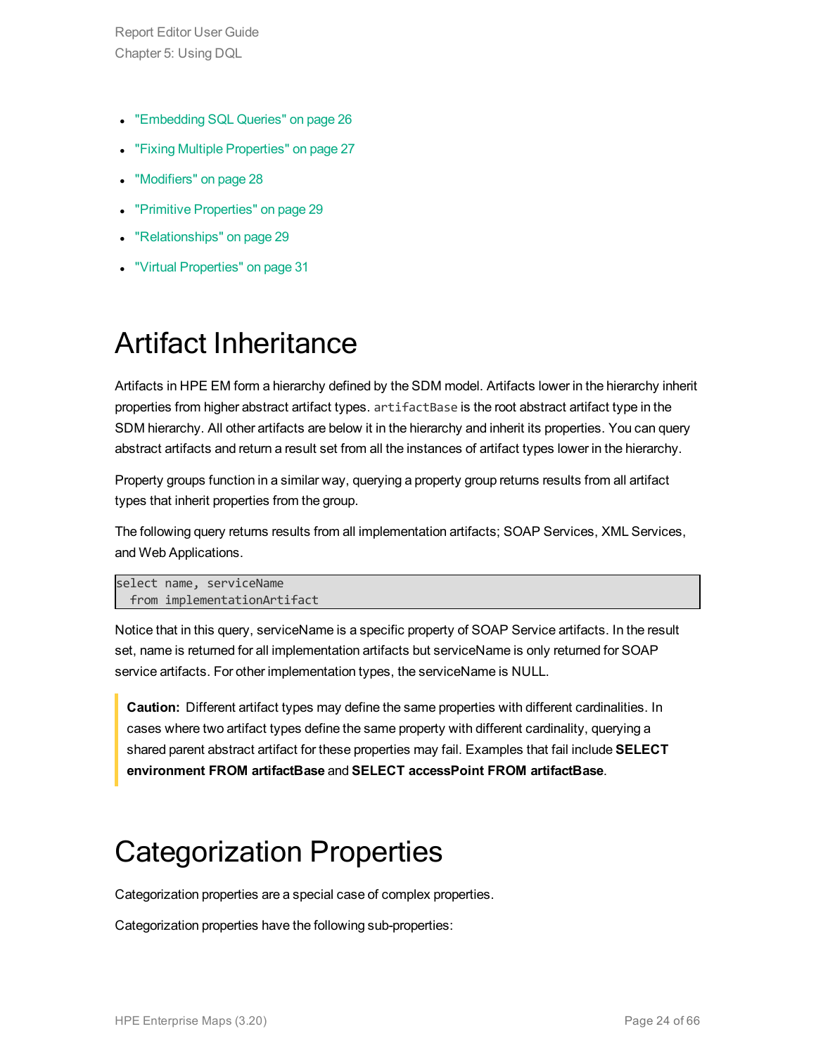- "Embedding SQL Queries" on page 26
- "Fixing Multiple Properties" on page 27
- "Modifiers" on page 28
- "Primitive Properties" on page 29
- "Relationships" on page 29
- "Virtual Properties" on page 31

# Artifact Inheritance

Artifacts in HPE EM form a hierarchy defined by the SDM model. Artifacts lower in the hierarchy inherit properties from higher abstract artifact types. `artifactBase` is the root abstract artifact type in the SDM hierarchy. All other artifacts are below it in the hierarchy and inherit its properties. You can query abstract artifacts and return a result set from all the instances of artifact types lower in the hierarchy.

Property groups function in a similar way, querying a property group returns results from all artifact types that inherit properties from the group.

The following query returns results from all implementation artifacts; SOAP Services, XML Services, and Web Applications.

```
select name, serviceName
  from implementationArtifact
```

Notice that in this query, serviceName is a specific property of SOAP Service artifacts. In the result set, name is returned for all implementation artifacts but serviceName is only returned for SOAP service artifacts. For other implementation types, the serviceName is NULL.

> **Caution:** Different artifact types may define the same properties with different cardinalities. In cases where two artifact types define the same property with different cardinality, querying a shared parent abstract artifact for these properties may fail. Examples that fail include **SELECT environment FROM artifactBase** and **SELECT accessPoint FROM artifactBase**.

# Categorization Properties

Categorization properties are a special case of complex properties.

Categorization properties have the following sub-properties: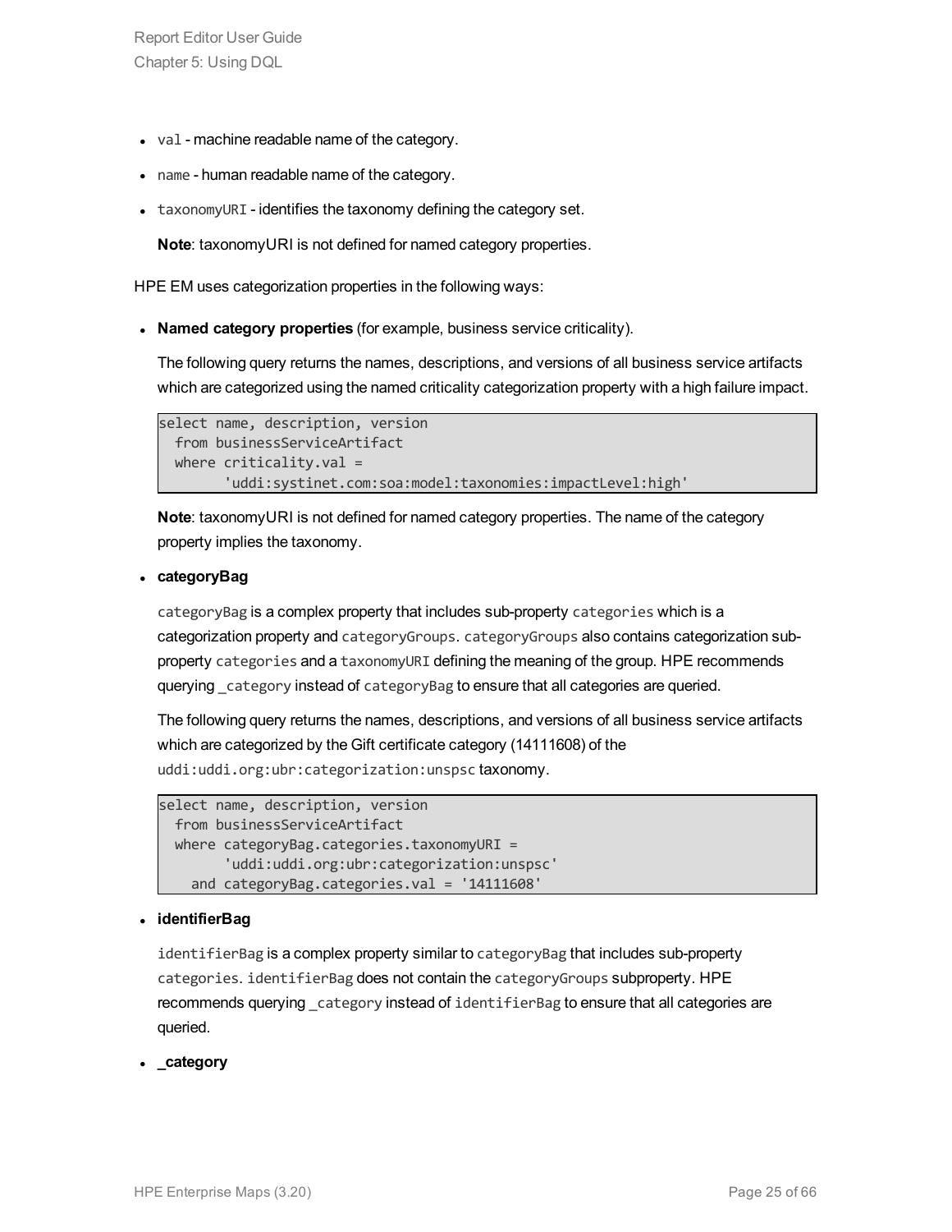- `val` - machine readable name of the category.
- `name` - human readable name of the category.
- `taxonomyURI` - identifies the taxonomy defining the category set.

  **Note**: taxonomyURI is not defined for named category properties.

HPE EM uses categorization properties in the following ways:

- **Named category properties** (for example, business service criticality).

  The following query returns the names, descriptions, and versions of all business service artifacts which are categorized using the named criticality categorization property with a high failure impact.

  ```
  select name, description, version
    from businessServiceArtifact
    where criticality.val =
          'uddi:systinet.com:soa:model:taxonomies:impactLevel:high'
  ```

  **Note**: taxonomyURI is not defined for named category properties. The name of the category property implies the taxonomy.

- **categoryBag**

  `categoryBag` is a complex property that includes sub-property `categories` which is a categorization property and `categoryGroups`. `categoryGroups` also contains categorization sub-property `categories` and a `taxonomyURI` defining the meaning of the group. HPE recommends querying `_category` instead of `categoryBag` to ensure that all categories are queried.

  The following query returns the names, descriptions, and versions of all business service artifacts which are categorized by the Gift certificate category (14111608) of the `uddi:uddi.org:ubr:categorization:unspsc` taxonomy.

  ```
  select name, description, version
    from businessServiceArtifact
    where categoryBag.categories.taxonomyURI =
          'uddi:uddi.org:ubr:categorization:unspsc'
      and categoryBag.categories.val = '14111608'
  ```

- **identifierBag**

  `identifierBag` is a complex property similar to `categoryBag` that includes sub-property `categories`. `identifierBag` does not contain the `categoryGroups` subproperty. HPE recommends querying `_category` instead of `identifierBag` to ensure that all categories are queried.

- **_category**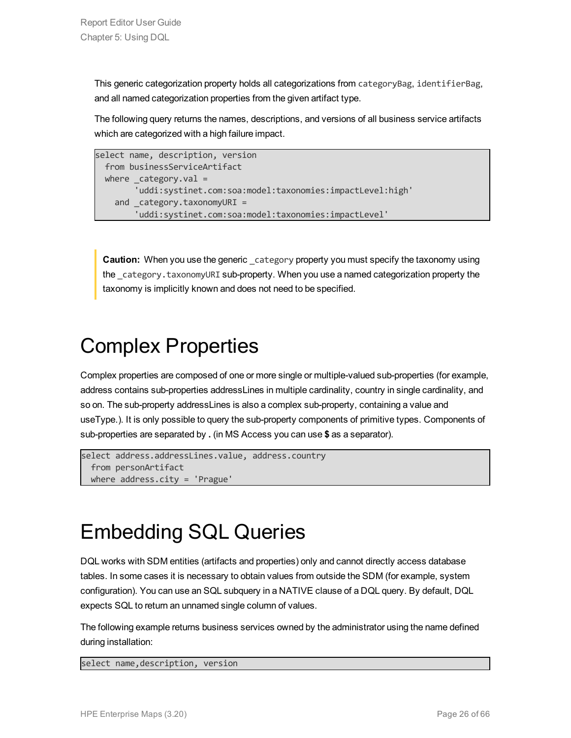This generic categorization property holds all categorizations from `categoryBag`, `identifierBag`, and all named categorization properties from the given artifact type.

The following query returns the names, descriptions, and versions of all business service artifacts which are categorized with a high failure impact.

```
select name, description, version
  from businessServiceArtifact
  where _category.val =
        'uddi:systinet.com:soa:model:taxonomies:impactLevel:high'
    and _category.taxonomyURI =
        'uddi:systinet.com:soa:model:taxonomies:impactLevel'
```

> **Caution:** When you use the generic `_category` property you must specify the taxonomy using the `_category.taxonomyURI` sub-property. When you use a named categorization property the taxonomy is implicitly known and does not need to be specified.

# Complex Properties

Complex properties are composed of one or more single or multiple-valued sub-properties (for example, address contains sub-properties addressLines in multiple cardinality, country in single cardinality, and so on. The sub-property addressLines is also a complex sub-property, containing a value and useType.). It is only possible to query the sub-property components of primitive types. Components of sub-properties are separated by **.** (in MS Access you can use **$** as a separator).

```
select address.addressLines.value, address.country
  from personArtifact
  where address.city = 'Prague'
```

# Embedding SQL Queries

DQL works with SDM entities (artifacts and properties) only and cannot directly access database tables. In some cases it is necessary to obtain values from outside the SDM (for example, system configuration). You can use an SQL subquery in a NATIVE clause of a DQL query. By default, DQL expects SQL to return an unnamed single column of values.

The following example returns business services owned by the administrator using the name defined during installation:

```
select name,description, version
```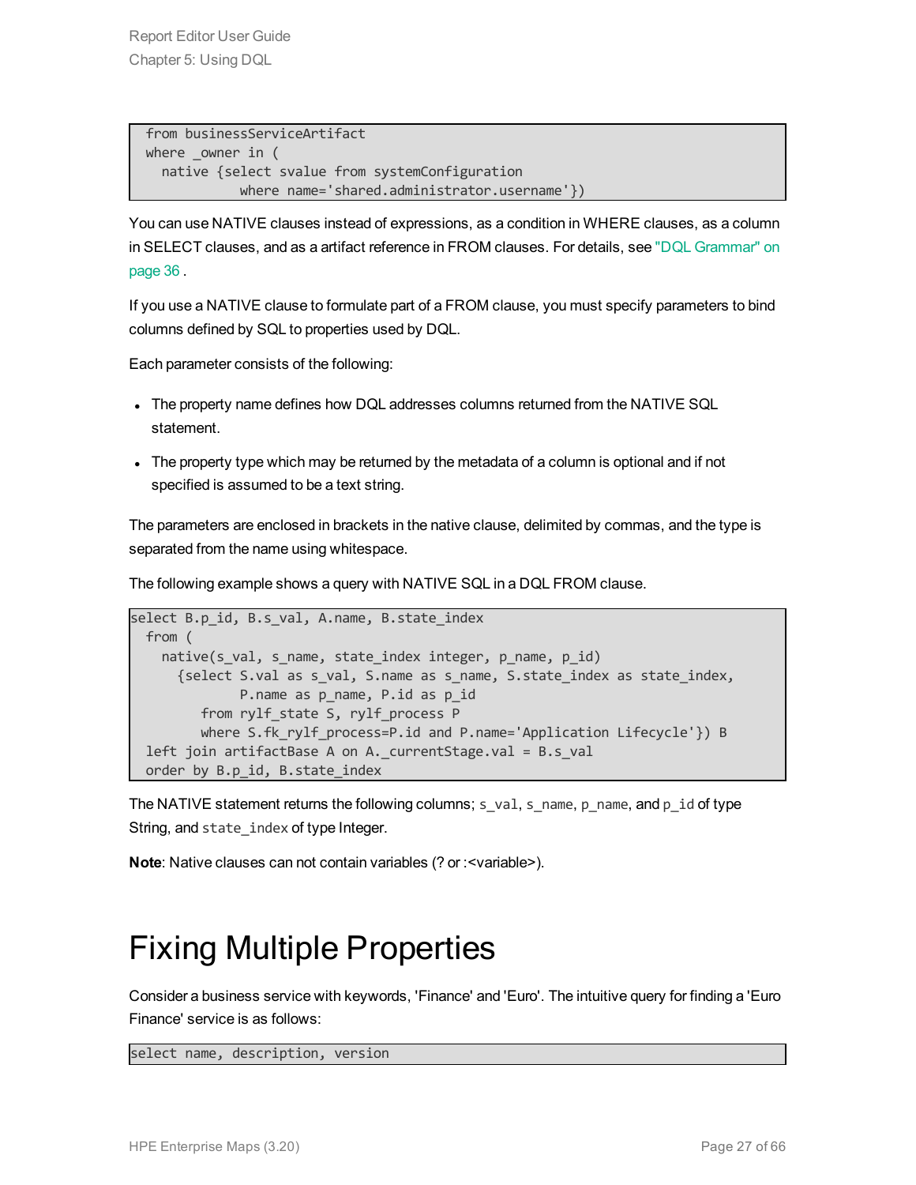```
from businessServiceArtifact
where _owner in (
  native {select svalue from systemConfiguration
            where name='shared.administrator.username'})
```

You can use NATIVE clauses instead of expressions, as a condition in WHERE clauses, as a column in SELECT clauses, and as a artifact reference in FROM clauses. For details, see "DQL Grammar" on page 36 .

If you use a NATIVE clause to formulate part of a FROM clause, you must specify parameters to bind columns defined by SQL to properties used by DQL.

Each parameter consists of the following:

- The property name defines how DQL addresses columns returned from the NATIVE SQL statement.
- The property type which may be returned by the metadata of a column is optional and if not specified is assumed to be a text string.

The parameters are enclosed in brackets in the native clause, delimited by commas, and the type is separated from the name using whitespace.

The following example shows a query with NATIVE SQL in a DQL FROM clause.

```
select B.p_id, B.s_val, A.name, B.state_index
  from (
    native(s_val, s_name, state_index integer, p_name, p_id)
      {select S.val as s_val, S.name as s_name, S.state_index as state_index,
              P.name as p_name, P.id as p_id
         from rylf_state S, rylf_process P
         where S.fk_rylf_process=P.id and P.name='Application Lifecycle'}) B
  left join artifactBase A on A._currentStage.val = B.s_val
  order by B.p_id, B.state_index
```

The NATIVE statement returns the following columns; `s_val`, `s_name`, `p_name`, and `p_id` of type String, and `state_index` of type Integer.

**Note**: Native clauses can not contain variables (? or :<variable>).

# Fixing Multiple Properties

Consider a business service with keywords, 'Finance' and 'Euro'. The intuitive query for finding a 'Euro Finance' service is as follows:

```
select name, description, version
```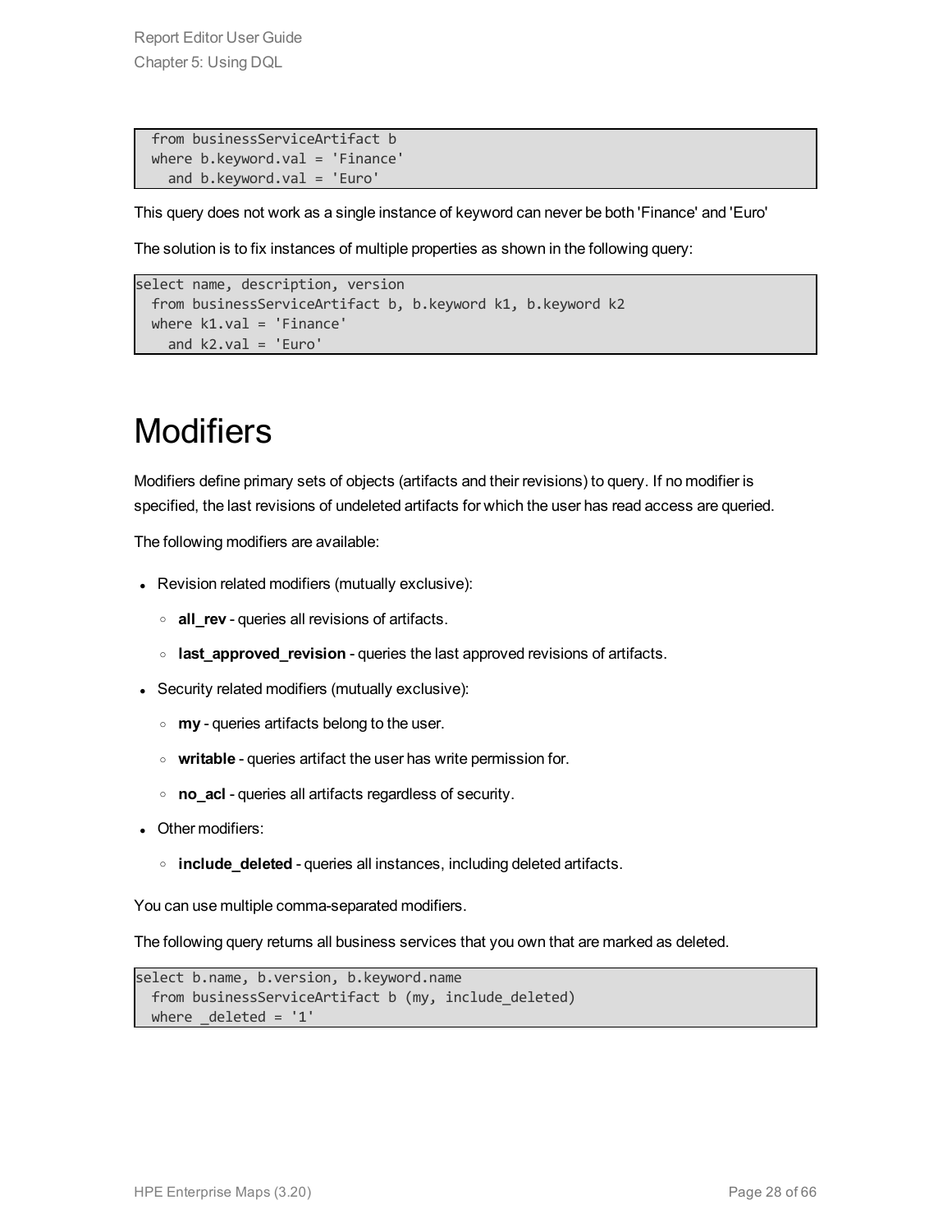```
  from businessServiceArtifact b
  where b.keyword.val = 'Finance'
    and b.keyword.val = 'Euro'
```

This query does not work as a single instance of keyword can never be both 'Finance' and 'Euro'

The solution is to fix instances of multiple properties as shown in the following query:

```
select name, description, version
  from businessServiceArtifact b, b.keyword k1, b.keyword k2
  where k1.val = 'Finance'
    and k2.val = 'Euro'
```

# Modifiers

Modifiers define primary sets of objects (artifacts and their revisions) to query. If no modifier is specified, the last revisions of undeleted artifacts for which the user has read access are queried.

The following modifiers are available:

- Revision related modifiers (mutually exclusive):
  - **all_rev** - queries all revisions of artifacts.
  - **last_approved_revision** - queries the last approved revisions of artifacts.
- Security related modifiers (mutually exclusive):
  - **my** - queries artifacts belong to the user.
  - **writable** - queries artifact the user has write permission for.
  - **no_acl** - queries all artifacts regardless of security.
- Other modifiers:
  - **include_deleted** - queries all instances, including deleted artifacts.

You can use multiple comma-separated modifiers.

The following query returns all business services that you own that are marked as deleted.

```
select b.name, b.version, b.keyword.name
  from businessServiceArtifact b (my, include_deleted)
  where _deleted = '1'
```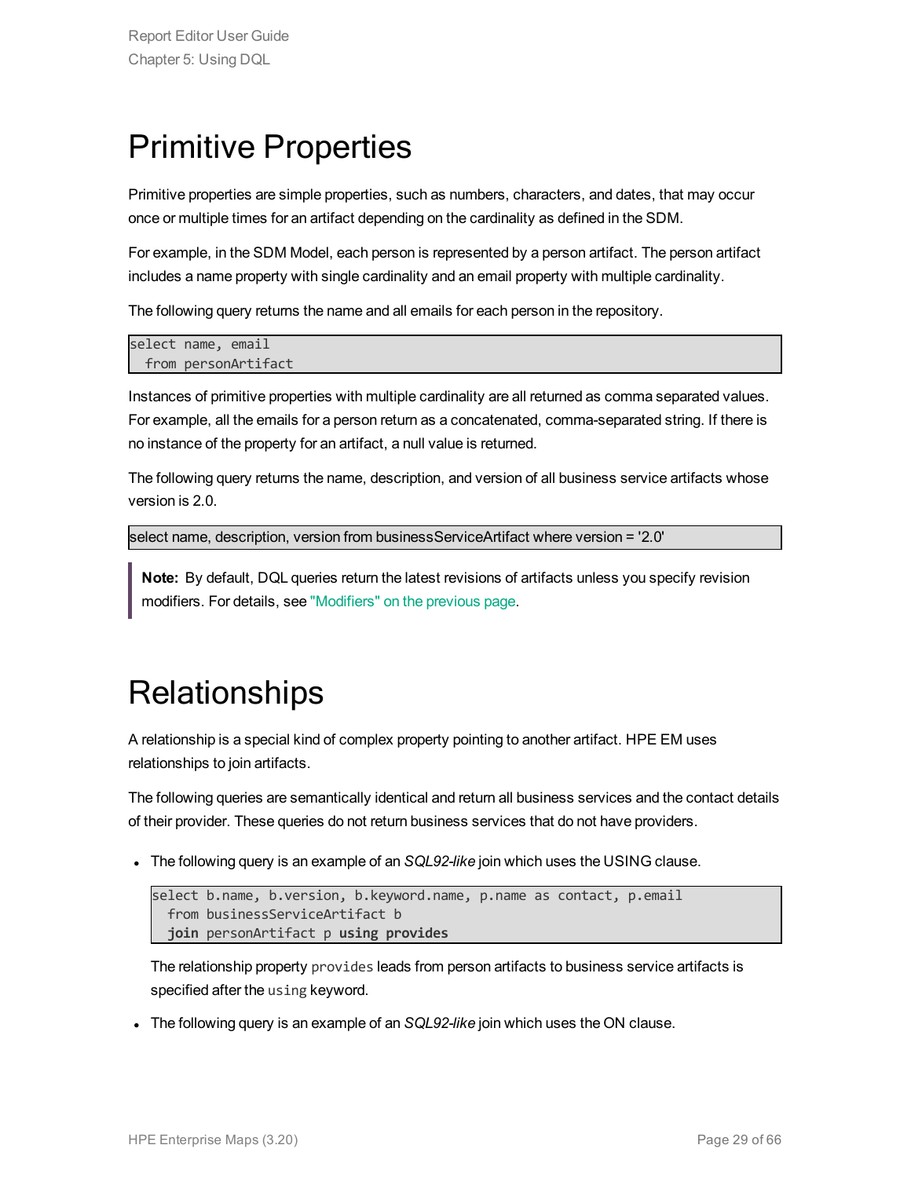# Primitive Properties

Primitive properties are simple properties, such as numbers, characters, and dates, that may occur once or multiple times for an artifact depending on the cardinality as defined in the SDM.

For example, in the SDM Model, each person is represented by a person artifact. The person artifact includes a name property with single cardinality and an email property with multiple cardinality.

The following query returns the name and all emails for each person in the repository.

```
select name, email
  from personArtifact
```

Instances of primitive properties with multiple cardinality are all returned as comma separated values. For example, all the emails for a person return as a concatenated, comma-separated string. If there is no instance of the property for an artifact, a null value is returned.

The following query returns the name, description, and version of all business service artifacts whose version is 2.0.

```
select name, description, version from businessServiceArtifact where version = '2.0'
```

**Note:** By default, DQL queries return the latest revisions of artifacts unless you specify revision modifiers. For details, see "Modifiers" on the previous page.

# Relationships

A relationship is a special kind of complex property pointing to another artifact. HPE EM uses relationships to join artifacts.

The following queries are semantically identical and return all business services and the contact details of their provider. These queries do not return business services that do not have providers.

- The following query is an example of an *SQL92-like* join which uses the USING clause.

  ```
  select b.name, b.version, b.keyword.name, p.name as contact, p.email
    from businessServiceArtifact b
    join personArtifact p using provides
  ```

  The relationship property `provides` leads from person artifacts to business service artifacts is specified after the `using` keyword.

- The following query is an example of an *SQL92-like* join which uses the ON clause.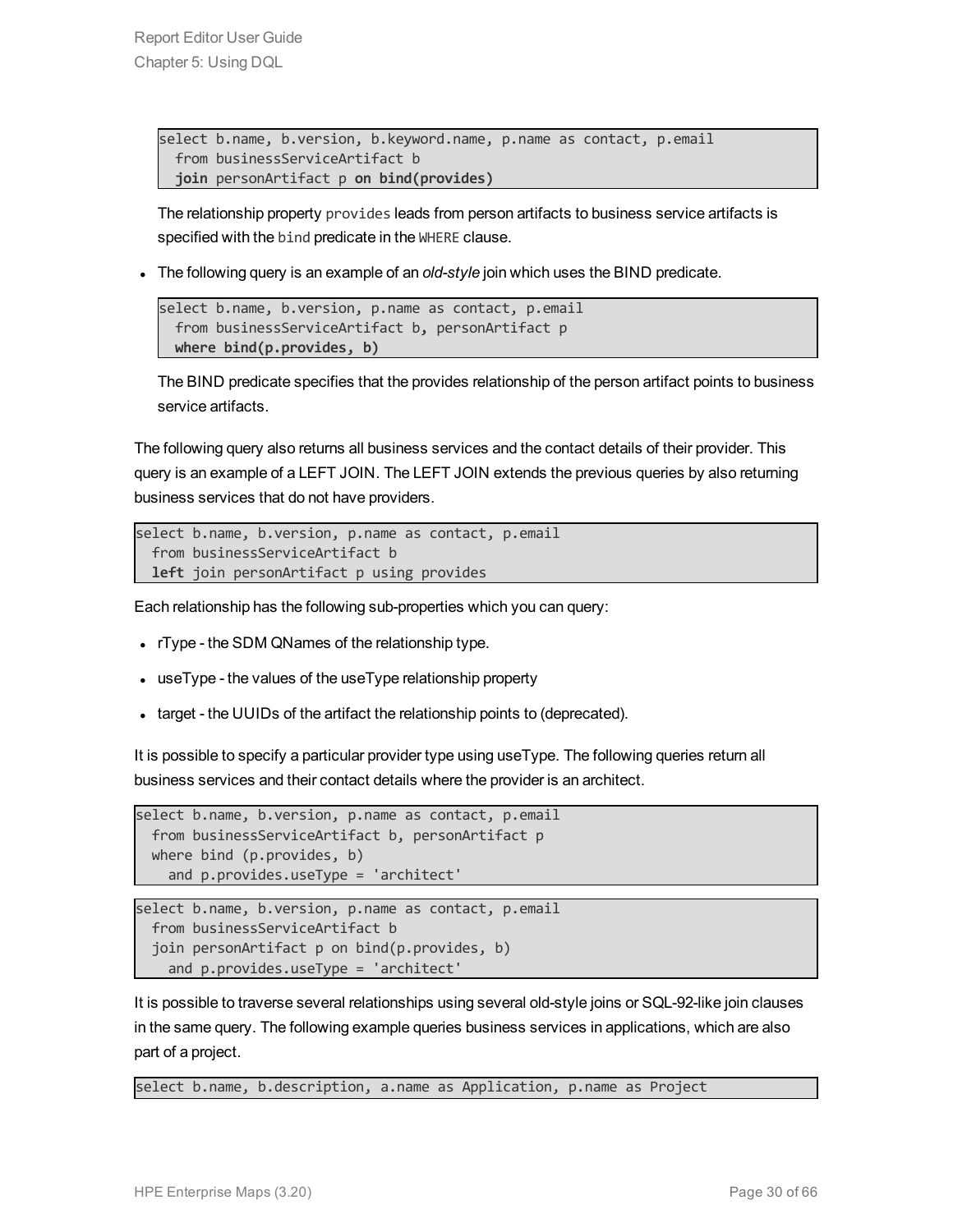```
select b.name, b.version, b.keyword.name, p.name as contact, p.email
  from businessServiceArtifact b
  join personArtifact p on bind(provides)
```

The relationship property `provides` leads from person artifacts to business service artifacts is specified with the `bind` predicate in the `WHERE` clause.

- The following query is an example of an *old-style* join which uses the BIND predicate.

```
select b.name, b.version, p.name as contact, p.email
  from businessServiceArtifact b, personArtifact p
  where bind(p.provides, b)
```

The BIND predicate specifies that the provides relationship of the person artifact points to business service artifacts.

The following query also returns all business services and the contact details of their provider. This query is an example of a LEFT JOIN. The LEFT JOIN extends the previous queries by also returning business services that do not have providers.

```
select b.name, b.version, p.name as contact, p.email
  from businessServiceArtifact b
  left join personArtifact p using provides
```

Each relationship has the following sub-properties which you can query:

- rType - the SDM QNames of the relationship type.
- useType - the values of the useType relationship property
- target - the UUIDs of the artifact the relationship points to (deprecated).

It is possible to specify a particular provider type using useType. The following queries return all business services and their contact details where the provider is an architect.

```
select b.name, b.version, p.name as contact, p.email
  from businessServiceArtifact b, personArtifact p
  where bind (p.provides, b)
    and p.provides.useType = 'architect'
```

```
select b.name, b.version, p.name as contact, p.email
  from businessServiceArtifact b
  join personArtifact p on bind(p.provides, b)
    and p.provides.useType = 'architect'
```

It is possible to traverse several relationships using several old-style joins or SQL-92-like join clauses in the same query. The following example queries business services in applications, which are also part of a project.

```
select b.name, b.description, a.name as Application, p.name as Project
```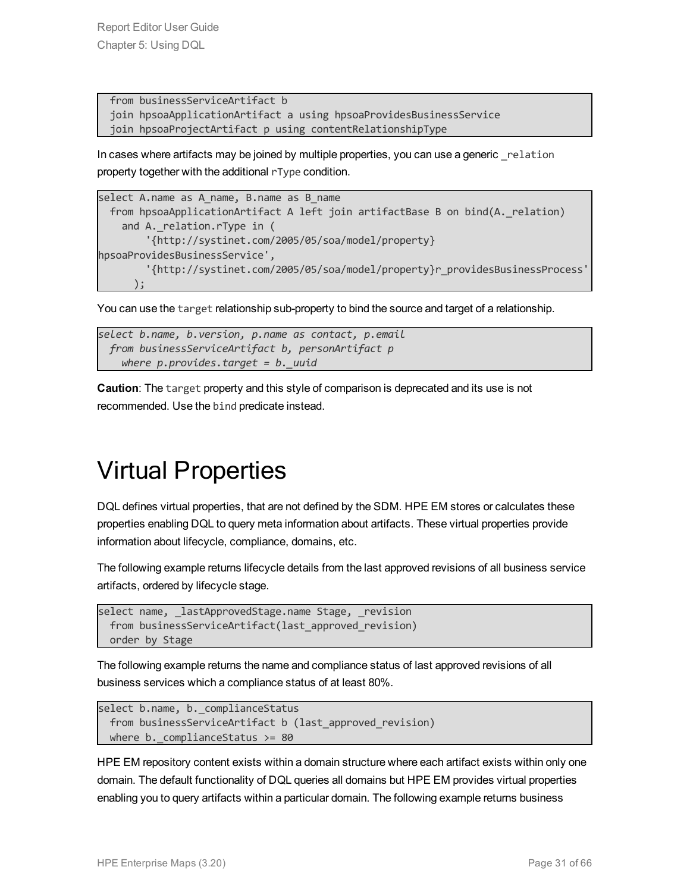```
  from businessServiceArtifact b
  join hpsoaApplicationArtifact a using hpsoaProvidesBusinessService
  join hpsoaProjectArtifact p using contentRelationshipType
```

In cases where artifacts may be joined by multiple properties, you can use a generic `_relation` property together with the additional `rType` condition.

```
select A.name as A_name, B.name as B_name
  from hpsoaApplicationArtifact A left join artifactBase B on bind(A._relation)
    and A._relation.rType in (
        '{http://systinet.com/2005/05/soa/model/property}
hpsoaProvidesBusinessService',
        '{http://systinet.com/2005/05/soa/model/property}r_providesBusinessProcess'
      );
```

You can use the `target` relationship sub-property to bind the source and target of a relationship.

```
select b.name, b.version, p.name as contact, p.email
  from businessServiceArtifact b, personArtifact p
    where p.provides.target = b._uuid
```

**Caution**: The `target` property and this style of comparison is deprecated and its use is not recommended. Use the `bind` predicate instead.

# Virtual Properties

DQL defines virtual properties, that are not defined by the SDM. HPE EM stores or calculates these properties enabling DQL to query meta information about artifacts. These virtual properties provide information about lifecycle, compliance, domains, etc.

The following example returns lifecycle details from the last approved revisions of all business service artifacts, ordered by lifecycle stage.

```
select name, _lastApprovedStage.name Stage, _revision
  from businessServiceArtifact(last_approved_revision)
  order by Stage
```

The following example returns the name and compliance status of last approved revisions of all business services which a compliance status of at least 80%.

```
select b.name, b._complianceStatus
  from businessServiceArtifact b (last_approved_revision)
  where b._complianceStatus >= 80
```

HPE EM repository content exists within a domain structure where each artifact exists within only one domain. The default functionality of DQL queries all domains but HPE EM provides virtual properties enabling you to query artifacts within a particular domain. The following example returns business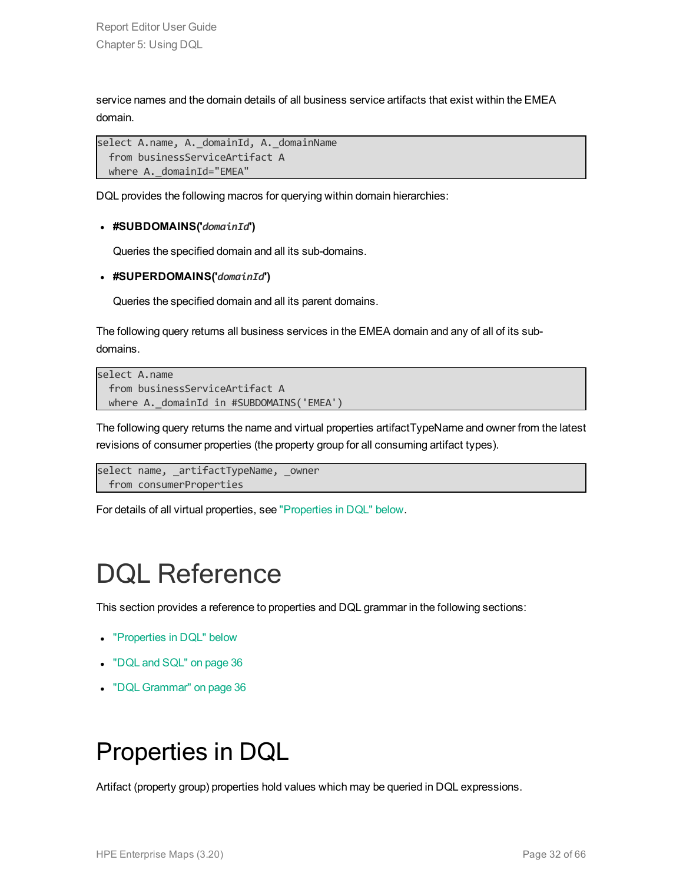service names and the domain details of all business service artifacts that exist within the EMEA domain.

```
select A.name, A._domainId, A._domainName
  from businessServiceArtifact A
  where A._domainId="EMEA"
```

DQL provides the following macros for querying within domain hierarchies:

- **#SUBDOMAINS('*domainId*')**

  Queries the specified domain and all its sub-domains.

- **#SUPERDOMAINS('*domainId*')**

  Queries the specified domain and all its parent domains.

The following query returns all business services in the EMEA domain and any of all of its sub-domains.

```
select A.name
  from businessServiceArtifact A
  where A._domainId in #SUBDOMAINS('EMEA')
```

The following query returns the name and virtual properties artifactTypeName and owner from the latest revisions of consumer properties (the property group for all consuming artifact types).

```
select name, _artifactTypeName, _owner
  from consumerProperties
```

For details of all virtual properties, see "Properties in DQL" below.

# DQL Reference

This section provides a reference to properties and DQL grammar in the following sections:

- "Properties in DQL" below
- "DQL and SQL" on page 36
- "DQL Grammar" on page 36

# Properties in DQL

Artifact (property group) properties hold values which may be queried in DQL expressions.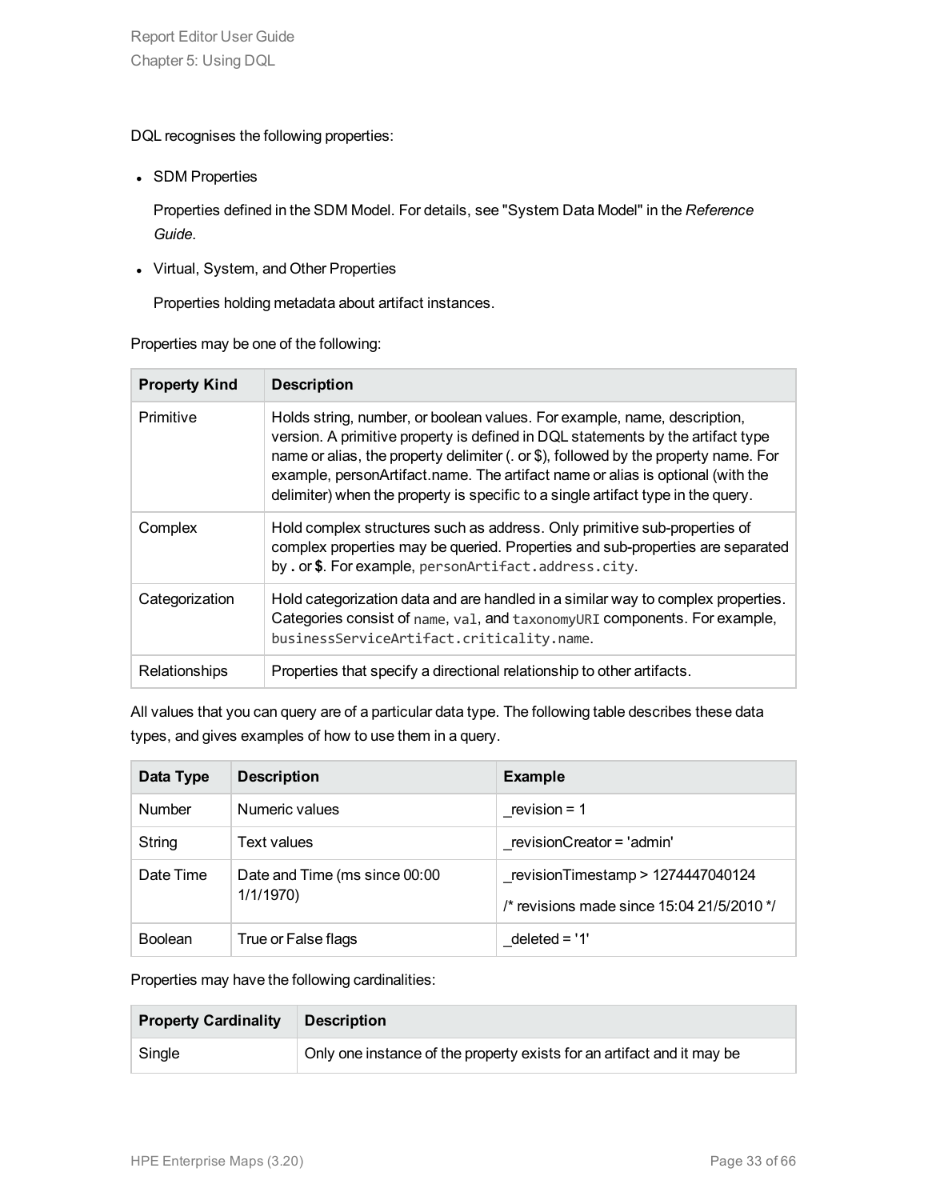DQL recognises the following properties:

- SDM Properties

  Properties defined in the SDM Model. For details, see "System Data Model" in the *Reference Guide*.

- Virtual, System, and Other Properties

  Properties holding metadata about artifact instances.

Properties may be one of the following:

| Property Kind | Description |
| --- | --- |
| Primitive | Holds string, number, or boolean values. For example, name, description, version. A primitive property is defined in DQL statements by the artifact type name or alias, the property delimiter (. or $), followed by the property name. For example, personArtifact.name. The artifact name or alias is optional (with the delimiter) when the property is specific to a single artifact type in the query. |
| Complex | Hold complex structures such as address. Only primitive sub-properties of complex properties may be queried. Properties and sub-properties are separated by **.** or **$**. For example, `personArtifact.address.city`. |
| Categorization | Hold categorization data and are handled in a similar way to complex properties. Categories consist of `name`, `val`, and `taxonomyURI` components. For example, `businessServiceArtifact.criticality.name`. |
| Relationships | Properties that specify a directional relationship to other artifacts. |

All values that you can query are of a particular data type. The following table describes these data types, and gives examples of how to use them in a query.

| Data Type | Description | Example |
| --- | --- | --- |
| Number | Numeric values | _revision = 1 |
| String | Text values | _revisionCreator = 'admin' |
| Date Time | Date and Time (ms since 00:00 1/1/1970) | _revisionTimestamp > 1274447040124<br><br>/* revisions made since 15:04 21/5/2010 */ |
| Boolean | True or False flags | _deleted = '1' |

Properties may have the following cardinalities:

| Property Cardinality | Description |
| --- | --- |
| Single | Only one instance of the property exists for an artifact and it may be |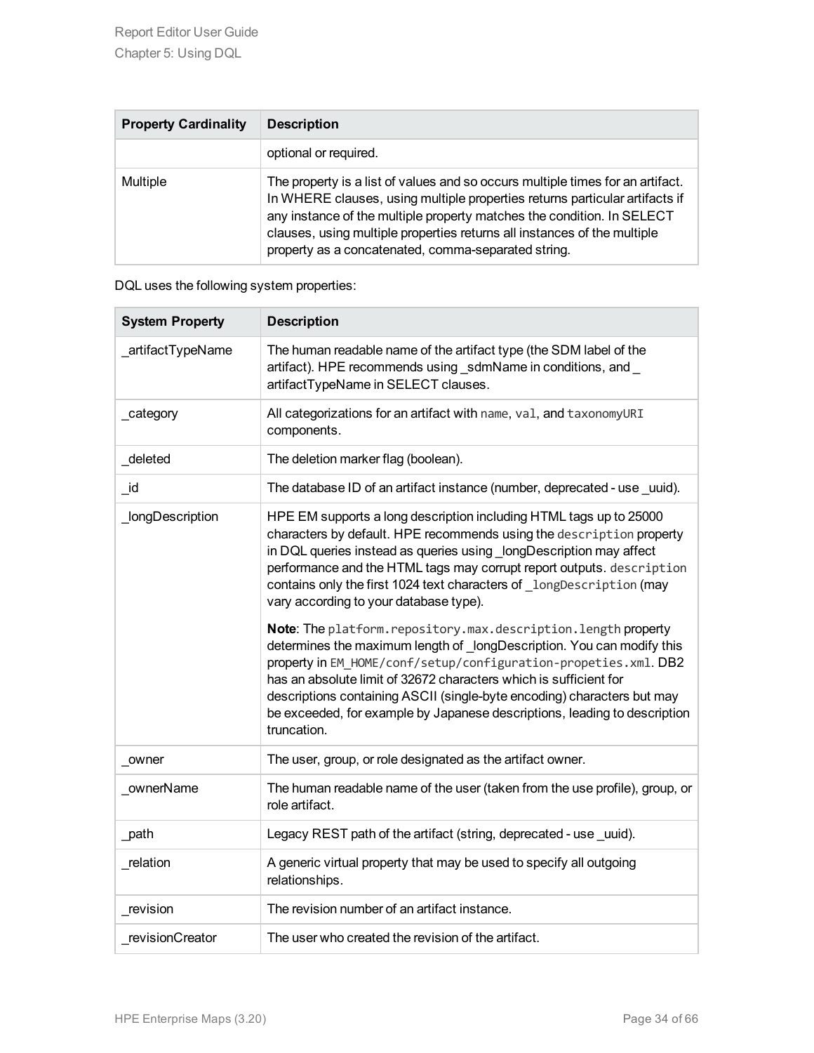| Property Cardinality | Description |
| --- | --- |
| | optional or required. |
| Multiple | The property is a list of values and so occurs multiple times for an artifact. In WHERE clauses, using multiple properties returns particular artifacts if any instance of the multiple property matches the condition. In SELECT clauses, using multiple properties returns all instances of the multiple property as a concatenated, comma-separated string. |

DQL uses the following system properties:

| System Property | Description |
| --- | --- |
| _artifactTypeName | The human readable name of the artifact type (the SDM label of the artifact). HPE recommends using _sdmName in conditions, and _ artifactTypeName in SELECT clauses. |
| _category | All categorizations for an artifact with `name`, `val`, and `taxonomyURI` components. |
| _deleted | The deletion marker flag (boolean). |
| _id | The database ID of an artifact instance (number, deprecated - use _uuid). |
| _longDescription | HPE EM supports a long description including HTML tags up to 25000 characters by default. HPE recommends using the `description` property in DQL queries instead as queries using _longDescription may affect performance and the HTML tags may corrupt report outputs. `description` contains only the first 1024 text characters of `_longDescription` (may vary according to your database type).<br><br>**Note**: The `platform.repository.max.description.length` property determines the maximum length of _longDescription. You can modify this property in `EM_HOME/conf/setup/configuration-propeties.xml`. DB2 has an absolute limit of 32672 characters which is sufficient for descriptions containing ASCII (single-byte encoding) characters but may be exceeded, for example by Japanese descriptions, leading to description truncation. |
| _owner | The user, group, or role designated as the artifact owner. |
| _ownerName | The human readable name of the user (taken from the use profile), group, or role artifact. |
| _path | Legacy REST path of the artifact (string, deprecated - use _uuid). |
| _relation | A generic virtual property that may be used to specify all outgoing relationships. |
| _revision | The revision number of an artifact instance. |
| _revisionCreator | The user who created the revision of the artifact. |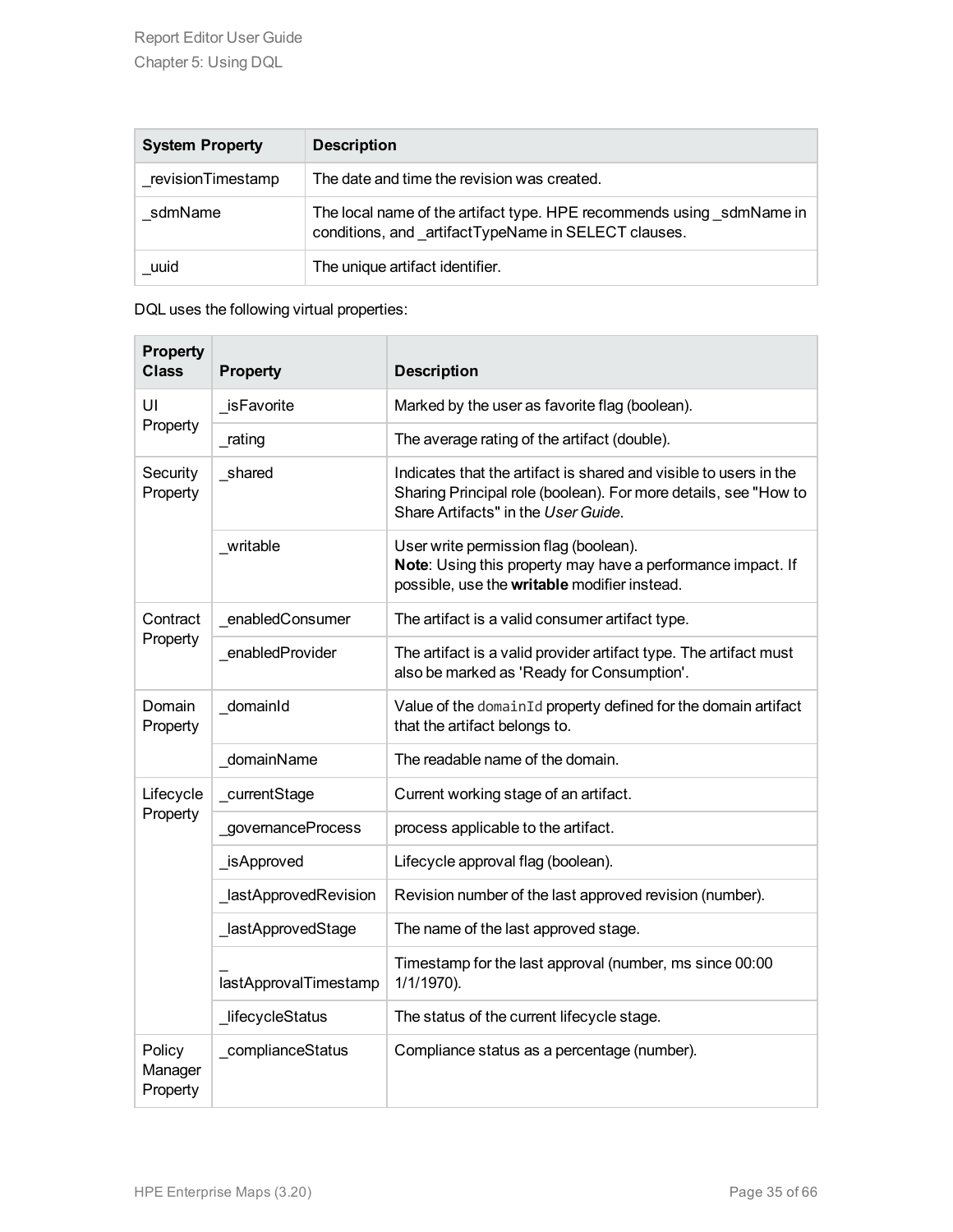| System Property | Description |
| --- | --- |
| _revisionTimestamp | The date and time the revision was created. |
| _sdmName | The local name of the artifact type. HPE recommends using _sdmName in conditions, and _artifactTypeName in SELECT clauses. |
| _uuid | The unique artifact identifier. |

DQL uses the following virtual properties:

| Property Class | Property | Description |
| --- | --- | --- |
| UI Property | _isFavorite | Marked by the user as favorite flag (boolean). |
| | _rating | The average rating of the artifact (double). |
| Security Property | _shared | Indicates that the artifact is shared and visible to users in the Sharing Principal role (boolean). For more details, see "How to Share Artifacts" in the *User Guide*. |
| | _writable | User write permission flag (boolean).<br>**Note**: Using this property may have a performance impact. If possible, use the **writable** modifier instead. |
| Contract Property | _enabledConsumer | The artifact is a valid consumer artifact type. |
| | _enabledProvider | The artifact is a valid provider artifact type. The artifact must also be marked as 'Ready for Consumption'. |
| Domain Property | _domainId | Value of the `domainId` property defined for the domain artifact that the artifact belongs to. |
| | _domainName | The readable name of the domain. |
| Lifecycle Property | _currentStage | Current working stage of an artifact. |
| | _governanceProcess | process applicable to the artifact. |
| | _isApproved | Lifecycle approval flag (boolean). |
| | _lastApprovedRevision | Revision number of the last approved revision (number). |
| | _lastApprovedStage | The name of the last approved stage. |
| | _lastApprovalTimestamp | Timestamp for the last approval (number, ms since 00:00 1/1/1970). |
| | _lifecycleStatus | The status of the current lifecycle stage. |
| Policy Manager Property | _complianceStatus | Compliance status as a percentage (number). |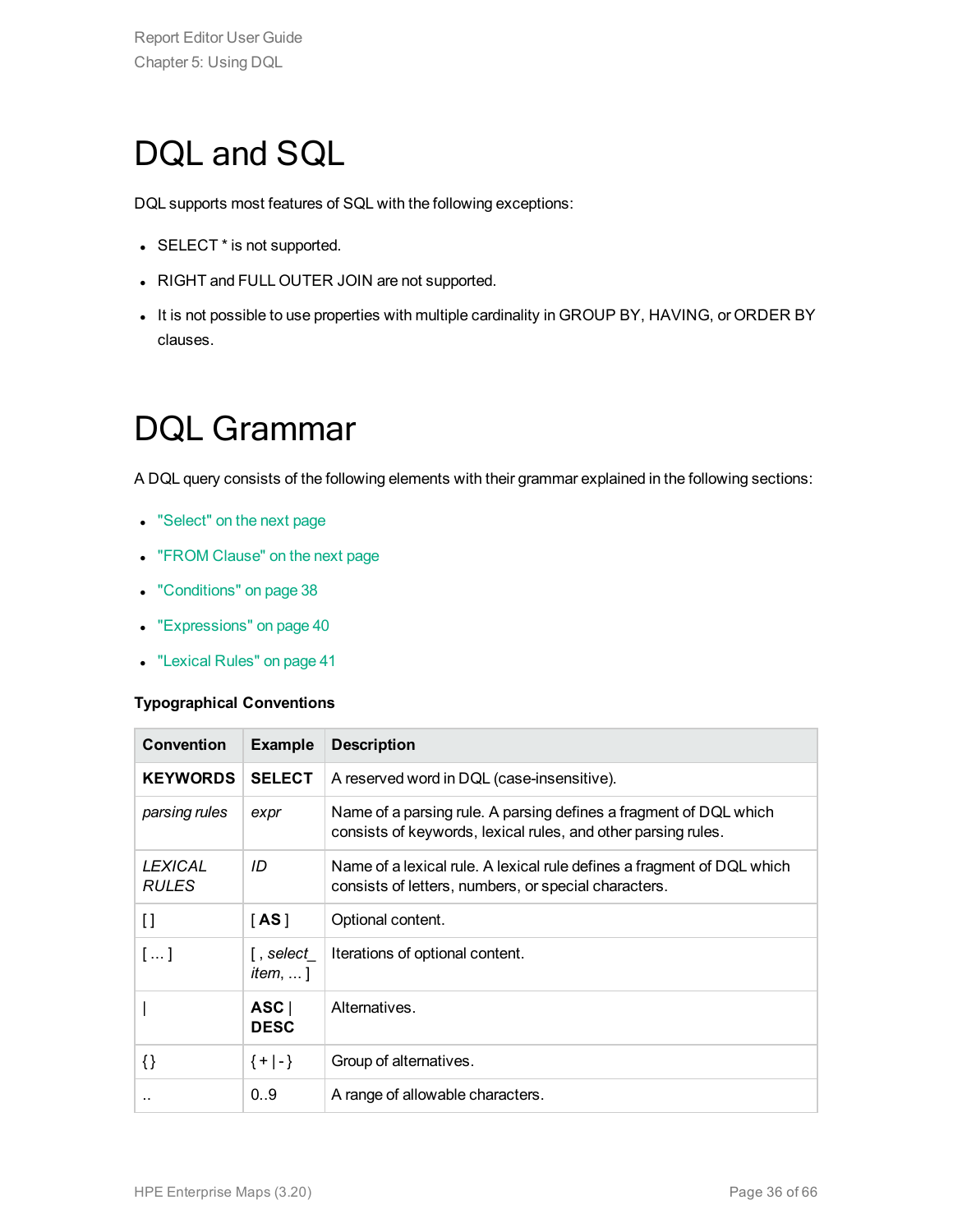# DQL and SQL

DQL supports most features of SQL with the following exceptions:

- SELECT * is not supported.
- RIGHT and FULL OUTER JOIN are not supported.
- It is not possible to use properties with multiple cardinality in GROUP BY, HAVING, or ORDER BY clauses.

# DQL Grammar

A DQL query consists of the following elements with their grammar explained in the following sections:

- "Select" on the next page
- "FROM Clause" on the next page
- "Conditions" on page 38
- "Expressions" on page 40
- "Lexical Rules" on page 41

**Typographical Conventions**

| Convention | Example | Description |
|---|---|---|
| **KEYWORDS** | **SELECT** | A reserved word in DQL (case-insensitive). |
| *parsing rules* | *expr* | Name of a parsing rule. A parsing defines a fragment of DQL which consists of keywords, lexical rules, and other parsing rules. |
| *LEXICAL RULES* | *ID* | Name of a lexical rule. A lexical rule defines a fragment of DQL which consists of letters, numbers, or special characters. |
| [] | [ **AS** ] | Optional content. |
| [ ... ] | [ , *select_item*, ... ] | Iterations of optional content. |
| \| | **ASC** \| **DESC** | Alternatives. |
| {} | { + \| - } | Group of alternatives. |
| .. | 0..9 | A range of allowable characters. |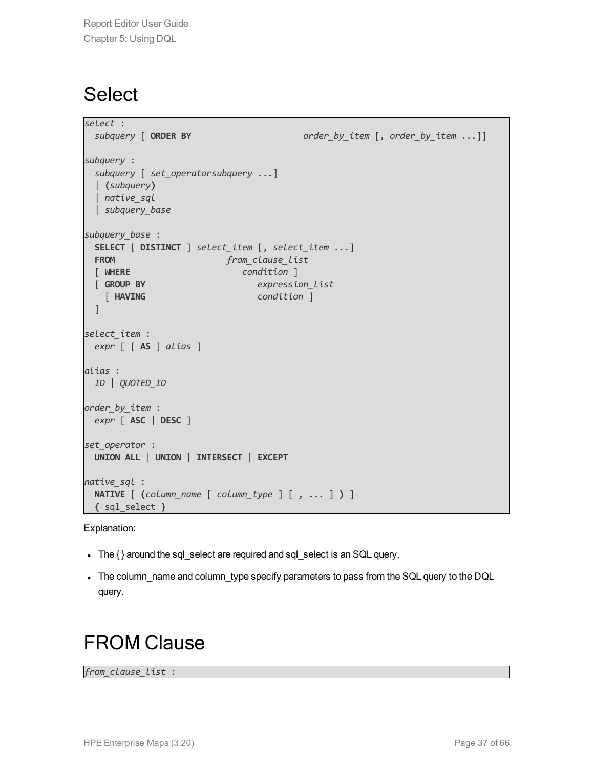# Select

```
select :
  subquery [ ORDER BY                      order_by_item [, order_by_item ...]]

subquery :
  subquery [ set_operatorsubquery ...]
  | (subquery)
  | native_sql
  | subquery_base

subquery_base :
  SELECT [ DISTINCT ] select_item [, select_item ...]
  FROM                      from_clause_list
  [ WHERE                      condition ]
  [ GROUP BY                      expression_list
    [ HAVING                      condition ]
  ]

select_item :
  expr [ [ AS ] alias ]

alias :
  ID | QUOTED_ID

order_by_item :
  expr [ ASC | DESC ]

set_operator :
  UNION ALL | UNION | INTERSECT | EXCEPT

native_sql :
  NATIVE [ (column_name [ column_type ] [ , ... ] ) ]
  { sql_select }
```

Explanation:

- The { } around the sql_select are required and sql_select is an SQL query.
- The column_name and column_type specify parameters to pass from the SQL query to the DQL query.

# FROM Clause

```
from_clause_list :
```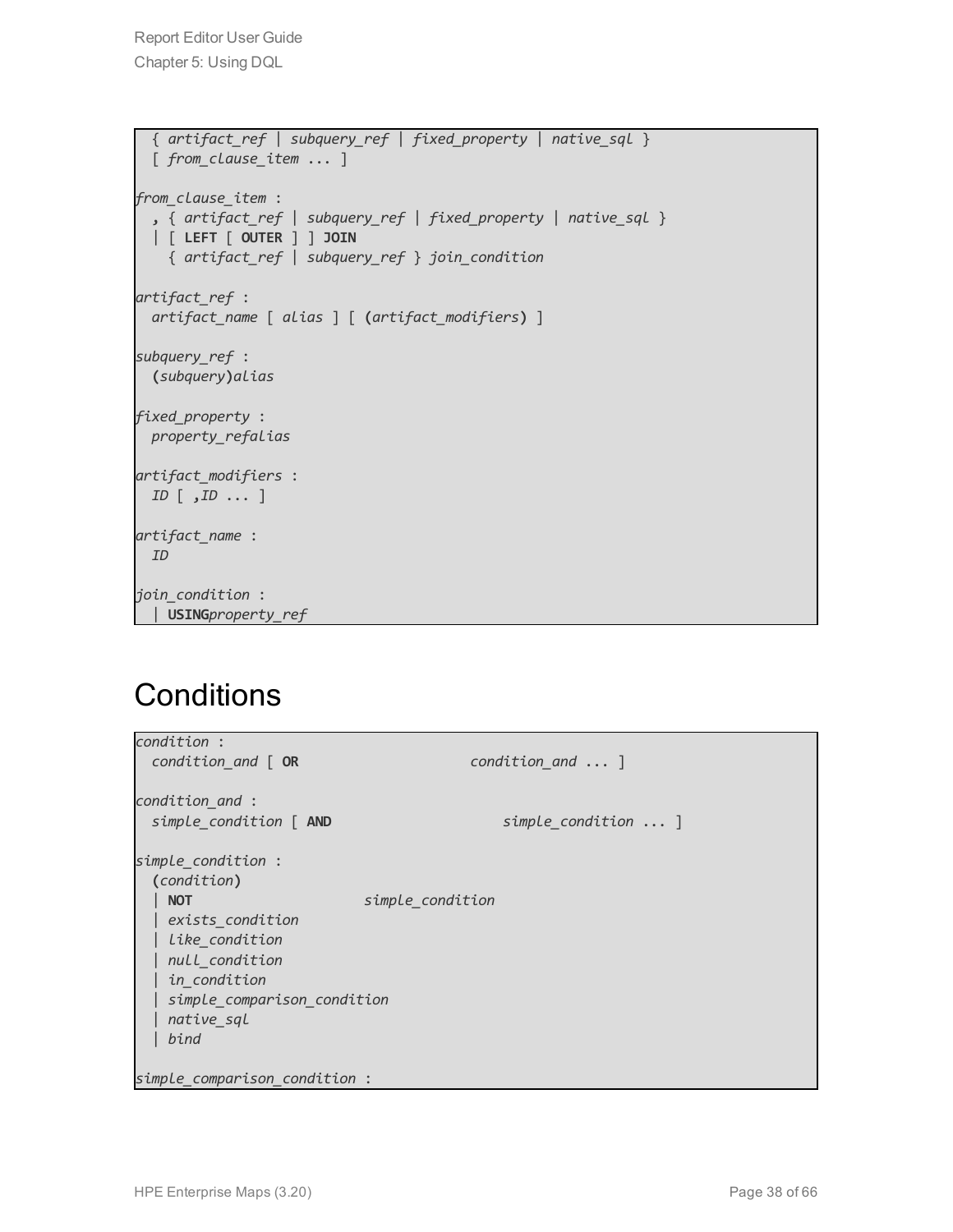```
  { artifact_ref | subquery_ref | fixed_property | native_sql }
  [ from_clause_item ... ]

from_clause_item :
  , { artifact_ref | subquery_ref | fixed_property | native_sql }
  | [ LEFT [ OUTER ] ] JOIN
    { artifact_ref | subquery_ref } join_condition

artifact_ref :
  artifact_name [ alias ] [ (artifact_modifiers) ]

subquery_ref :
  (subquery)alias

fixed_property :
  property_refalias

artifact_modifiers :
  ID [ ,ID ... ]

artifact_name :
  ID

join_condition :
  | USINGproperty_ref
```

# Conditions

```
condition :
  condition_and [ OR                    condition_and ... ]

condition_and :
  simple_condition [ AND                    simple_condition ... ]

simple_condition :
  (condition)
  | NOT                    simple_condition
  | exists_condition
  | like_condition
  | null_condition
  | in_condition
  | simple_comparison_condition
  | native_sql
  | bind

simple_comparison_condition :
```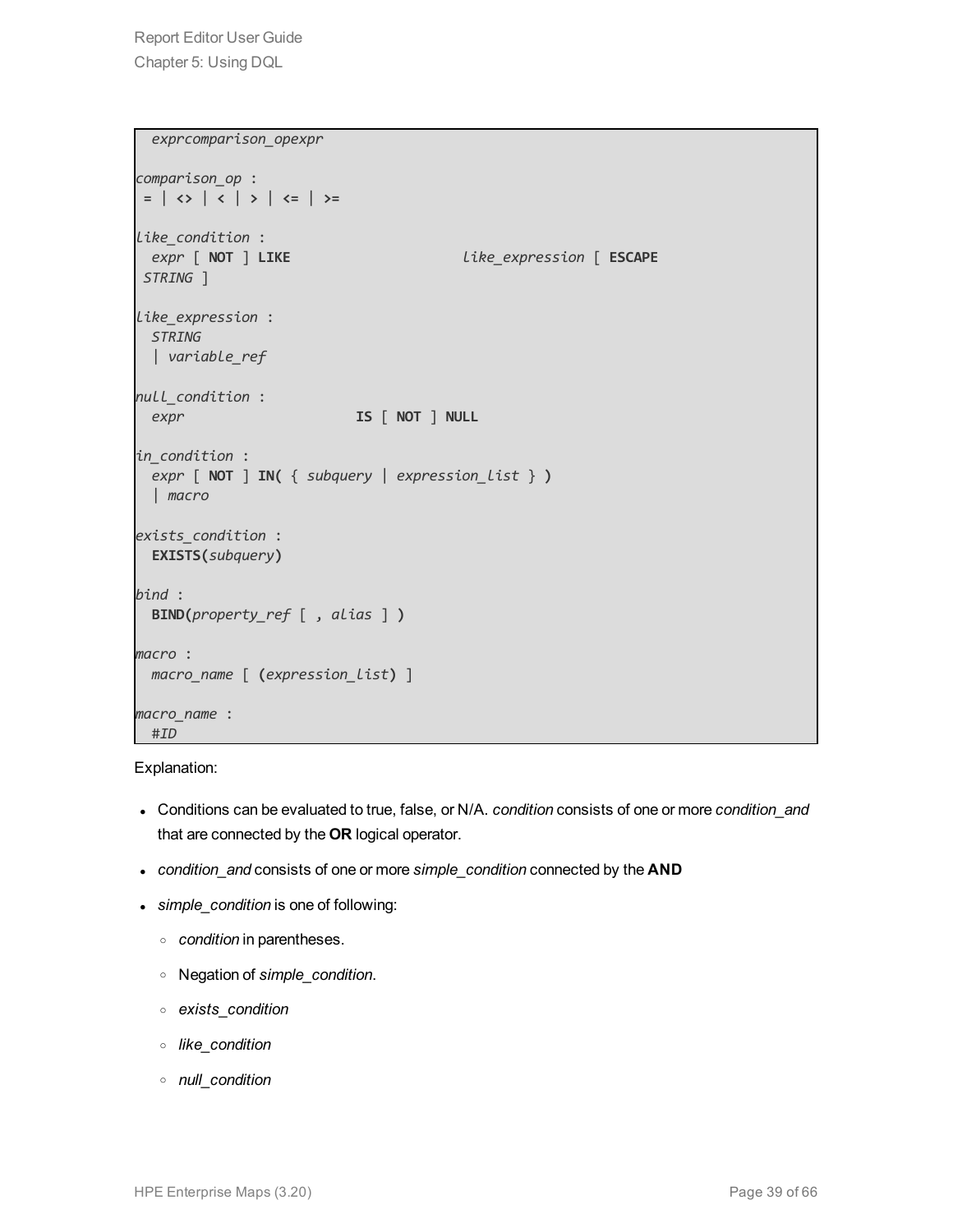```
  exprcomparison_opexpr

comparison_op :
 = | <> | < | > | <= | >=

like_condition :
  expr [ NOT ] LIKE                     like_expression [ ESCAPE
 STRING ]

like_expression :
  STRING
  | variable_ref

null_condition :
  expr                    IS [ NOT ] NULL

in_condition :
  expr [ NOT ] IN( { subquery | expression_list } )
  | macro

exists_condition :
  EXISTS(subquery)

bind :
  BIND(property_ref [ , alias ] )

macro :
  macro_name [ (expression_list) ]

macro_name :
  #ID
```

Explanation:

- Conditions can be evaluated to true, false, or N/A. *condition* consists of one or more *condition_and* that are connected by the **OR** logical operator.
- *condition_and* consists of one or more *simple_condition* connected by the **AND**
- *simple_condition* is one of following:
  - *condition* in parentheses.
  - Negation of *simple_condition*.
  - *exists_condition*
  - *like_condition*
  - *null_condition*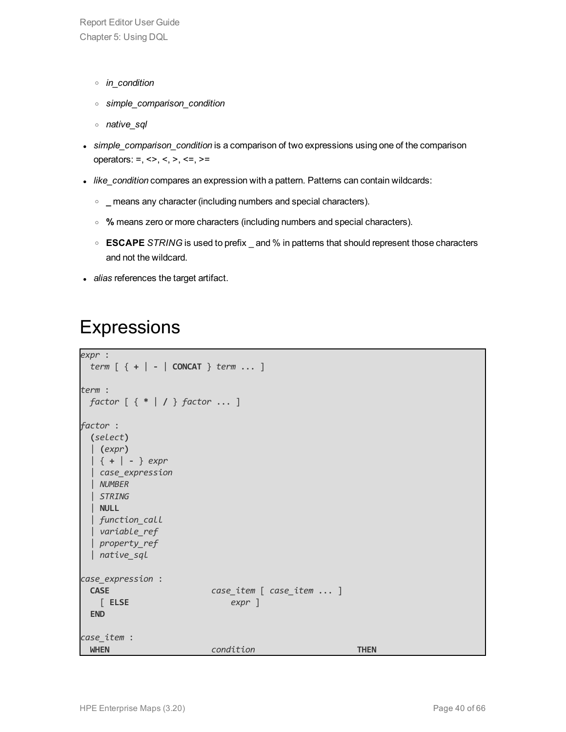- *in_condition*
  - *simple_comparison_condition*
  - *native_sql*
- *simple_comparison_condition* is a comparison of two expressions using one of the comparison operators: =, <>, <, >, <=, >=
- *like_condition* compares an expression with a pattern. Patterns can contain wildcards:
  - **_** means any character (including numbers and special characters).
  - **%** means zero or more characters (including numbers and special characters).
  - **ESCAPE** *STRING* is used to prefix _ and % in patterns that should represent those characters and not the wildcard.
- *alias* references the target artifact.

# Expressions

```
expr :
  term [ { + | - | CONCAT } term ... ]

term :
  factor [ { * | / } factor ... ]

factor :
  (select)
  | (expr)
  | { + | - } expr
  | case_expression
  | NUMBER
  | STRING
  | NULL
  | function_call
  | variable_ref
  | property_ref
  | native_sql

case_expression :
  CASE                    case_item [ case_item ... ]
    [ ELSE                    expr ]
  END

case_item :
  WHEN                    condition                    THEN
```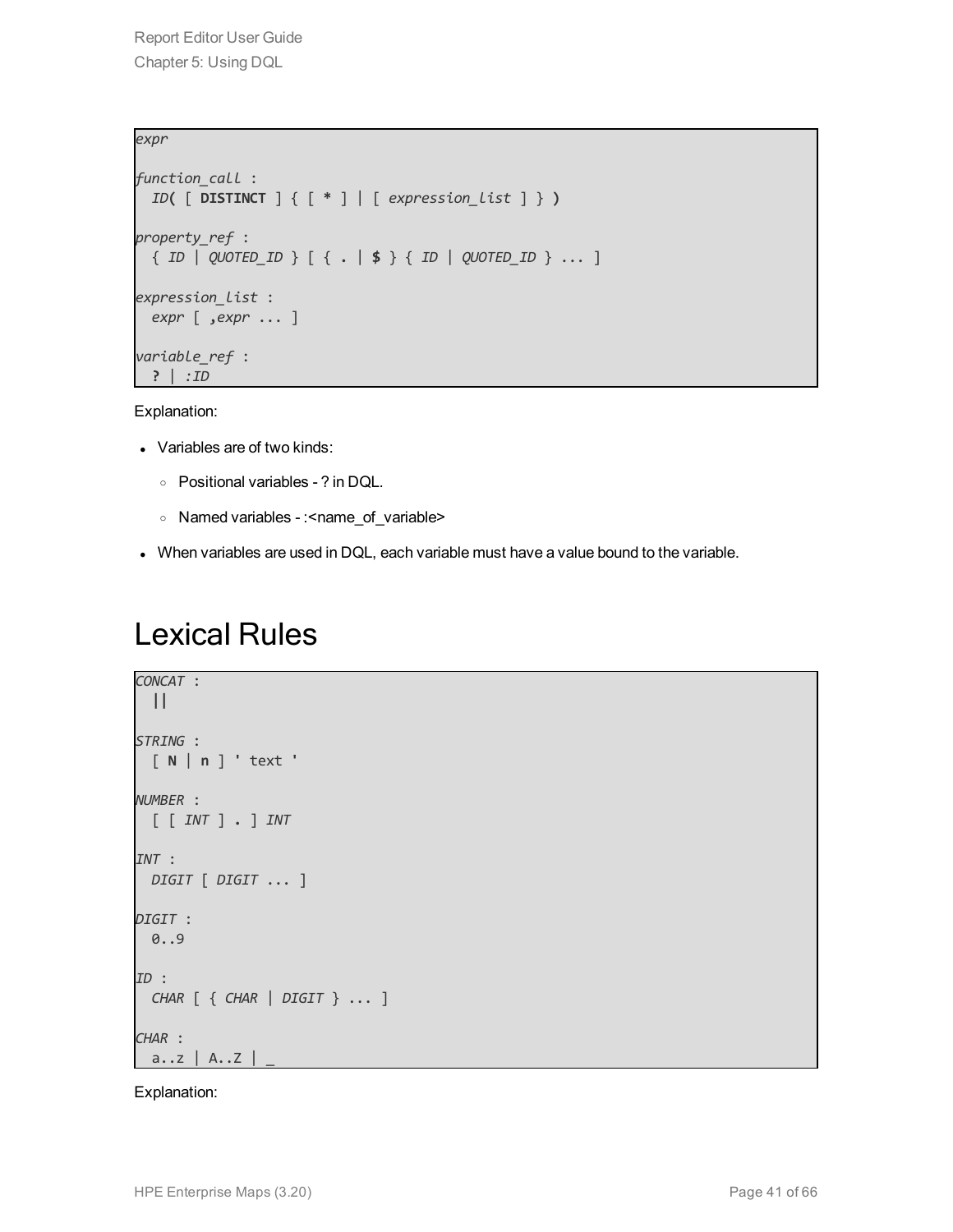```
expr

function_call :
  ID( [ DISTINCT ] { [ * ] | [ expression_list ] } )

property_ref :
  { ID | QUOTED_ID } [ { . | $ } { ID | QUOTED_ID } ... ]

expression_list :
  expr [ ,expr ... ]

variable_ref :
  ? | :ID
```

Explanation:

- Variables are of two kinds:
  - Positional variables - ? in DQL.
  - Named variables - :<name_of_variable>
- When variables are used in DQL, each variable must have a value bound to the variable.

# Lexical Rules

```
CONCAT :
  ||

STRING :
  [ N | n ] ' text '

NUMBER :
  [ [ INT ] . ] INT

INT :
  DIGIT [ DIGIT ... ]

DIGIT :
  0..9

ID :
  CHAR [ { CHAR | DIGIT } ... ]

CHAR :
  a..z | A..Z | _
```

Explanation: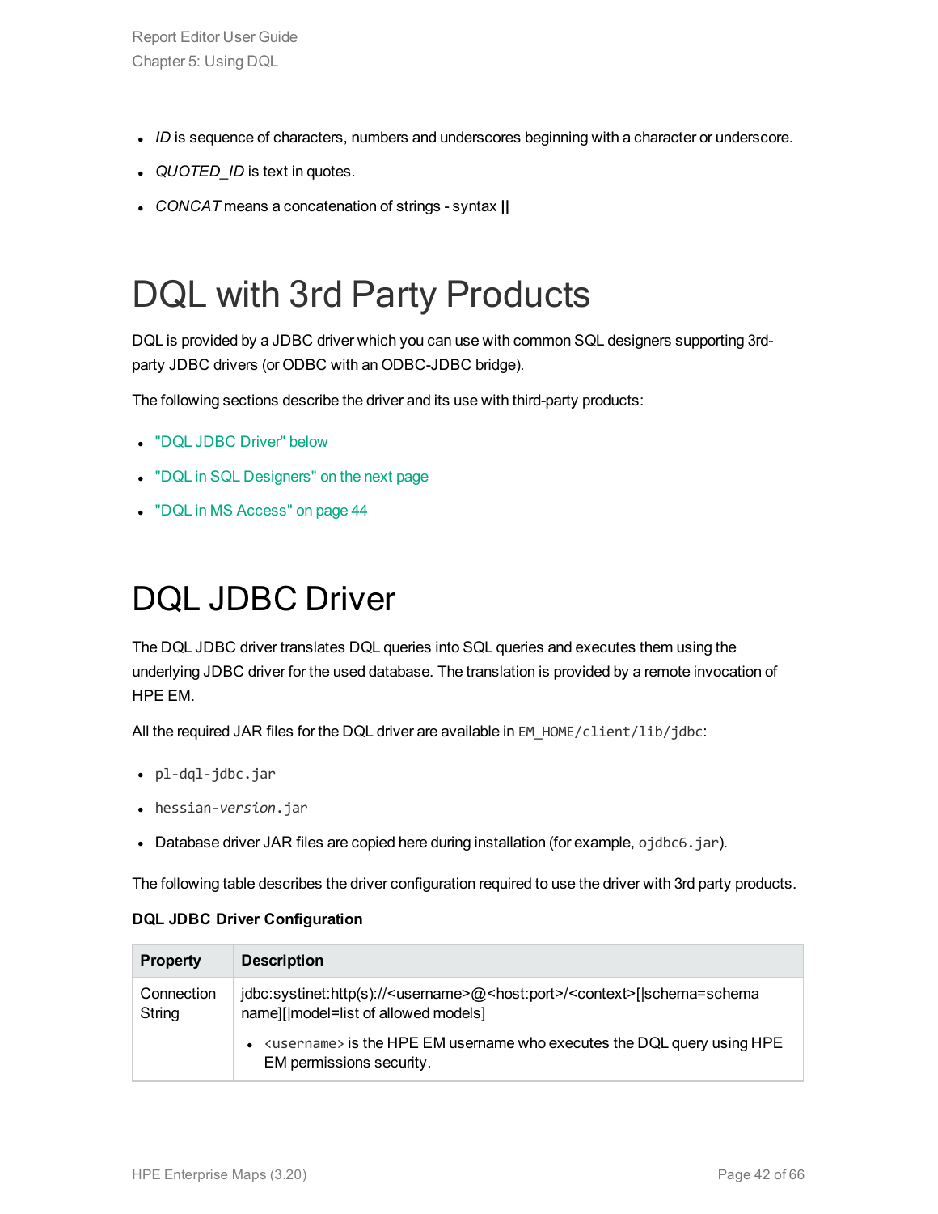- *ID* is sequence of characters, numbers and underscores beginning with a character or underscore.
- *QUOTED_ID* is text in quotes.
- *CONCAT* means a concatenation of strings - syntax **||**

# DQL with 3rd Party Products

DQL is provided by a JDBC driver which you can use with common SQL designers supporting 3rd-party JDBC drivers (or ODBC with an ODBC-JDBC bridge).

The following sections describe the driver and its use with third-party products:

- "DQL JDBC Driver" below
- "DQL in SQL Designers" on the next page
- "DQL in MS Access" on page 44

# DQL JDBC Driver

The DQL JDBC driver translates DQL queries into SQL queries and executes them using the underlying JDBC driver for the used database. The translation is provided by a remote invocation of HPE EM.

All the required JAR files for the DQL driver are available in `EM_HOME/client/lib/jdbc`:

- `pl-dql-jdbc.jar`
- `hessian-`*`version`*`.jar`
- Database driver JAR files are copied here during installation (for example, `ojdbc6.jar`).

The following table describes the driver configuration required to use the driver with 3rd party products.

**DQL JDBC Driver Configuration**

| Property | Description |
| --- | --- |
| Connection String | jdbc:systinet:http(s)://<username>@<host:port>/<context>[|schema=schema name][|model=list of allowed models]<br>• `<username>` is the HPE EM username who executes the DQL query using HPE EM permissions security. |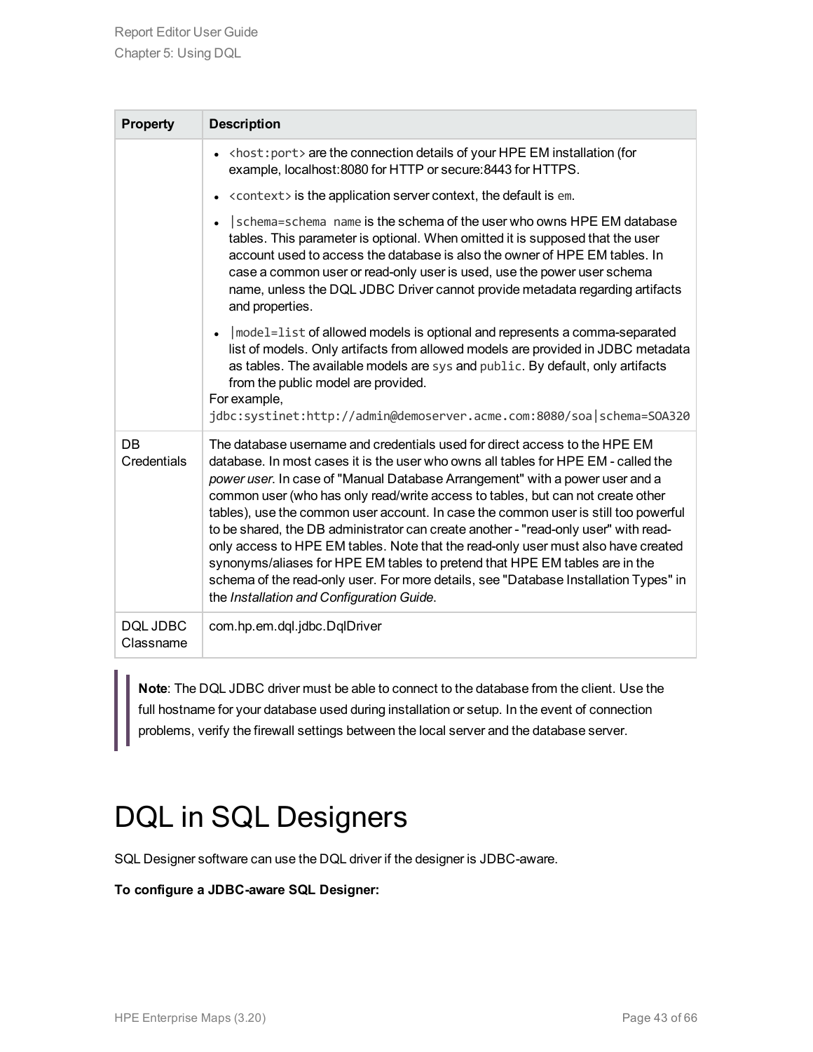| Property | Description |
| --- | --- |
| | • `<host:port>` are the connection details of your HPE EM installation (for example, localhost:8080 for HTTP or secure:8443 for HTTPS.<br>• `<context>` is the application server context, the default is `em`.<br>• `|schema=schema name` is the schema of the user who owns HPE EM database tables. This parameter is optional. When omitted it is supposed that the user account used to access the database is also the owner of HPE EM tables. In case a common user or read-only user is used, use the power user schema name, unless the DQL JDBC Driver cannot provide metadata regarding artifacts and properties.<br>• `|model=list` of allowed models is optional and represents a comma-separated list of models. Only artifacts from allowed models are provided in JDBC metadata as tables. The available models are `sys` and `public`. By default, only artifacts from the public model are provided.<br>For example,<br>`jdbc:systinet:http://admin@demoserver.acme.com:8080/soa|schema=SOA320` |
| DB Credentials | The database username and credentials used for direct access to the HPE EM database. In most cases it is the user who owns all tables for HPE EM - called the *power user*. In case of "Manual Database Arrangement" with a power user and a common user (who has only read/write access to tables, but can not create other tables), use the common user account. In case the common user is still too powerful to be shared, the DB administrator can create another - "read-only user" with read-only access to HPE EM tables. Note that the read-only user must also have created synonyms/aliases for HPE EM tables to pretend that HPE EM tables are in the schema of the read-only user. For more details, see "Database Installation Types" in the *Installation and Configuration Guide*. |
| DQL JDBC Classname | com.hp.em.dql.jdbc.DqlDriver |

> **Note**: The DQL JDBC driver must be able to connect to the database from the client. Use the full hostname for your database used during installation or setup. In the event of connection problems, verify the firewall settings between the local server and the database server.

# DQL in SQL Designers

SQL Designer software can use the DQL driver if the designer is JDBC-aware.

**To configure a JDBC-aware SQL Designer:**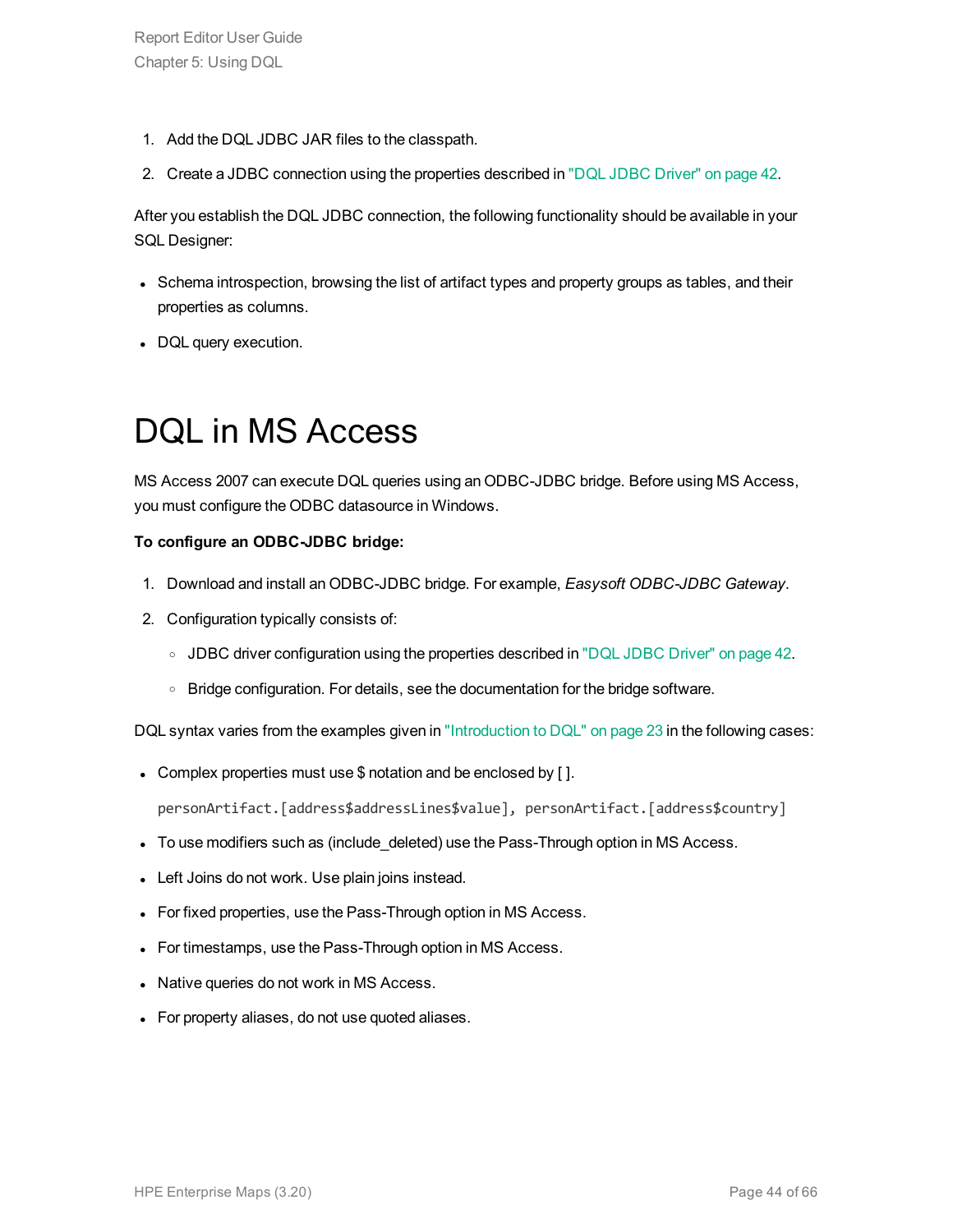1. Add the DQL JDBC JAR files to the classpath.
2. Create a JDBC connection using the properties described in "DQL JDBC Driver" on page 42.

After you establish the DQL JDBC connection, the following functionality should be available in your SQL Designer:

- Schema introspection, browsing the list of artifact types and property groups as tables, and their properties as columns.
- DQL query execution.

# DQL in MS Access

MS Access 2007 can execute DQL queries using an ODBC-JDBC bridge. Before using MS Access, you must configure the ODBC datasource in Windows.

**To configure an ODBC-JDBC bridge:**

1. Download and install an ODBC-JDBC bridge. For example, *Easysoft ODBC-JDBC Gateway*.
2. Configuration typically consists of:
   - JDBC driver configuration using the properties described in "DQL JDBC Driver" on page 42.
   - Bridge configuration. For details, see the documentation for the bridge software.

DQL syntax varies from the examples given in "Introduction to DQL" on page 23 in the following cases:

- Complex properties must use $ notation and be enclosed by [ ].

  ```
  personArtifact.[address$addressLines$value], personArtifact.[address$country]
  ```

- To use modifiers such as (include_deleted) use the Pass-Through option in MS Access.
- Left Joins do not work. Use plain joins instead.
- For fixed properties, use the Pass-Through option in MS Access.
- For timestamps, use the Pass-Through option in MS Access.
- Native queries do not work in MS Access.
- For property aliases, do not use quoted aliases.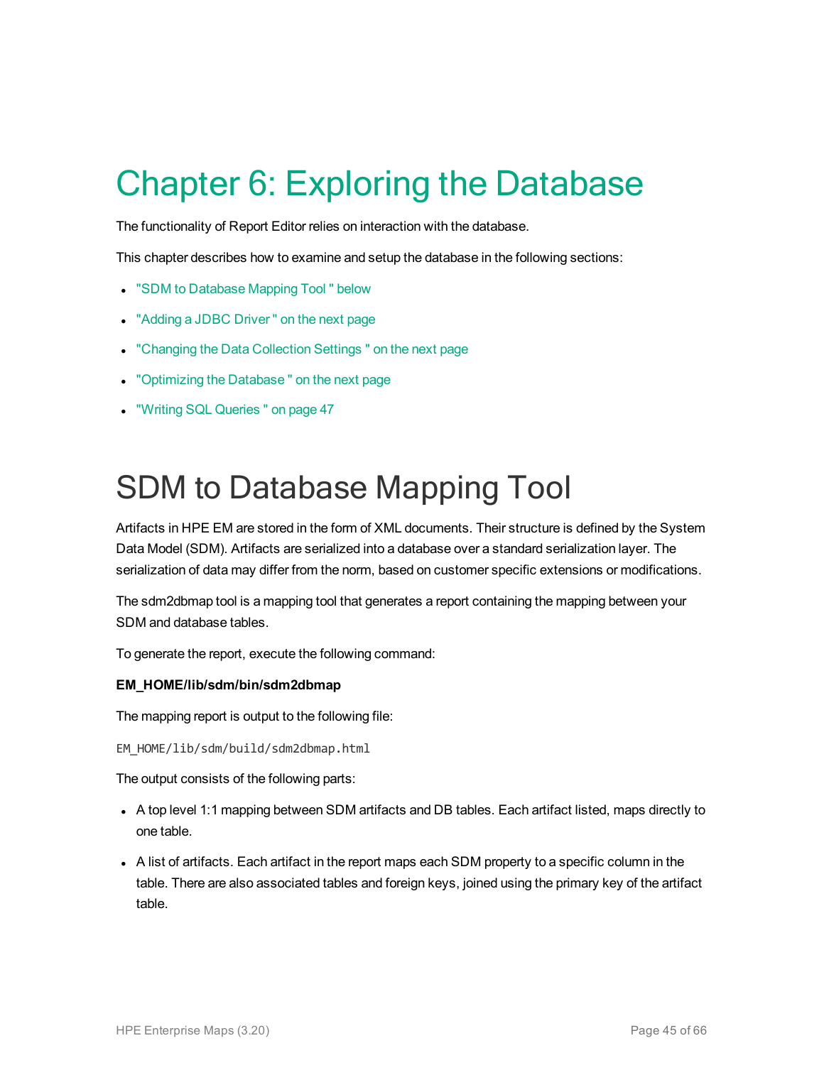# Chapter 6: Exploring the Database

The functionality of Report Editor relies on interaction with the database.

This chapter describes how to examine and setup the database in the following sections:

- "SDM to Database Mapping Tool " below
- "Adding a JDBC Driver " on the next page
- "Changing the Data Collection Settings " on the next page
- "Optimizing the Database " on the next page
- "Writing SQL Queries " on page 47

## SDM to Database Mapping Tool

Artifacts in HPE EM are stored in the form of XML documents. Their structure is defined by the System Data Model (SDM). Artifacts are serialized into a database over a standard serialization layer. The serialization of data may differ from the norm, based on customer specific extensions or modifications.

The sdm2dbmap tool is a mapping tool that generates a report containing the mapping between your SDM and database tables.

To generate the report, execute the following command:

**EM_HOME/lib/sdm/bin/sdm2dbmap**

The mapping report is output to the following file:

```
EM_HOME/lib/sdm/build/sdm2dbmap.html
```

The output consists of the following parts:

- A top level 1:1 mapping between SDM artifacts and DB tables. Each artifact listed, maps directly to one table.
- A list of artifacts. Each artifact in the report maps each SDM property to a specific column in the table. There are also associated tables and foreign keys, joined using the primary key of the artifact table.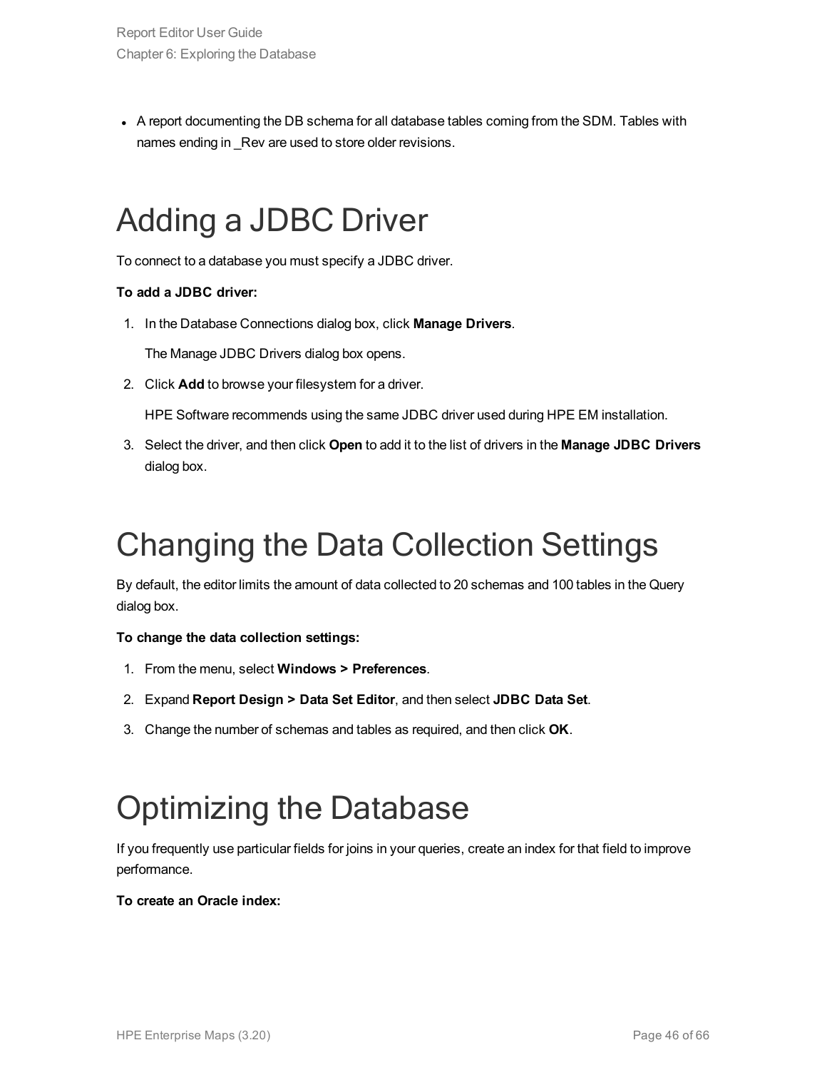- A report documenting the DB schema for all database tables coming from the SDM. Tables with names ending in _Rev are used to store older revisions.

# Adding a JDBC Driver

To connect to a database you must specify a JDBC driver.

**To add a JDBC driver:**

1. In the Database Connections dialog box, click **Manage Drivers**.

   The Manage JDBC Drivers dialog box opens.

2. Click **Add** to browse your filesystem for a driver.

   HPE Software recommends using the same JDBC driver used during HPE EM installation.

3. Select the driver, and then click **Open** to add it to the list of drivers in the **Manage JDBC Drivers** dialog box.

# Changing the Data Collection Settings

By default, the editor limits the amount of data collected to 20 schemas and 100 tables in the Query dialog box.

**To change the data collection settings:**

1. From the menu, select **Windows > Preferences**.
2. Expand **Report Design > Data Set Editor**, and then select **JDBC Data Set**.
3. Change the number of schemas and tables as required, and then click **OK**.

# Optimizing the Database

If you frequently use particular fields for joins in your queries, create an index for that field to improve performance.

**To create an Oracle index:**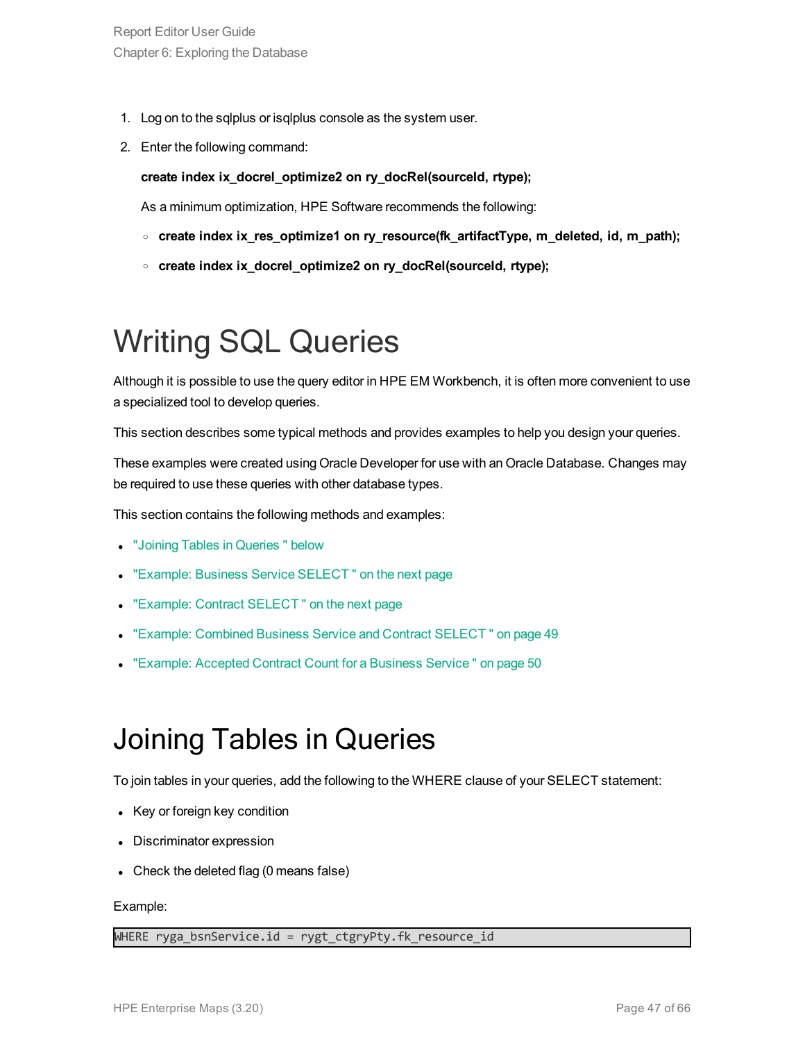1. Log on to the sqlplus or isqlplus console as the system user.
2. Enter the following command:

   **create index ix_docrel_optimize2 on ry_docRel(sourceId, rtype);**

   As a minimum optimization, HPE Software recommends the following:

   - **create index ix_res_optimize1 on ry_resource(fk_artifactType, m_deleted, id, m_path);**
   - **create index ix_docrel_optimize2 on ry_docRel(sourceId, rtype);**

# Writing SQL Queries

Although it is possible to use the query editor in HPE EM Workbench, it is often more convenient to use a specialized tool to develop queries.

This section describes some typical methods and provides examples to help you design your queries.

These examples were created using Oracle Developer for use with an Oracle Database. Changes may be required to use these queries with other database types.

This section contains the following methods and examples:

- "Joining Tables in Queries " below
- "Example: Business Service SELECT " on the next page
- "Example: Contract SELECT " on the next page
- "Example: Combined Business Service and Contract SELECT " on page 49
- "Example: Accepted Contract Count for a Business Service " on page 50

# Joining Tables in Queries

To join tables in your queries, add the following to the WHERE clause of your SELECT statement:

- Key or foreign key condition
- Discriminator expression
- Check the deleted flag (0 means false)

Example:

```
WHERE ryga_bsnService.id = rygt_ctgryPty.fk_resource_id
```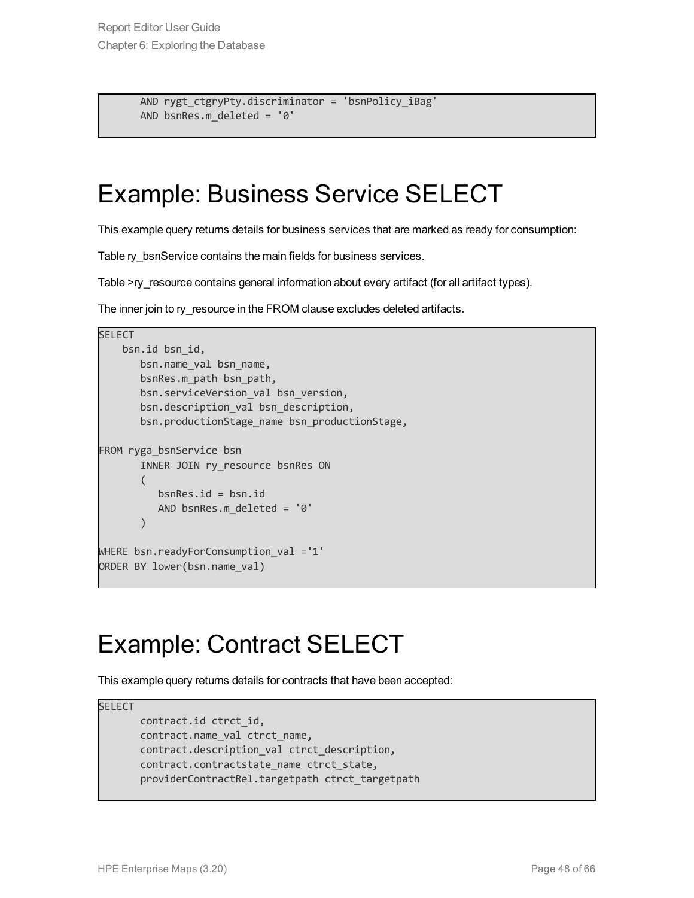```
       AND rygt_ctgryPty.discriminator = 'bsnPolicy_iBag'
       AND bsnRes.m_deleted = '0'
```

# Example: Business Service SELECT

This example query returns details for business services that are marked as ready for consumption:

Table ry_bsnService contains the main fields for business services.

Table >ry_resource contains general information about every artifact (for all artifact types).

The inner join to ry_resource in the FROM clause excludes deleted artifacts.

```
SELECT
    bsn.id bsn_id,
       bsn.name_val bsn_name,
       bsnRes.m_path bsn_path,
       bsn.serviceVersion_val bsn_version,
       bsn.description_val bsn_description,
       bsn.productionStage_name bsn_productionStage,

FROM ryga_bsnService bsn
       INNER JOIN ry_resource bsnRes ON
       (
          bsnRes.id = bsn.id
          AND bsnRes.m_deleted = '0'
       )

WHERE bsn.readyForConsumption_val ='1'
ORDER BY lower(bsn.name_val)
```

# Example: Contract SELECT

This example query returns details for contracts that have been accepted:

```
SELECT
       contract.id ctrct_id,
       contract.name_val ctrct_name,
       contract.description_val ctrct_description,
       contract.contractstate_name ctrct_state,
       providerContractRel.targetpath ctrct_targetpath
```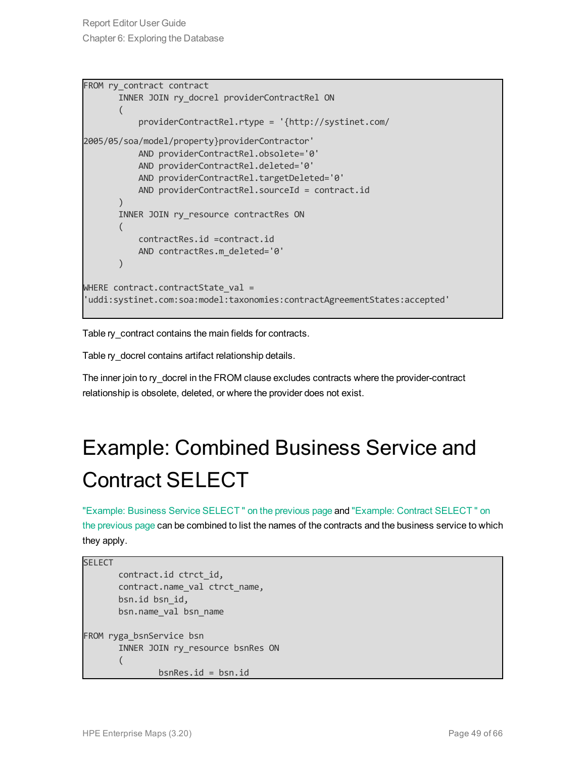```
FROM ry_contract contract
       INNER JOIN ry_docrel providerContractRel ON
       (
           providerContractRel.rtype = '{http://systinet.com/
2005/05/soa/model/property}providerContractor'
           AND providerContractRel.obsolete='0'
           AND providerContractRel.deleted='0'
           AND providerContractRel.targetDeleted='0'
           AND providerContractRel.sourceId = contract.id
       )
       INNER JOIN ry_resource contractRes ON
       (
           contractRes.id =contract.id
           AND contractRes.m_deleted='0'
       )

WHERE contract.contractState_val =
'uddi:systinet.com:soa:model:taxonomies:contractAgreementStates:accepted'
```

Table ry_contract contains the main fields for contracts.

Table ry_docrel contains artifact relationship details.

The inner join to ry_docrel in the FROM clause excludes contracts where the provider-contract relationship is obsolete, deleted, or where the provider does not exist.

# Example: Combined Business Service and Contract SELECT

"Example: Business Service SELECT " on the previous page and "Example: Contract SELECT " on the previous page can be combined to list the names of the contracts and the business service to which they apply.

```
SELECT
       contract.id ctrct_id,
       contract.name_val ctrct_name,
       bsn.id bsn_id,
       bsn.name_val bsn_name

FROM ryga_bsnService bsn
       INNER JOIN ry_resource bsnRes ON
       (
               bsnRes.id = bsn.id
```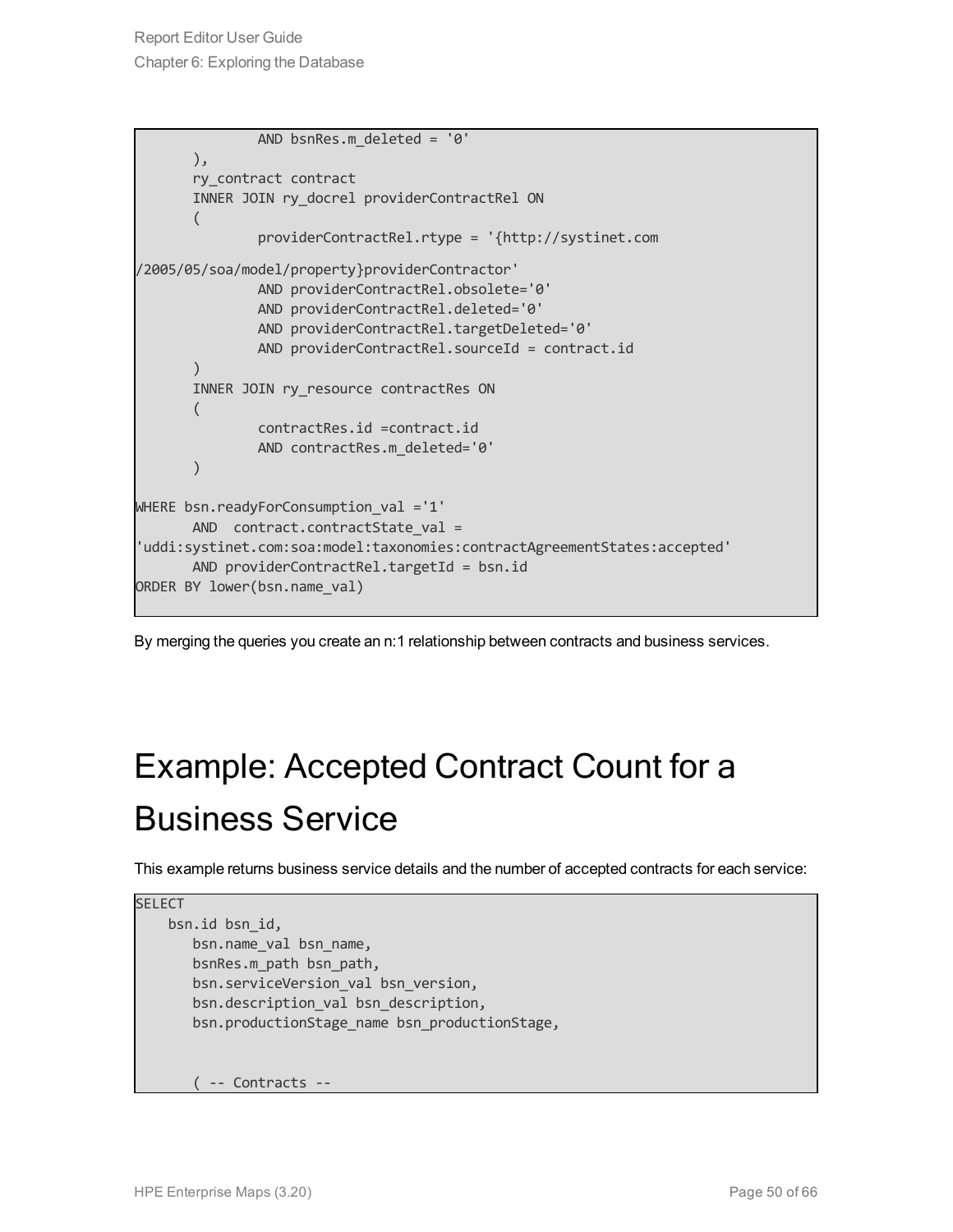```
            AND bsnRes.m_deleted = '0'
      ),
      ry_contract contract
      INNER JOIN ry_docrel providerContractRel ON
      (
            providerContractRel.rtype = '{http://systinet.com
/2005/05/soa/model/property}providerContractor'
            AND providerContractRel.obsolete='0'
            AND providerContractRel.deleted='0'
            AND providerContractRel.targetDeleted='0'
            AND providerContractRel.sourceId = contract.id
      )
      INNER JOIN ry_resource contractRes ON
      (
            contractRes.id =contract.id
            AND contractRes.m_deleted='0'
      )

WHERE bsn.readyForConsumption_val ='1'
      AND  contract.contractState_val =
'uddi:systinet.com:soa:model:taxonomies:contractAgreementStates:accepted'
      AND providerContractRel.targetId = bsn.id
ORDER BY lower(bsn.name_val)
```

By merging the queries you create an n:1 relationship between contracts and business services.

# Example: Accepted Contract Count for a Business Service

This example returns business service details and the number of accepted contracts for each service:

```
SELECT
    bsn.id bsn_id,
      bsn.name_val bsn_name,
      bsnRes.m_path bsn_path,
      bsn.serviceVersion_val bsn_version,
      bsn.description_val bsn_description,
      bsn.productionStage_name bsn_productionStage,


      ( -- Contracts --
```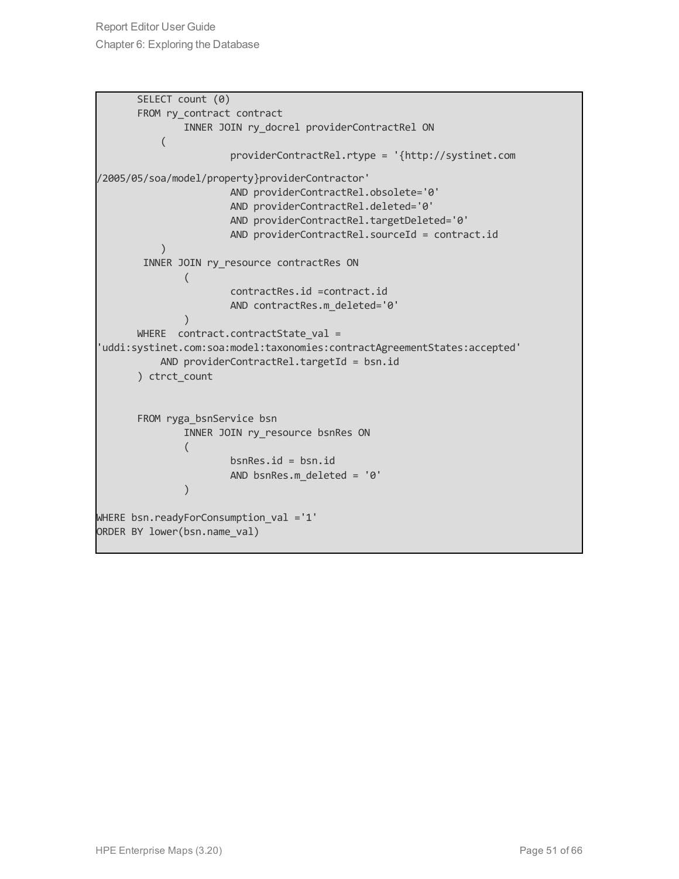```
	SELECT count (0)
	FROM ry_contract contract
		INNER JOIN ry_docrel providerContractRel ON
	    (
			providerContractRel.rtype = '{http://systinet.com
/2005/05/soa/model/property}providerContractor'
			AND providerContractRel.obsolete='0'
			AND providerContractRel.deleted='0'
			AND providerContractRel.targetDeleted='0'
			AND providerContractRel.sourceId = contract.id
	    )
	 INNER JOIN ry_resource contractRes ON
		(
			contractRes.id =contract.id
			AND contractRes.m_deleted='0'
		)
	WHERE  contract.contractState_val =
'uddi:systinet.com:soa:model:taxonomies:contractAgreementStates:accepted'
	    AND providerContractRel.targetId = bsn.id
	) ctrct_count


	FROM ryga_bsnService bsn
		INNER JOIN ry_resource bsnRes ON
		(
			bsnRes.id = bsn.id
			AND bsnRes.m_deleted = '0'
		)

WHERE bsn.readyForConsumption_val ='1'
ORDER BY lower(bsn.name_val)
```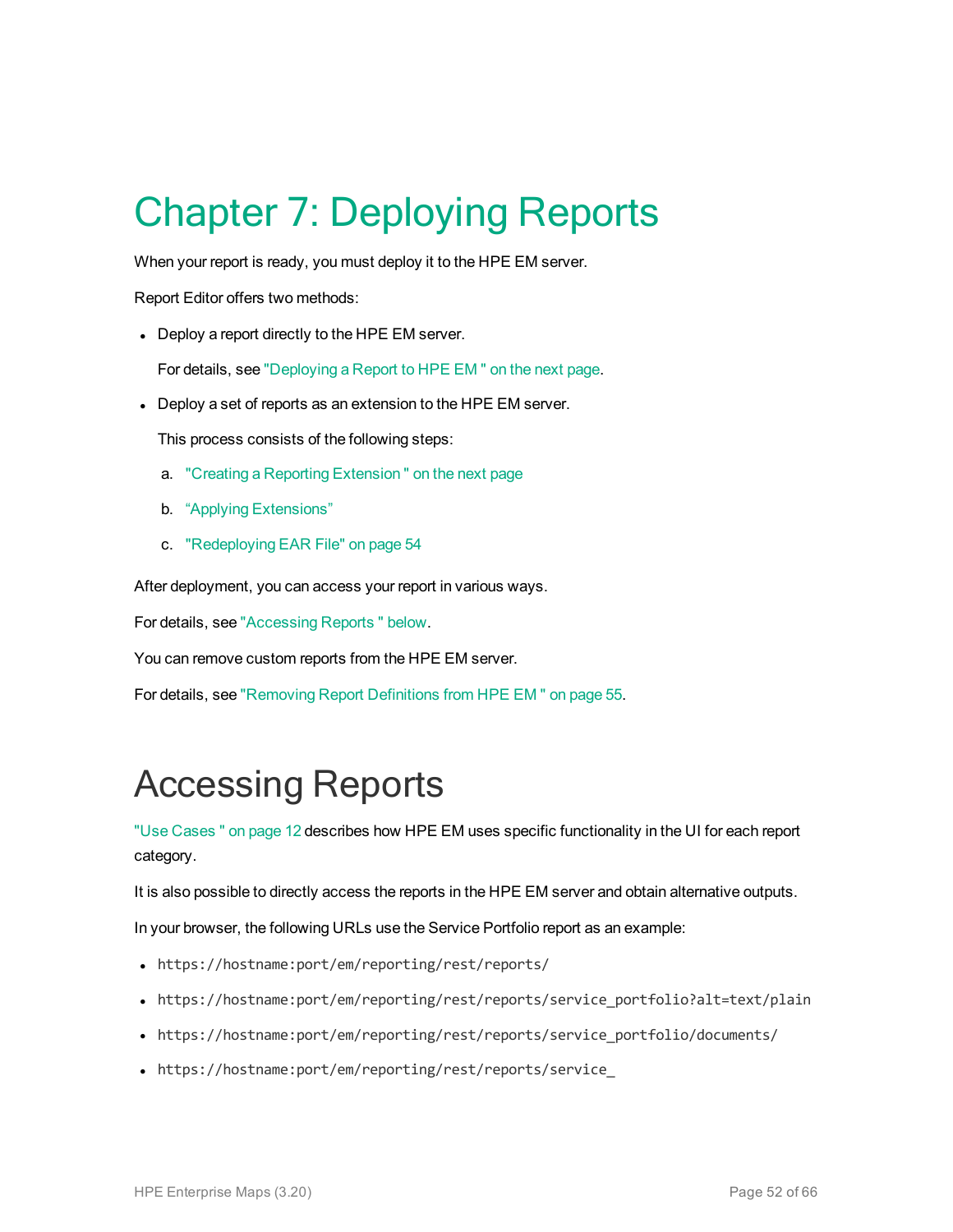# Chapter 7: Deploying Reports

When your report is ready, you must deploy it to the HPE EM server.

Report Editor offers two methods:

- Deploy a report directly to the HPE EM server.

  For details, see "Deploying a Report to HPE EM " on the next page.

- Deploy a set of reports as an extension to the HPE EM server.

  This process consists of the following steps:

  a. "Creating a Reporting Extension " on the next page

  b. “Applying Extensions”

  c. "Redeploying EAR File" on page 54

After deployment, you can access your report in various ways.

For details, see "Accessing Reports " below.

You can remove custom reports from the HPE EM server.

For details, see "Removing Report Definitions from HPE EM " on page 55.

# Accessing Reports

"Use Cases " on page 12 describes how HPE EM uses specific functionality in the UI for each report category.

It is also possible to directly access the reports in the HPE EM server and obtain alternative outputs.

In your browser, the following URLs use the Service Portfolio report as an example:

- `https://hostname:port/em/reporting/rest/reports/`
- `https://hostname:port/em/reporting/rest/reports/service_portfolio?alt=text/plain`
- `https://hostname:port/em/reporting/rest/reports/service_portfolio/documents/`
- `https://hostname:port/em/reporting/rest/reports/service_`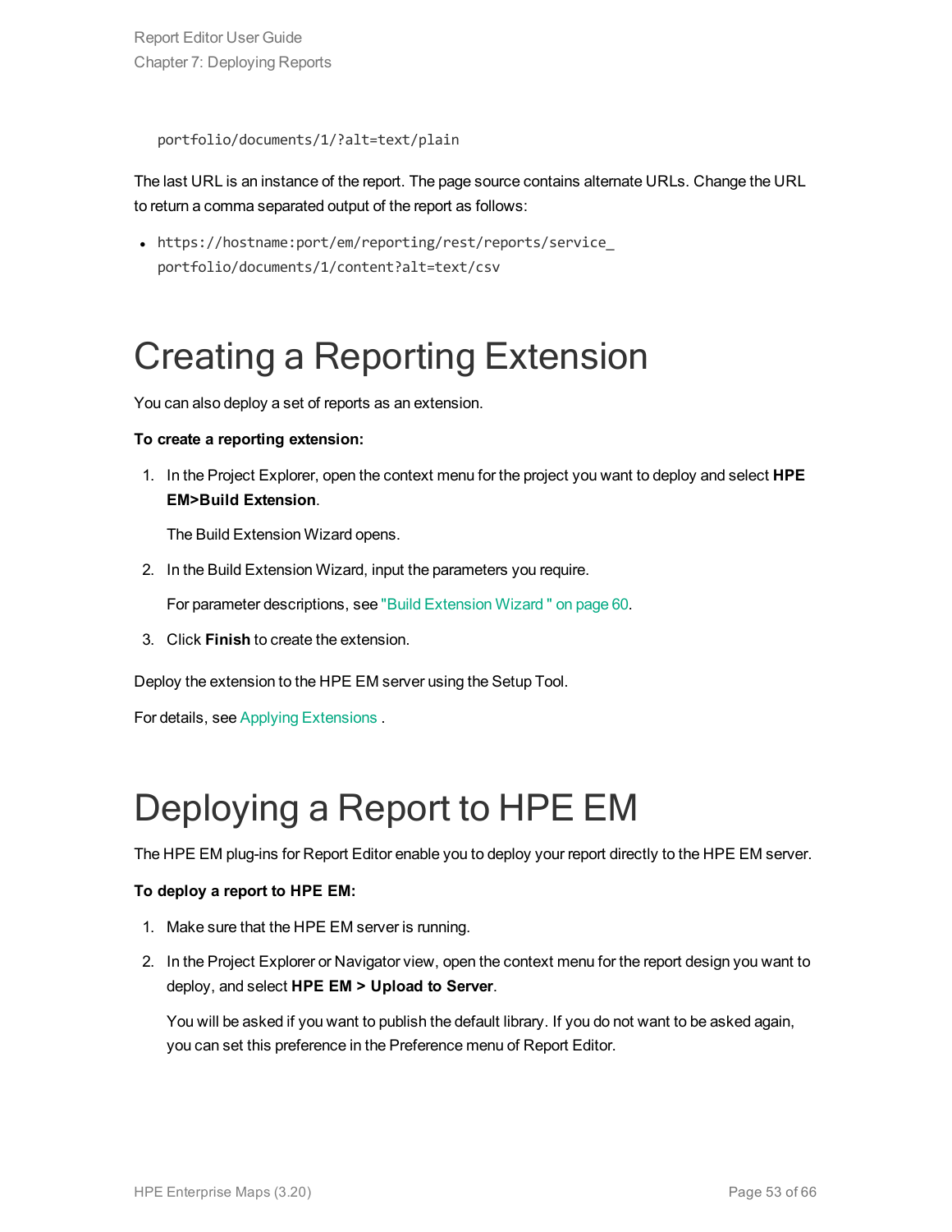portfolio/documents/1/?alt=text/plain

The last URL is an instance of the report. The page source contains alternate URLs. Change the URL to return a comma separated output of the report as follows:

- https://hostname:port/em/reporting/rest/reports/service_portfolio/documents/1/content?alt=text/csv

# Creating a Reporting Extension

You can also deploy a set of reports as an extension.

**To create a reporting extension:**

1. In the Project Explorer, open the context menu for the project you want to deploy and select **HPE EM>Build Extension**.

   The Build Extension Wizard opens.

2. In the Build Extension Wizard, input the parameters you require.

   For parameter descriptions, see "Build Extension Wizard " on page 60.

3. Click **Finish** to create the extension.

Deploy the extension to the HPE EM server using the Setup Tool.

For details, see Applying Extensions .

# Deploying a Report to HPE EM

The HPE EM plug-ins for Report Editor enable you to deploy your report directly to the HPE EM server.

**To deploy a report to HPE EM:**

1. Make sure that the HPE EM server is running.

2. In the Project Explorer or Navigator view, open the context menu for the report design you want to deploy, and select **HPE EM > Upload to Server**.

   You will be asked if you want to publish the default library. If you do not want to be asked again, you can set this preference in the Preference menu of Report Editor.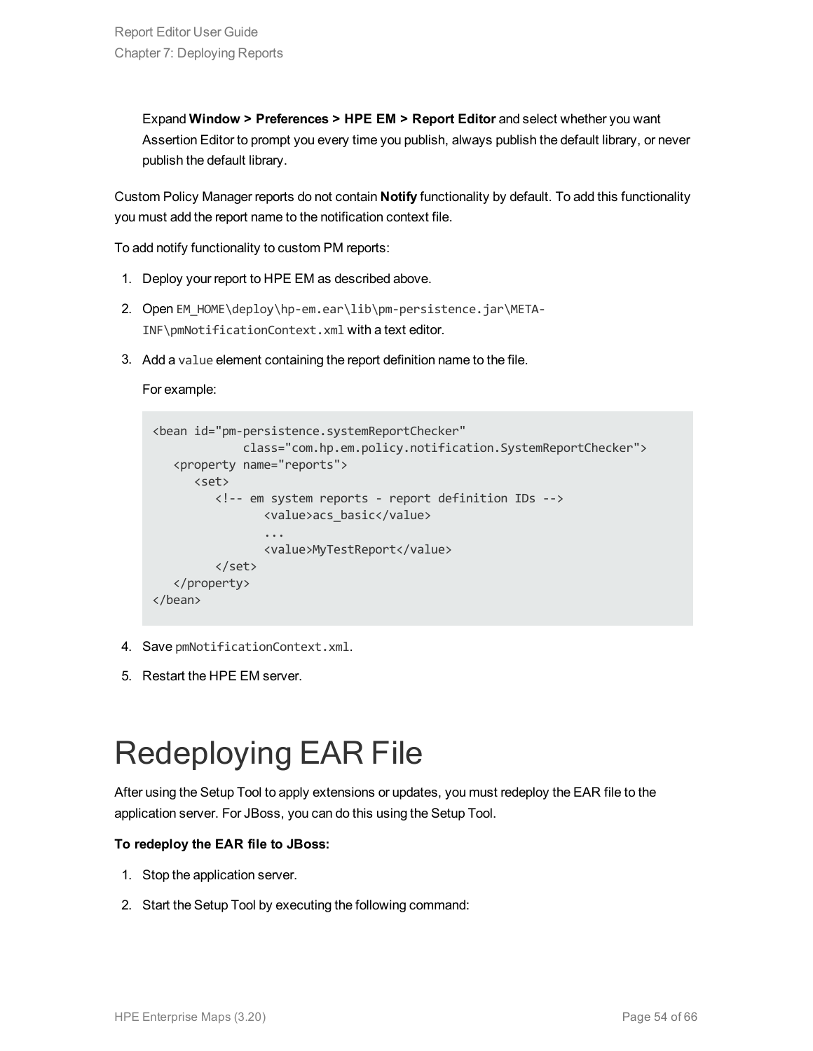Expand **Window > Preferences > HPE EM > Report Editor** and select whether you want Assertion Editor to prompt you every time you publish, always publish the default library, or never publish the default library.

Custom Policy Manager reports do not contain **Notify** functionality by default. To add this functionality you must add the report name to the notification context file.

To add notify functionality to custom PM reports:

1. Deploy your report to HPE EM as described above.
2. Open `EM_HOME\deploy\hp-em.ear\lib\pm-persistence.jar\META-INF\pmNotificationContext.xml` with a text editor.
3. Add a `value` element containing the report definition name to the file.

   For example:

   ```
   <bean id="pm-persistence.systemReportChecker"
               class="com.hp.em.policy.notification.SystemReportChecker">
      <property name="reports">
         <set>
            <!-- em system reports - report definition IDs -->
                   <value>acs_basic</value>
                   ...
                   <value>MyTestReport</value>
            </set>
      </property>
   </bean>
   ```

4. Save `pmNotificationContext.xml`.
5. Restart the HPE EM server.

# Redeploying EAR File

After using the Setup Tool to apply extensions or updates, you must redeploy the EAR file to the application server. For JBoss, you can do this using the Setup Tool.

**To redeploy the EAR file to JBoss:**

1. Stop the application server.
2. Start the Setup Tool by executing the following command: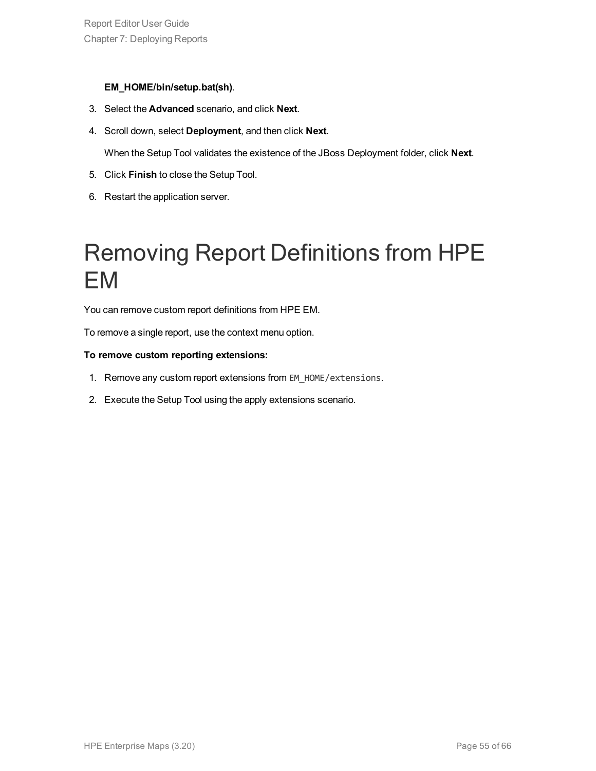**EM_HOME/bin/setup.bat(sh)**.

3. Select the **Advanced** scenario, and click **Next**.
4. Scroll down, select **Deployment**, and then click **Next**.

   When the Setup Tool validates the existence of the JBoss Deployment folder, click **Next**.
5. Click **Finish** to close the Setup Tool.
6. Restart the application server.

# Removing Report Definitions from HPE EM

You can remove custom report definitions from HPE EM.

To remove a single report, use the context menu option.

**To remove custom reporting extensions:**

1. Remove any custom report extensions from `EM_HOME/extensions`.
2. Execute the Setup Tool using the apply extensions scenario.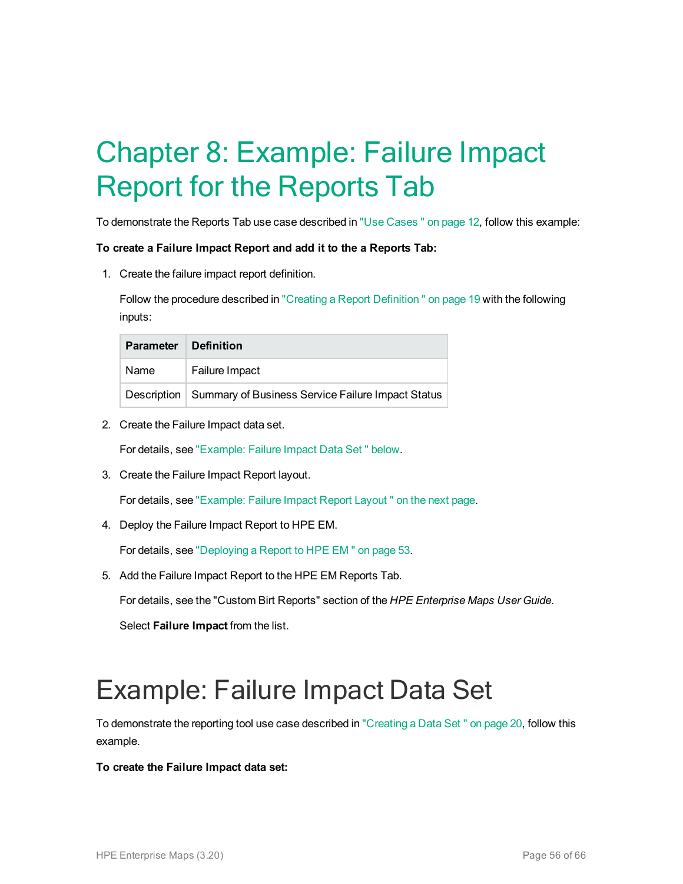# Chapter 8: Example: Failure Impact Report for the Reports Tab

To demonstrate the Reports Tab use case described in "Use Cases " on page 12, follow this example:

**To create a Failure Impact Report and add it to the a Reports Tab:**

1. Create the failure impact report definition.

   Follow the procedure described in "Creating a Report Definition " on page 19 with the following inputs:

   | Parameter | Definition |
   |---|---|
   | Name | Failure Impact |
   | Description | Summary of Business Service Failure Impact Status |

2. Create the Failure Impact data set.

   For details, see "Example: Failure Impact Data Set " below.

3. Create the Failure Impact Report layout.

   For details, see "Example: Failure Impact Report Layout " on the next page.

4. Deploy the Failure Impact Report to HPE EM.

   For details, see "Deploying a Report to HPE EM " on page 53.

5. Add the Failure Impact Report to the HPE EM Reports Tab.

   For details, see the "Custom Birt Reports" section of the *HPE Enterprise Maps User Guide*.

   Select **Failure Impact** from the list.

# Example: Failure Impact Data Set

To demonstrate the reporting tool use case described in "Creating a Data Set " on page 20, follow this example.

**To create the Failure Impact data set:**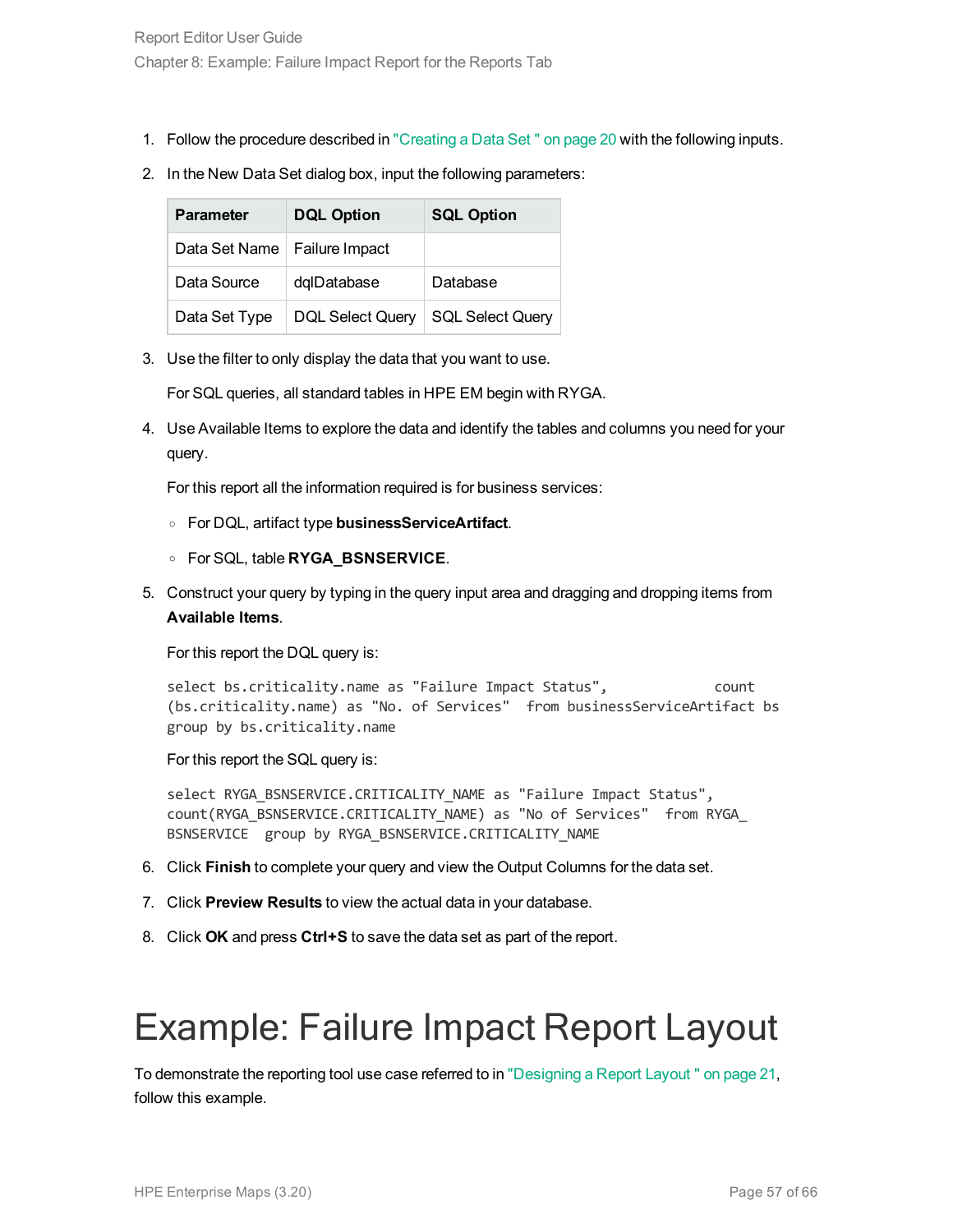1. Follow the procedure described in "Creating a Data Set " on page 20 with the following inputs.
2. In the New Data Set dialog box, input the following parameters:

| Parameter | DQL Option | SQL Option |
| --- | --- | --- |
| Data Set Name | Failure Impact | |
| Data Source | dqlDatabase | Database |
| Data Set Type | DQL Select Query | SQL Select Query |

3. Use the filter to only display the data that you want to use.

   For SQL queries, all standard tables in HPE EM begin with RYGA.

4. Use Available Items to explore the data and identify the tables and columns you need for your query.

   For this report all the information required is for business services:

   - For DQL, artifact type **businessServiceArtifact**.
   - For SQL, table **RYGA_BSNSERVICE**.

5. Construct your query by typing in the query input area and dragging and dropping items from **Available Items**.

   For this report the DQL query is:

   ```
   select bs.criticality.name as "Failure Impact Status",             count
   (bs.criticality.name) as "No. of Services"  from businessServiceArtifact bs
   group by bs.criticality.name
   ```

   For this report the SQL query is:

   ```
   select RYGA_BSNSERVICE.CRITICALITY_NAME as "Failure Impact Status",
   count(RYGA_BSNSERVICE.CRITICALITY_NAME) as "No of Services"  from RYGA_
   BSNSERVICE  group by RYGA_BSNSERVICE.CRITICALITY_NAME
   ```

6. Click **Finish** to complete your query and view the Output Columns for the data set.
7. Click **Preview Results** to view the actual data in your database.
8. Click **OK** and press **Ctrl+S** to save the data set as part of the report.

# Example: Failure Impact Report Layout

To demonstrate the reporting tool use case referred to in "Designing a Report Layout " on page 21, follow this example.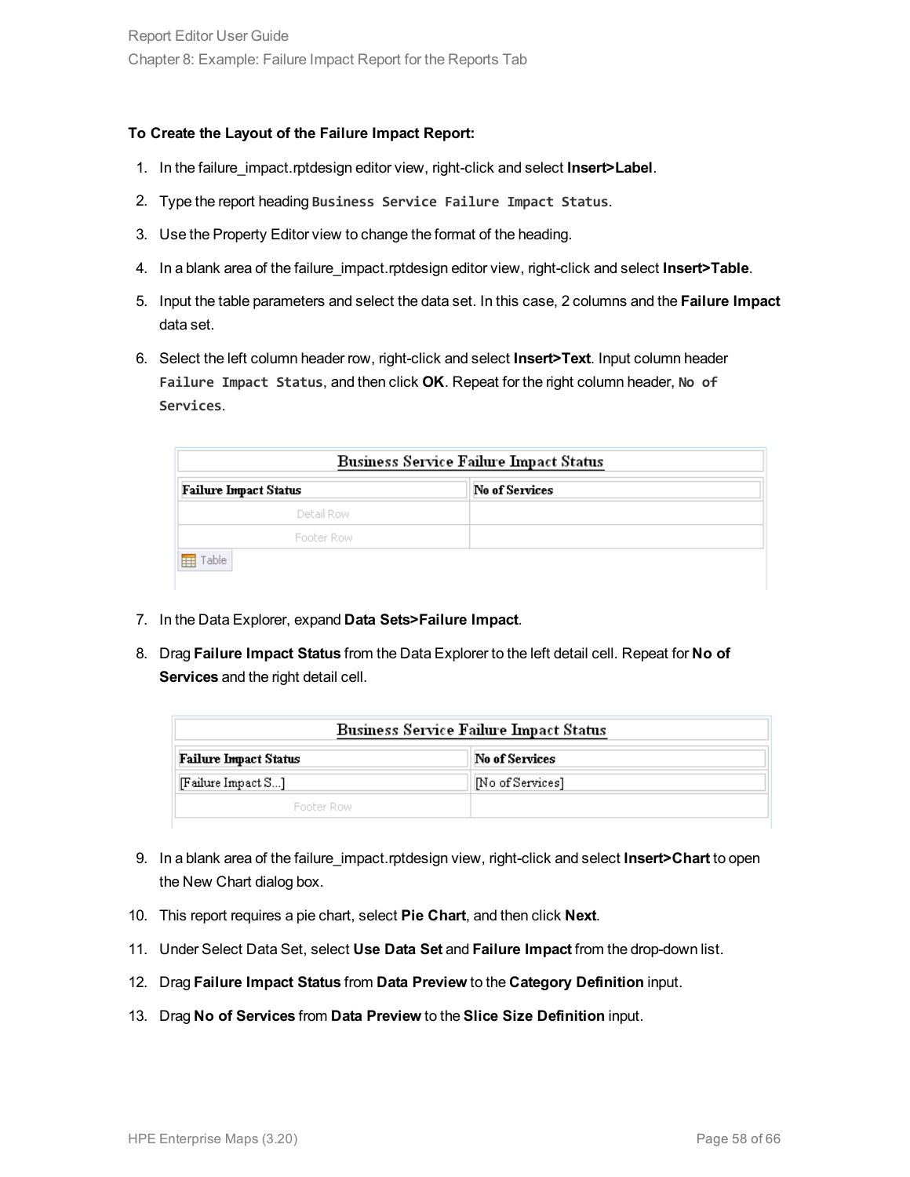**To Create the Layout of the Failure Impact Report:**

1. In the failure_impact.rptdesign editor view, right-click and select **Insert>Label**.
2. Type the report heading `Business Service Failure Impact Status`.
3. Use the Property Editor view to change the format of the heading.
4. In a blank area of the failure_impact.rptdesign editor view, right-click and select **Insert>Table**.
5. Input the table parameters and select the data set. In this case, 2 columns and the **Failure Impact** data set.
6. Select the left column header row, right-click and select **Insert>Text**. Input column header `Failure Impact Status`, and then click **OK**. Repeat for the right column header, `No of Services`.

| Business Service Failure Impact Status | |
|---|---|
| **Failure Impact Status** | **No of Services** |
| Detail Row | |
| Footer Row | |

Table

7. In the Data Explorer, expand **Data Sets>Failure Impact**.
8. Drag **Failure Impact Status** from the Data Explorer to the left detail cell. Repeat for **No of Services** and the right detail cell.

| Business Service Failure Impact Status | |
|---|---|
| **Failure Impact Status** | **No of Services** |
| [Failure Impact S...] | [No of Services] |
| Footer Row | |

9. In a blank area of the failure_impact.rptdesign view, right-click and select **Insert>Chart** to open the New Chart dialog box.
10. This report requires a pie chart, select **Pie Chart**, and then click **Next**.
11. Under Select Data Set, select **Use Data Set** and **Failure Impact** from the drop-down list.
12. Drag **Failure Impact Status** from **Data Preview** to the **Category Definition** input.
13. Drag **No of Services** from **Data Preview** to the **Slice Size Definition** input.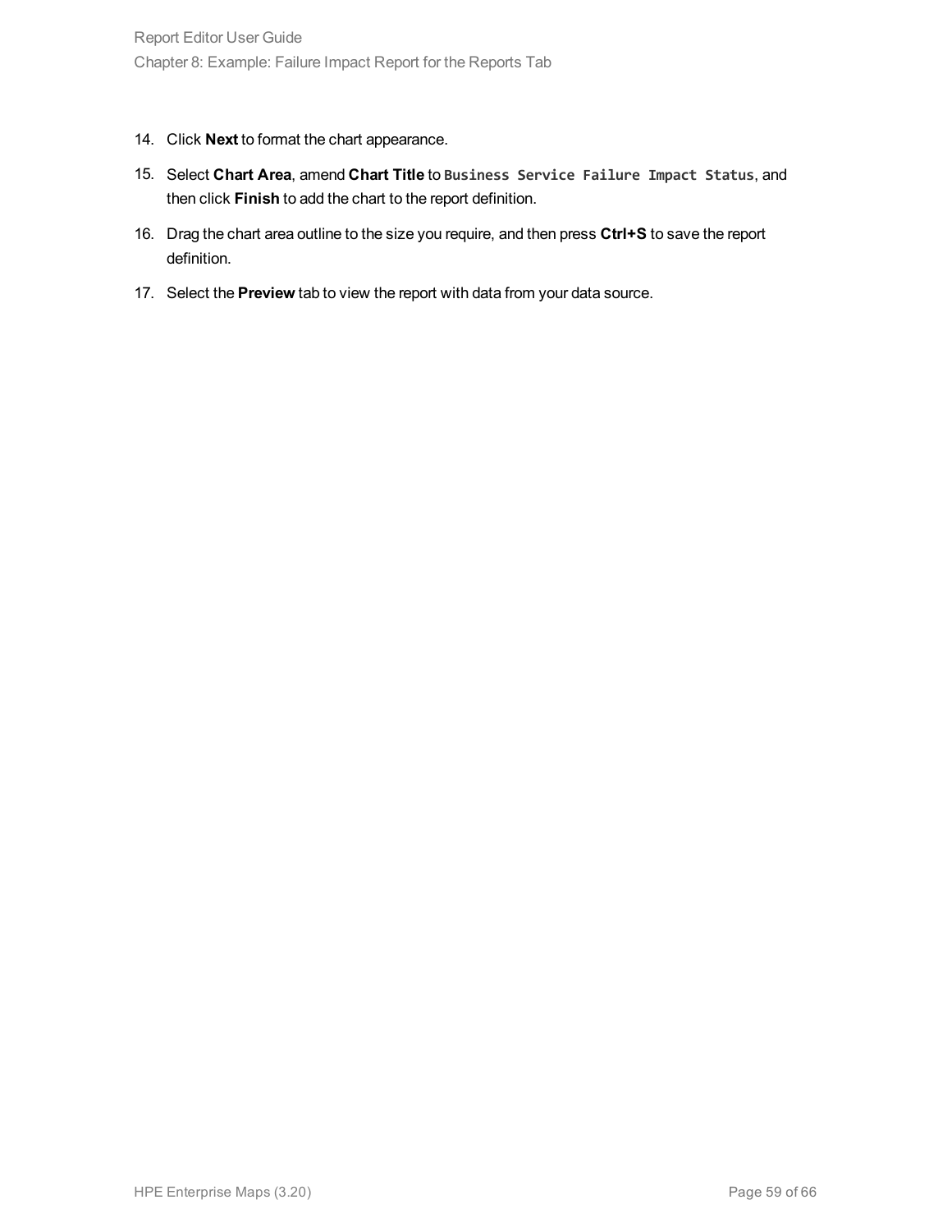14. Click **Next** to format the chart appearance.
15. Select **Chart Area**, amend **Chart Title** to `Business Service Failure Impact Status`, and then click **Finish** to add the chart to the report definition.
16. Drag the chart area outline to the size you require, and then press **Ctrl+S** to save the report definition.
17. Select the **Preview** tab to view the report with data from your data source.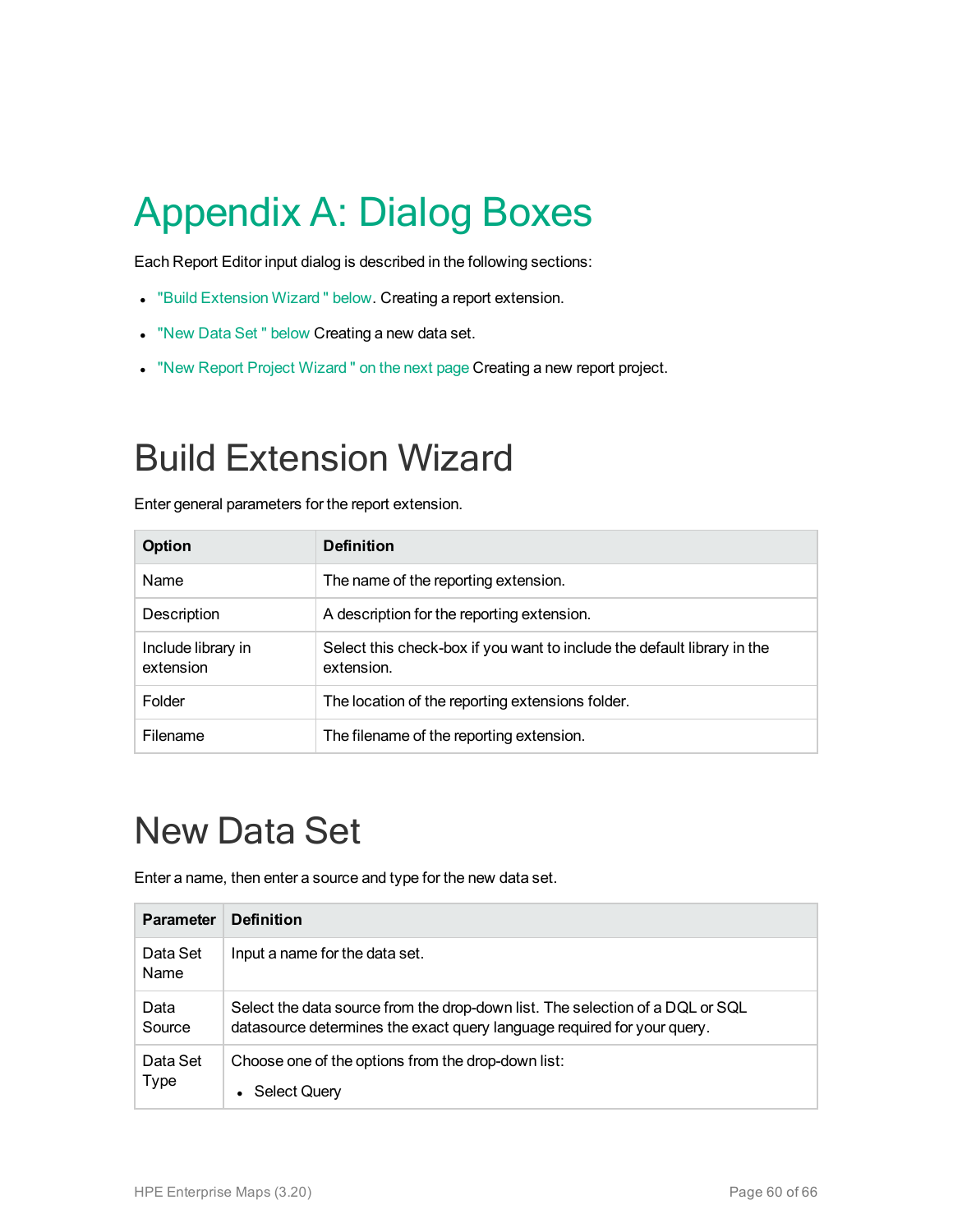# Appendix A: Dialog Boxes

Each Report Editor input dialog is described in the following sections:

- "Build Extension Wizard " below. Creating a report extension.
- "New Data Set " below Creating a new data set.
- "New Report Project Wizard " on the next page Creating a new report project.

## Build Extension Wizard

Enter general parameters for the report extension.

| Option | Definition |
| --- | --- |
| Name | The name of the reporting extension. |
| Description | A description for the reporting extension. |
| Include library in extension | Select this check-box if you want to include the default library in the extension. |
| Folder | The location of the reporting extensions folder. |
| Filename | The filename of the reporting extension. |

## New Data Set

Enter a name, then enter a source and type for the new data set.

| Parameter | Definition |
| --- | --- |
| Data Set Name | Input a name for the data set. |
| Data Source | Select the data source from the drop-down list. The selection of a DQL or SQL datasource determines the exact query language required for your query. |
| Data Set Type | Choose one of the options from the drop-down list:<br>• Select Query |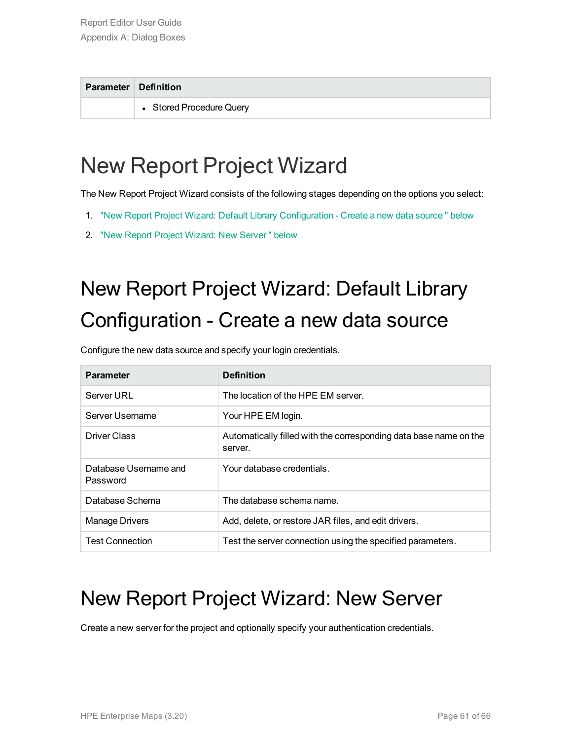| Parameter | Definition |
|---|---|
| | • Stored Procedure Query |

# New Report Project Wizard

The New Report Project Wizard consists of the following stages depending on the options you select:

1. "New Report Project Wizard: Default Library Configuration - Create a new data source " below
2. "New Report Project Wizard: New Server " below

# New Report Project Wizard: Default Library Configuration - Create a new data source

Configure the new data source and specify your login credentials.

| Parameter | Definition |
|---|---|
| Server URL | The location of the HPE EM server. |
| Server Username | Your HPE EM login. |
| Driver Class | Automatically filled with the corresponding data base name on the server. |
| Database Username and Password | Your database credentials. |
| Database Schema | The database schema name. |
| Manage Drivers | Add, delete, or restore JAR files, and edit drivers. |
| Test Connection | Test the server connection using the specified parameters. |

# New Report Project Wizard: New Server

Create a new server for the project and optionally specify your authentication credentials.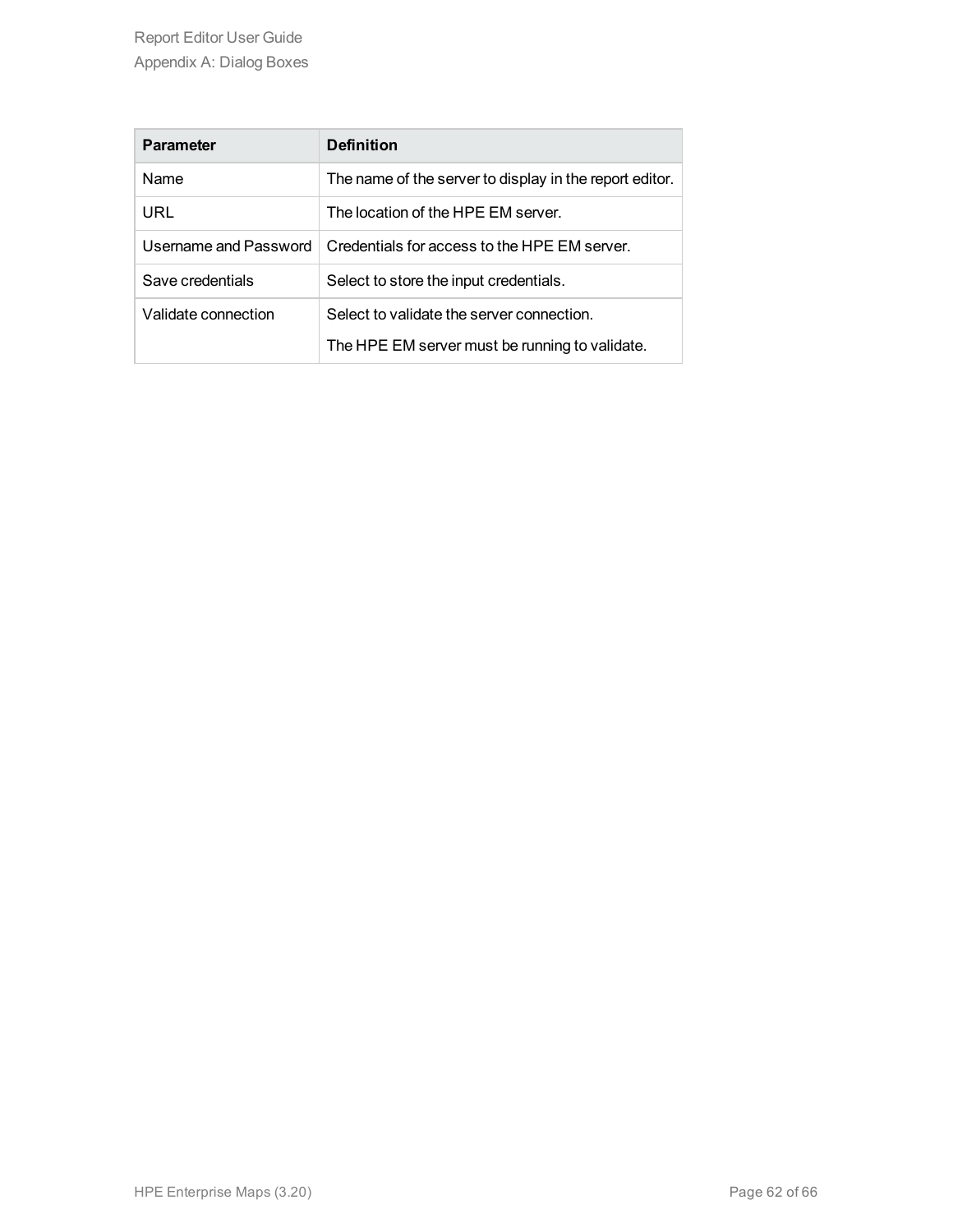| Parameter | Definition |
| --- | --- |
| Name | The name of the server to display in the report editor. |
| URL | The location of the HPE EM server. |
| Username and Password | Credentials for access to the HPE EM server. |
| Save credentials | Select to store the input credentials. |
| Validate connection | Select to validate the server connection.<br><br>The HPE EM server must be running to validate. |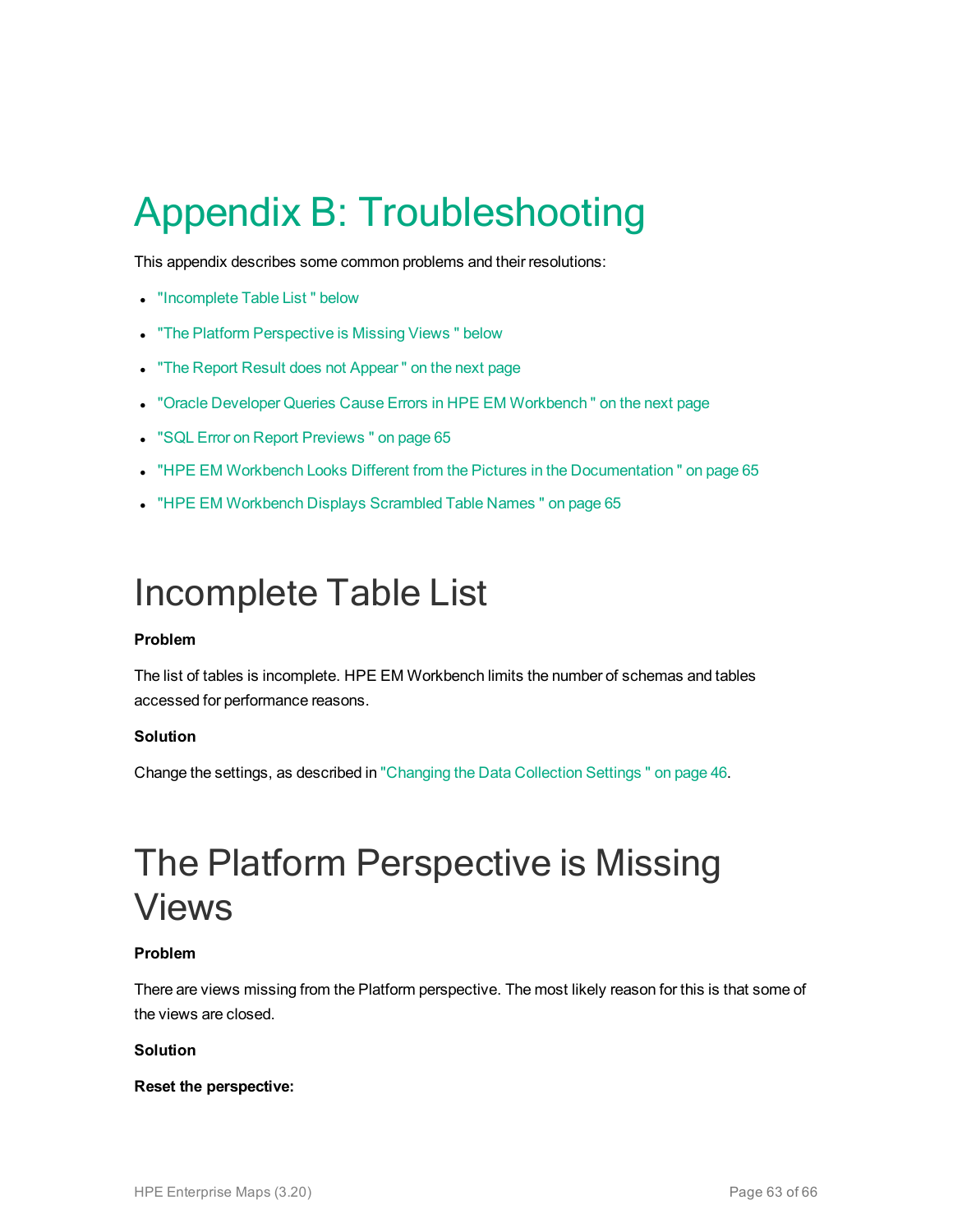# Appendix B: Troubleshooting

This appendix describes some common problems and their resolutions:

- "Incomplete Table List " below
- "The Platform Perspective is Missing Views " below
- "The Report Result does not Appear " on the next page
- "Oracle Developer Queries Cause Errors in HPE EM Workbench " on the next page
- "SQL Error on Report Previews " on page 65
- "HPE EM Workbench Looks Different from the Pictures in the Documentation " on page 65
- "HPE EM Workbench Displays Scrambled Table Names " on page 65

## Incomplete Table List

**Problem**

The list of tables is incomplete. HPE EM Workbench limits the number of schemas and tables accessed for performance reasons.

**Solution**

Change the settings, as described in "Changing the Data Collection Settings " on page 46.

## The Platform Perspective is Missing Views

**Problem**

There are views missing from the Platform perspective. The most likely reason for this is that some of the views are closed.

**Solution**

**Reset the perspective:**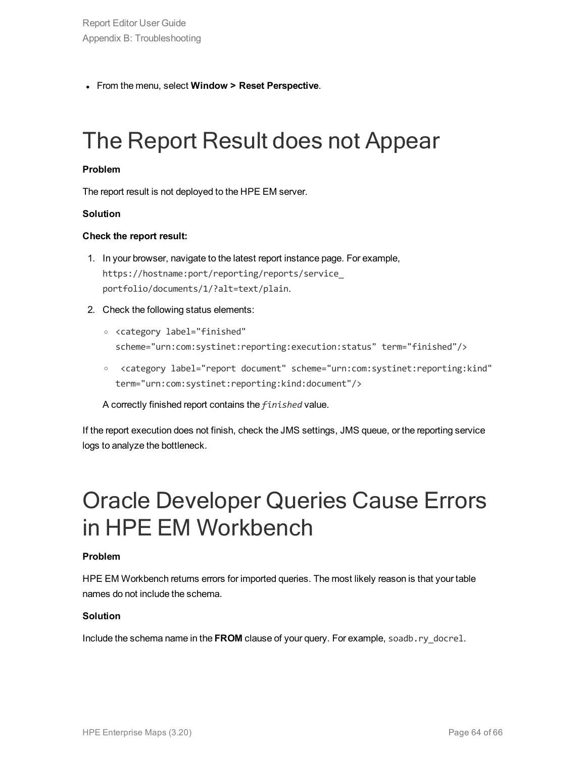- From the menu, select **Window > Reset Perspective**.

# The Report Result does not Appear

**Problem**

The report result is not deployed to the HPE EM server.

**Solution**

**Check the report result:**

1. In your browser, navigate to the latest report instance page. For example, `https://hostname:port/reporting/reports/service_portfolio/documents/1/?alt=text/plain`.
2. Check the following status elements:
   - `<category label="finished" scheme="urn:com:systinet:reporting:execution:status" term="finished"/>`
   - `<category label="report document" scheme="urn:com:systinet:reporting:kind" term="urn:com:systinet:reporting:kind:document"/>`

   A correctly finished report contains the *finished* value.

If the report execution does not finish, check the JMS settings, JMS queue, or the reporting service logs to analyze the bottleneck.

# Oracle Developer Queries Cause Errors in HPE EM Workbench

**Problem**

HPE EM Workbench returns errors for imported queries. The most likely reason is that your table names do not include the schema.

**Solution**

Include the schema name in the **FROM** clause of your query. For example, `soadb.ry_docrel`.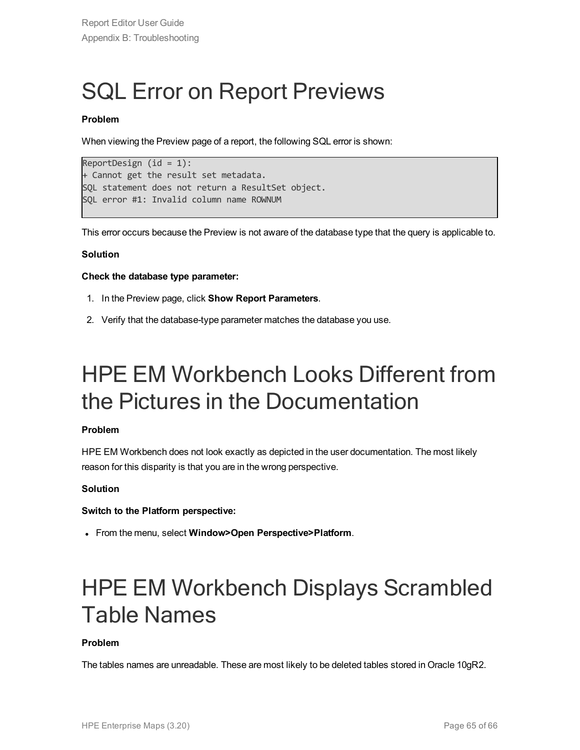# SQL Error on Report Previews

**Problem**

When viewing the Preview page of a report, the following SQL error is shown:

```
ReportDesign (id = 1):
+ Cannot get the result set metadata.
SQL statement does not return a ResultSet object.
SQL error #1: Invalid column name ROWNUM
```

This error occurs because the Preview is not aware of the database type that the query is applicable to.

**Solution**

**Check the database type parameter:**

1. In the Preview page, click **Show Report Parameters**.
2. Verify that the database-type parameter matches the database you use.

# HPE EM Workbench Looks Different from the Pictures in the Documentation

**Problem**

HPE EM Workbench does not look exactly as depicted in the user documentation. The most likely reason for this disparity is that you are in the wrong perspective.

**Solution**

**Switch to the Platform perspective:**

- From the menu, select **Window>Open Perspective>Platform**.

# HPE EM Workbench Displays Scrambled Table Names

**Problem**

The tables names are unreadable. These are most likely to be deleted tables stored in Oracle 10gR2.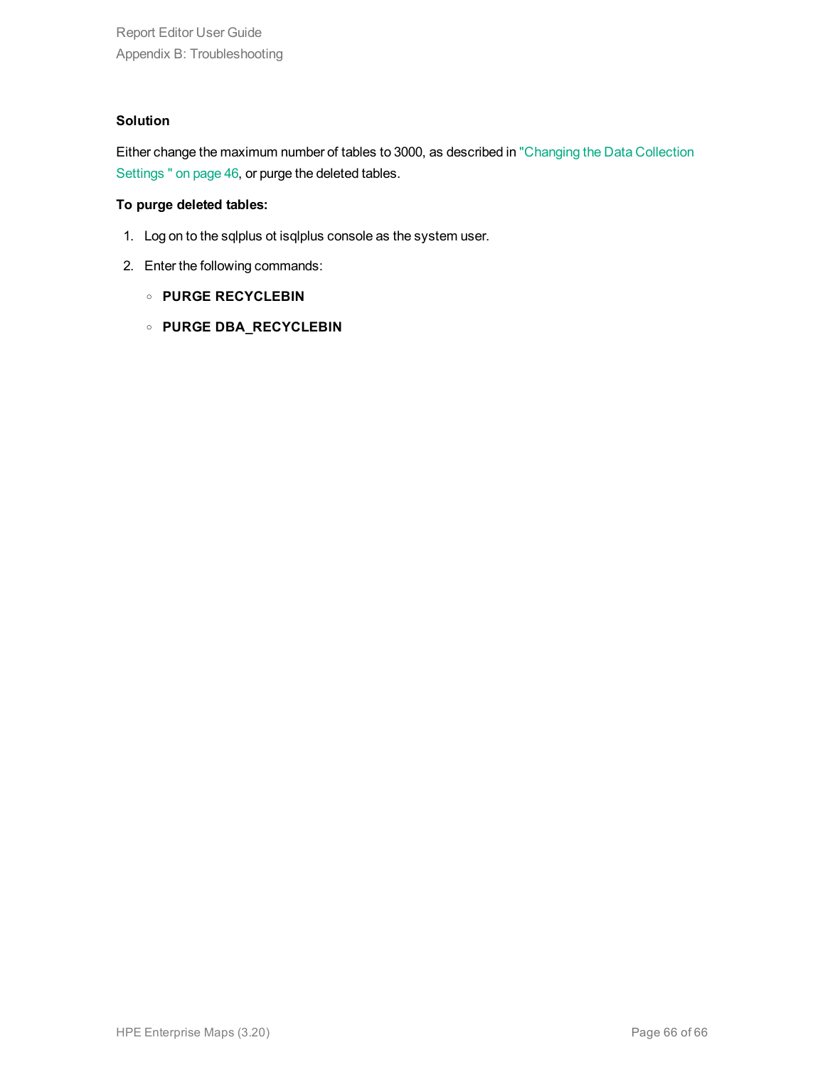**Solution**

Either change the maximum number of tables to 3000, as described in "Changing the Data Collection Settings " on page 46, or purge the deleted tables.

**To purge deleted tables:**

1. Log on to the sqlplus ot isqlplus console as the system user.
2. Enter the following commands:
   - **PURGE RECYCLEBIN**
   - **PURGE DBA_RECYCLEBIN**